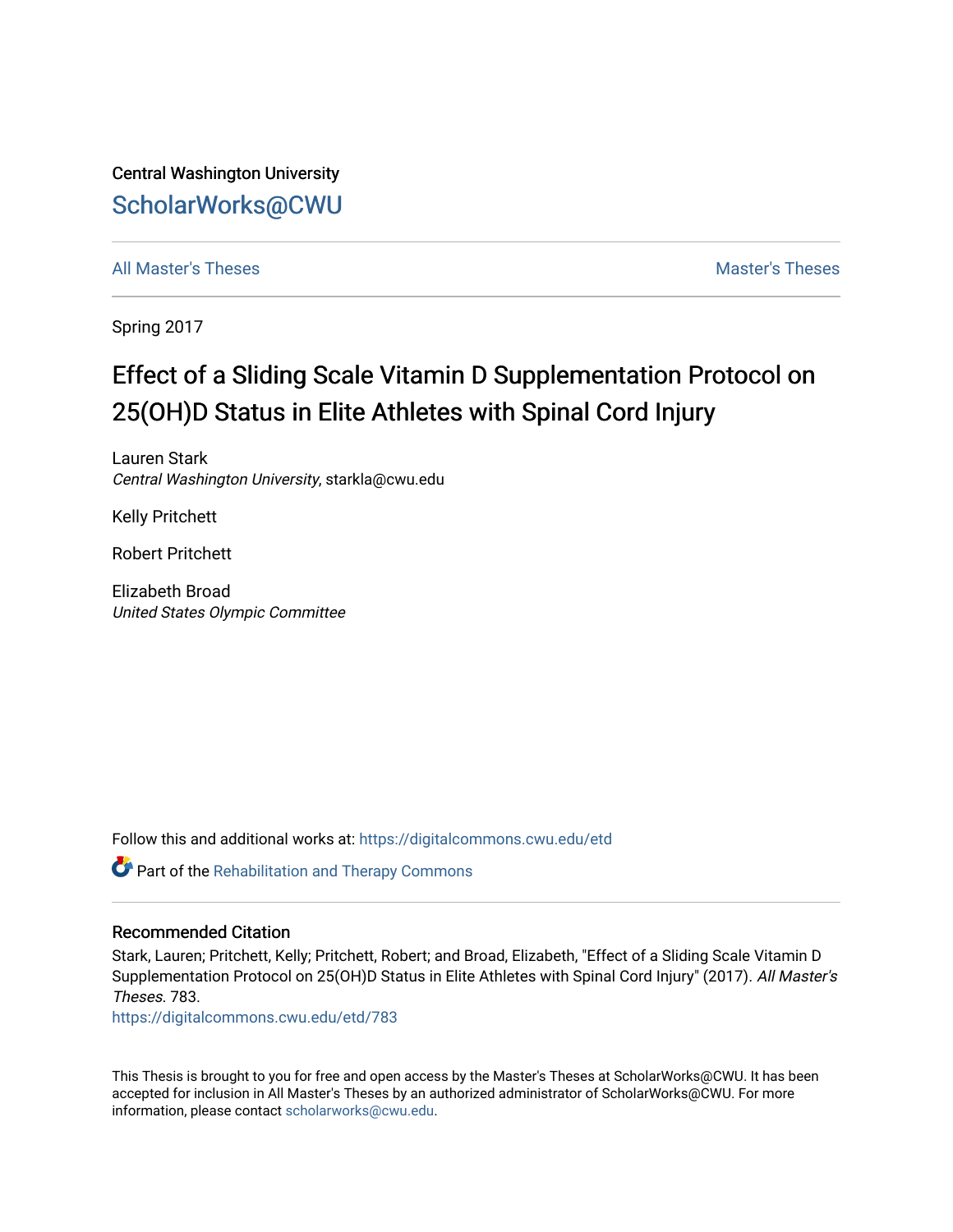Central Washington University

## ScholarWorks@CWU

All Master's Theses | Master's Theses

Spring 2017

# Effect of a Sliding Scale Vitamin D Supplementation Protocol on 25(OH)D Status in Elite Athletes with Spinal Cord Injury

Lauren Stark
*Central Washington University*, starkla@cwu.edu

Kelly Pritchett

Robert Pritchett

Elizabeth Broad
*United States Olympic Committee*

Follow this and additional works at: https://digitalcommons.cwu.edu/etd

Part of the Rehabilitation and Therapy Commons

### Recommended Citation

Stark, Lauren; Pritchett, Kelly; Pritchett, Robert; and Broad, Elizabeth, "Effect of a Sliding Scale Vitamin D Supplementation Protocol on 25(OH)D Status in Elite Athletes with Spinal Cord Injury" (2017). *All Master's Theses*. 783.
https://digitalcommons.cwu.edu/etd/783

This Thesis is brought to you for free and open access by the Master's Theses at ScholarWorks@CWU. It has been accepted for inclusion in All Master's Theses by an authorized administrator of ScholarWorks@CWU. For more information, please contact scholarworks@cwu.edu.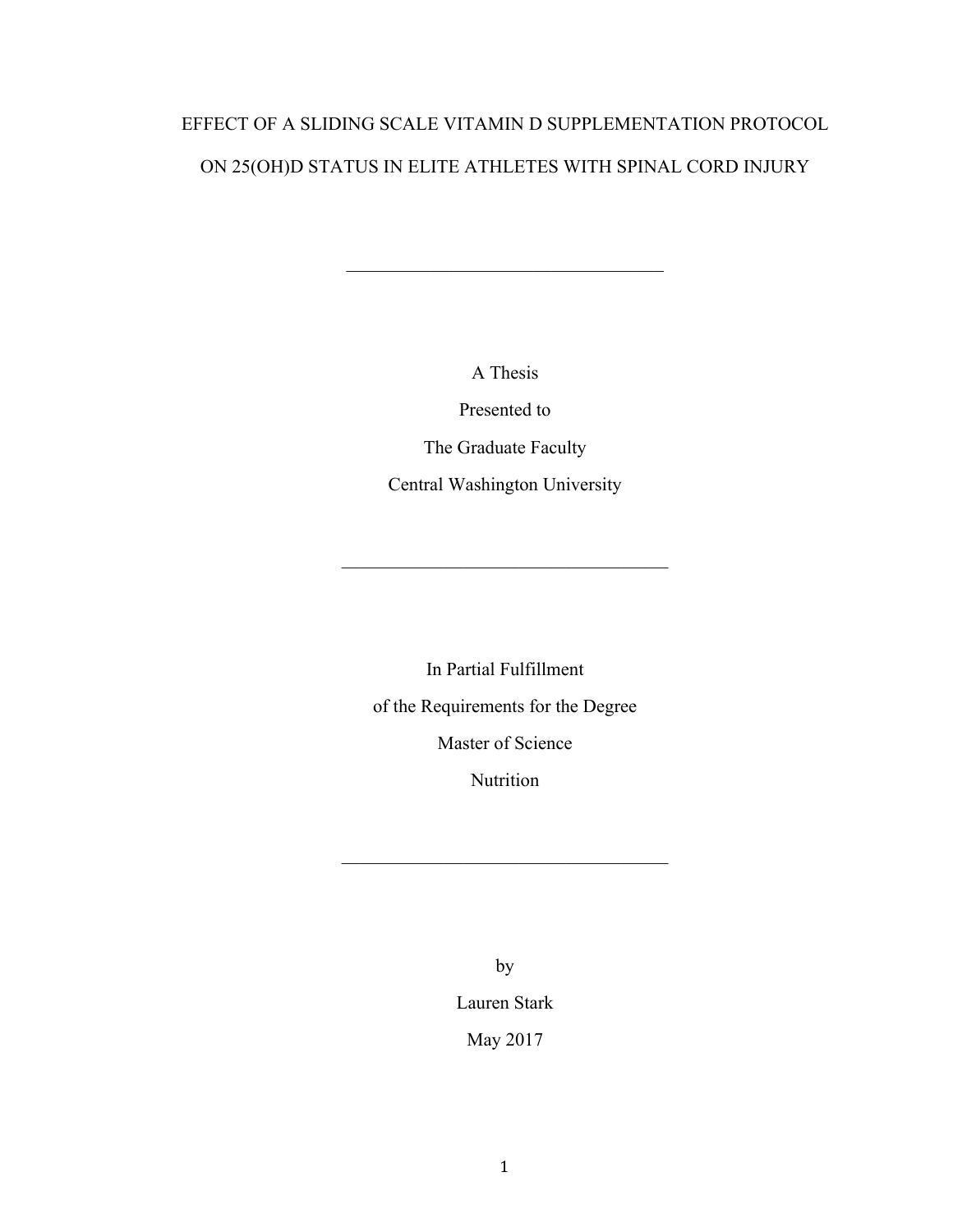# EFFECT OF A SLIDING SCALE VITAMIN D SUPPLEMENTATION PROTOCOL ON 25(OH)D STATUS IN ELITE ATHLETES WITH SPINAL CORD INJURY

---

A Thesis

Presented to

The Graduate Faculty

Central Washington University

---

In Partial Fulfillment

of the Requirements for the Degree

Master of Science

Nutrition

---

by

Lauren Stark

May 2017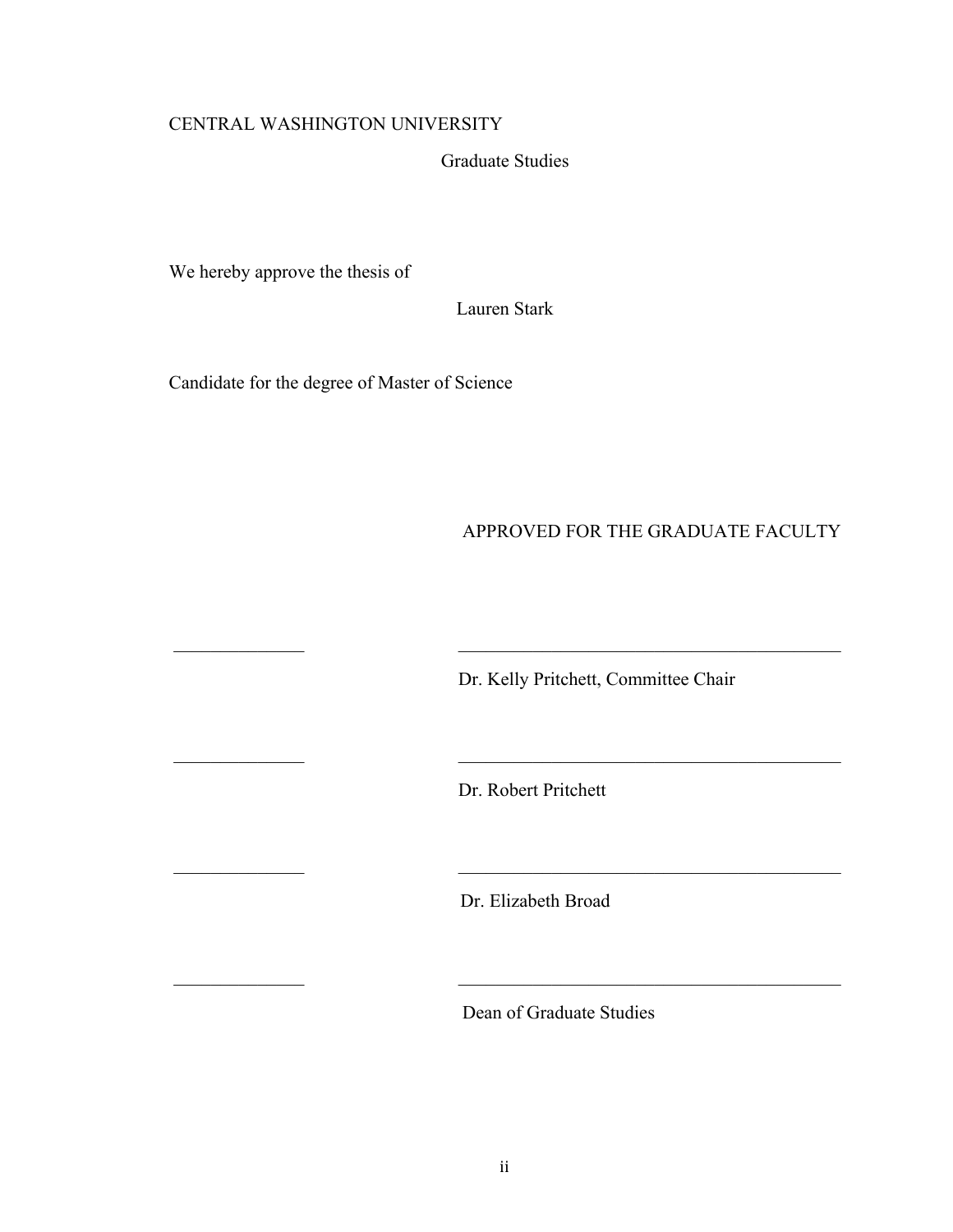CENTRAL WASHINGTON UNIVERSITY

Graduate Studies

We hereby approve the thesis of

Lauren Stark

Candidate for the degree of Master of Science

APPROVED FOR THE GRADUATE FACULTY

______________ ____________________________________

Dr. Kelly Pritchett, Committee Chair

______________ ____________________________________

Dr. Robert Pritchett

______________ ____________________________________

Dr. Elizabeth Broad

______________ ____________________________________

Dean of Graduate Studies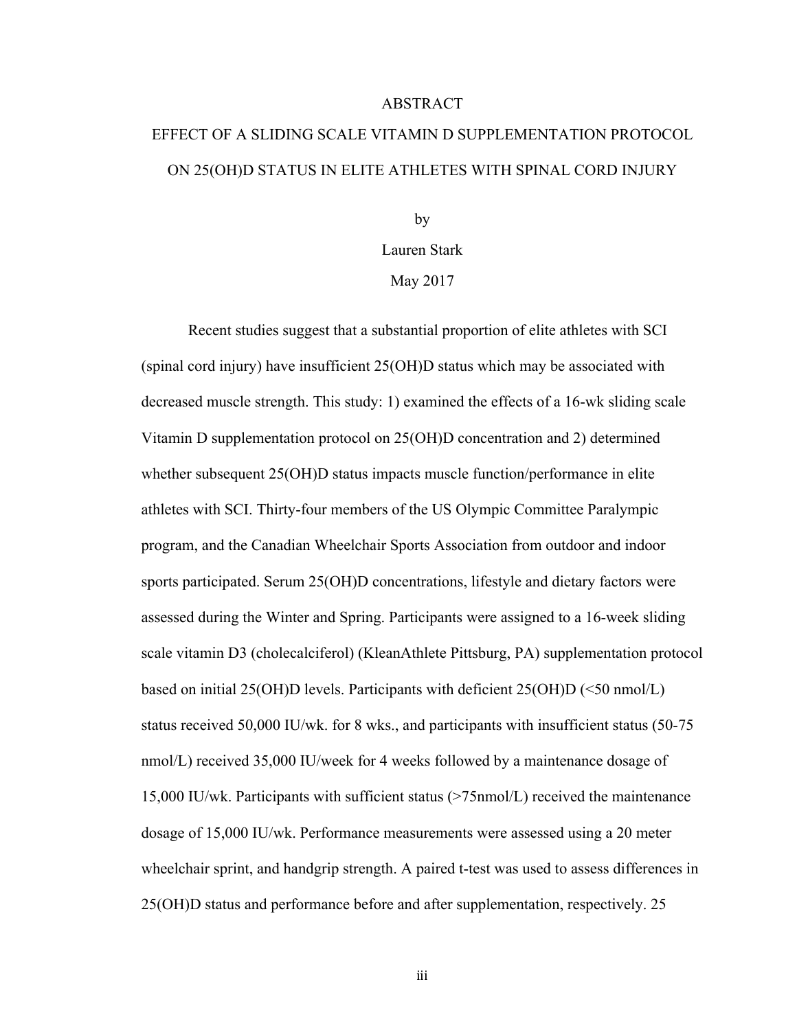# ABSTRACT

## EFFECT OF A SLIDING SCALE VITAMIN D SUPPLEMENTATION PROTOCOL ON 25(OH)D STATUS IN ELITE ATHLETES WITH SPINAL CORD INJURY

by

Lauren Stark

May 2017

Recent studies suggest that a substantial proportion of elite athletes with SCI (spinal cord injury) have insufficient 25(OH)D status which may be associated with decreased muscle strength. This study: 1) examined the effects of a 16-wk sliding scale Vitamin D supplementation protocol on 25(OH)D concentration and 2) determined whether subsequent 25(OH)D status impacts muscle function/performance in elite athletes with SCI. Thirty-four members of the US Olympic Committee Paralympic program, and the Canadian Wheelchair Sports Association from outdoor and indoor sports participated. Serum 25(OH)D concentrations, lifestyle and dietary factors were assessed during the Winter and Spring. Participants were assigned to a 16-week sliding scale vitamin D3 (cholecalciferol) (KleanAthlete Pittsburg, PA) supplementation protocol based on initial 25(OH)D levels. Participants with deficient 25(OH)D (<50 nmol/L) status received 50,000 IU/wk. for 8 wks., and participants with insufficient status (50-75 nmol/L) received 35,000 IU/week for 4 weeks followed by a maintenance dosage of 15,000 IU/wk. Participants with sufficient status (>75nmol/L) received the maintenance dosage of 15,000 IU/wk. Performance measurements were assessed using a 20 meter wheelchair sprint, and handgrip strength. A paired t-test was used to assess differences in 25(OH)D status and performance before and after supplementation, respectively. 25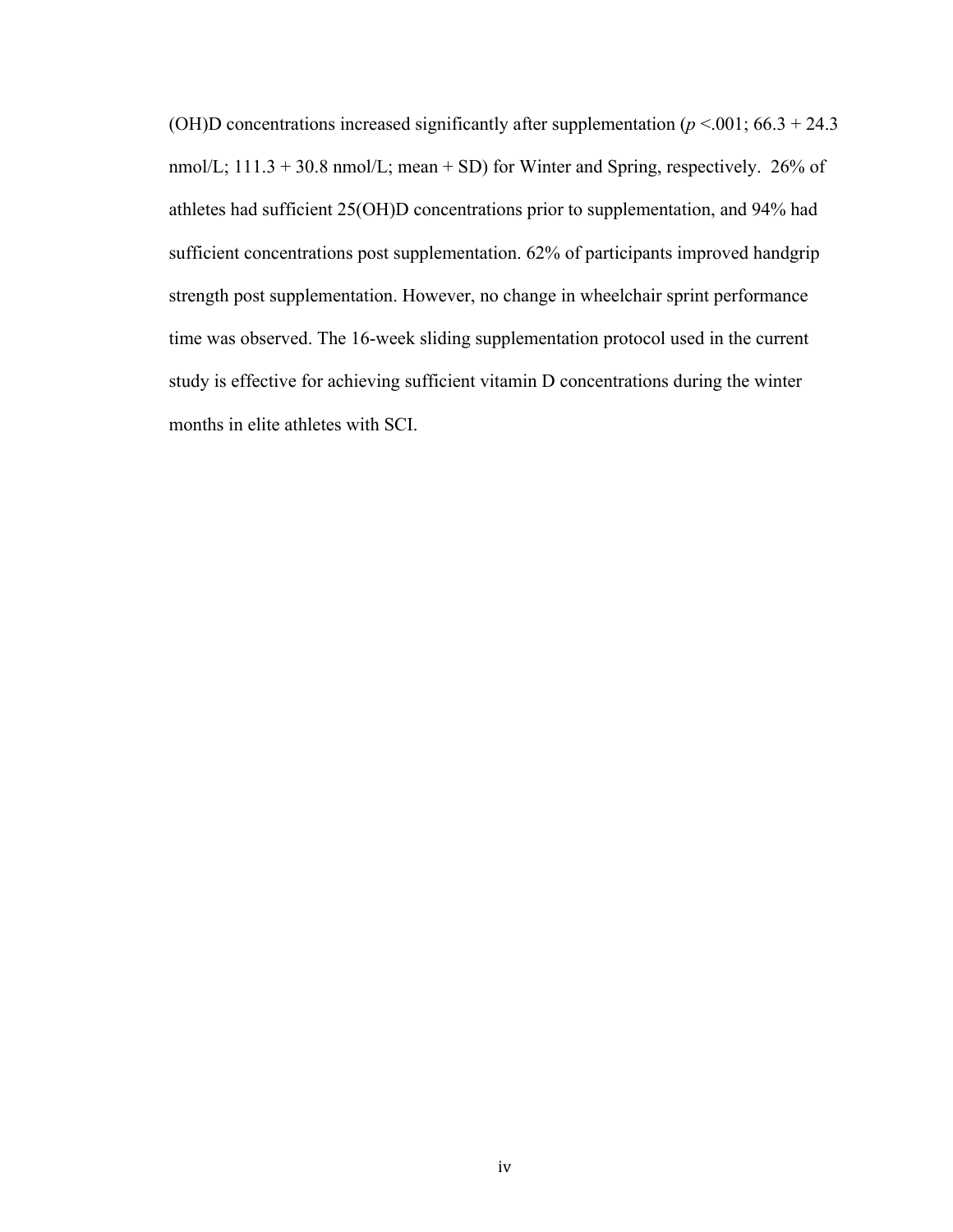(OH)D concentrations increased significantly after supplementation ($p$ <.001; 66.3 + 24.3 nmol/L; 111.3 + 30.8 nmol/L; mean + SD) for Winter and Spring, respectively. 26% of athletes had sufficient 25(OH)D concentrations prior to supplementation, and 94% had sufficient concentrations post supplementation. 62% of participants improved handgrip strength post supplementation. However, no change in wheelchair sprint performance time was observed. The 16-week sliding supplementation protocol used in the current study is effective for achieving sufficient vitamin D concentrations during the winter months in elite athletes with SCI.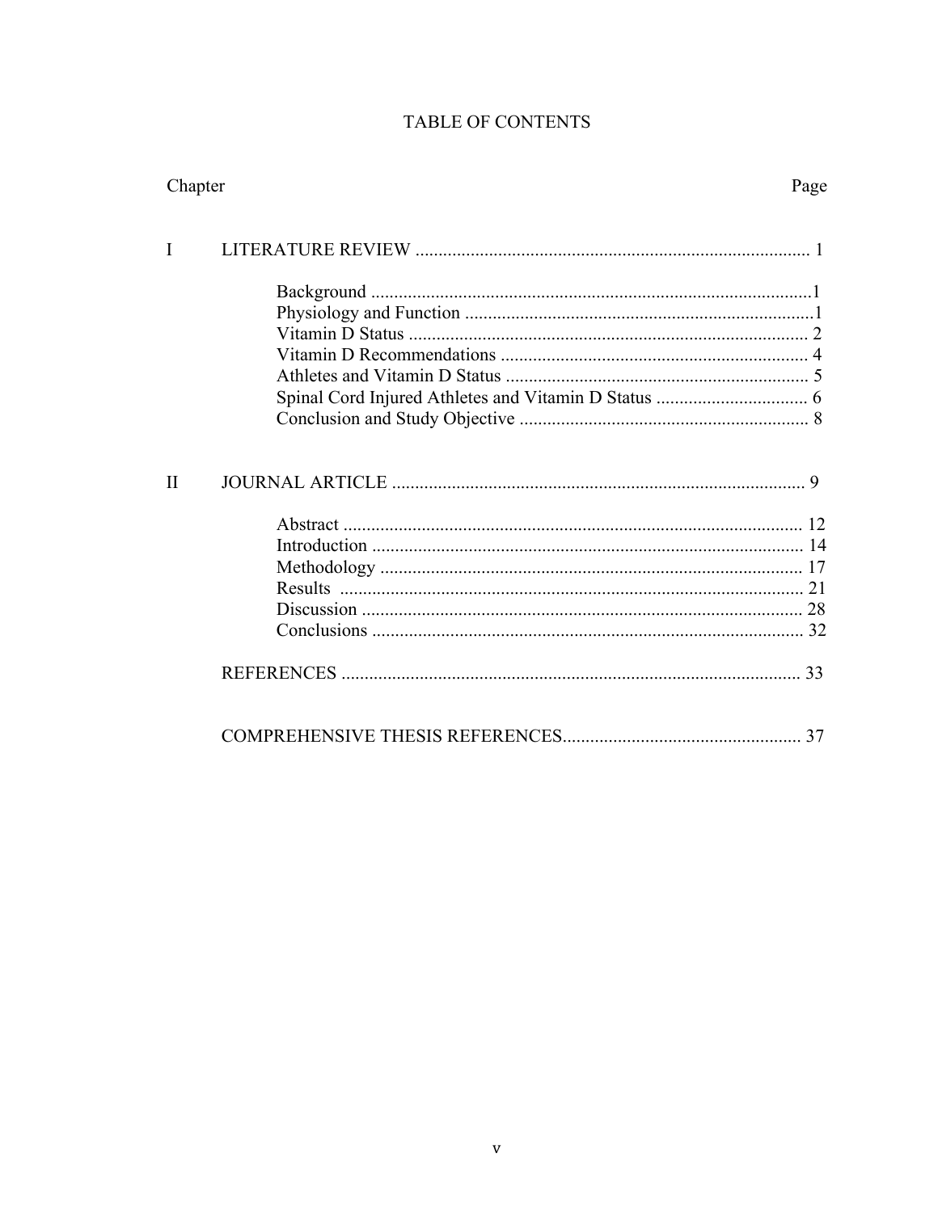# TABLE OF CONTENTS

| Chapter | | Page |
|---|---|---|
| I | LITERATURE REVIEW | 1 |
| | Background | 1 |
| | Physiology and Function | 1 |
| | Vitamin D Status | 2 |
| | Vitamin D Recommendations | 4 |
| | Athletes and Vitamin D Status | 5 |
| | Spinal Cord Injured Athletes and Vitamin D Status | 6 |
| | Conclusion and Study Objective | 8 |
| II | JOURNAL ARTICLE | 9 |
| | Abstract | 12 |
| | Introduction | 14 |
| | Methodology | 17 |
| | Results | 21 |
| | Discussion | 28 |
| | Conclusions | 32 |
| | REFERENCES | 33 |
| | COMPREHENSIVE THESIS REFERENCES | 37 |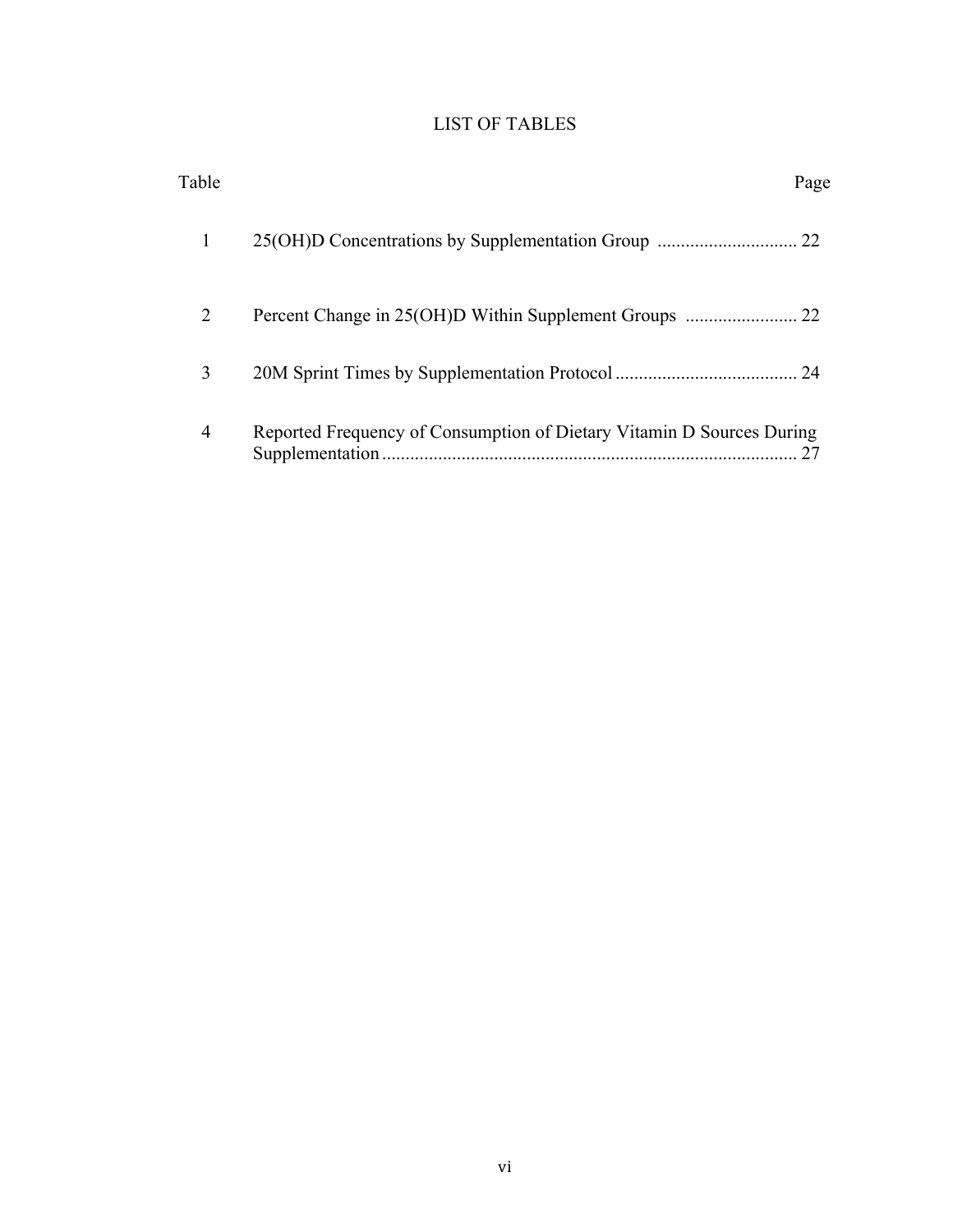# LIST OF TABLES

| Table | | Page |
|---|---|---|
| 1 | 25(OH)D Concentrations by Supplementation Group | 22 |
| 2 | Percent Change in 25(OH)D Within Supplement Groups | 22 |
| 3 | 20M Sprint Times by Supplementation Protocol | 24 |
| 4 | Reported Frequency of Consumption of Dietary Vitamin D Sources During Supplementation | 27 |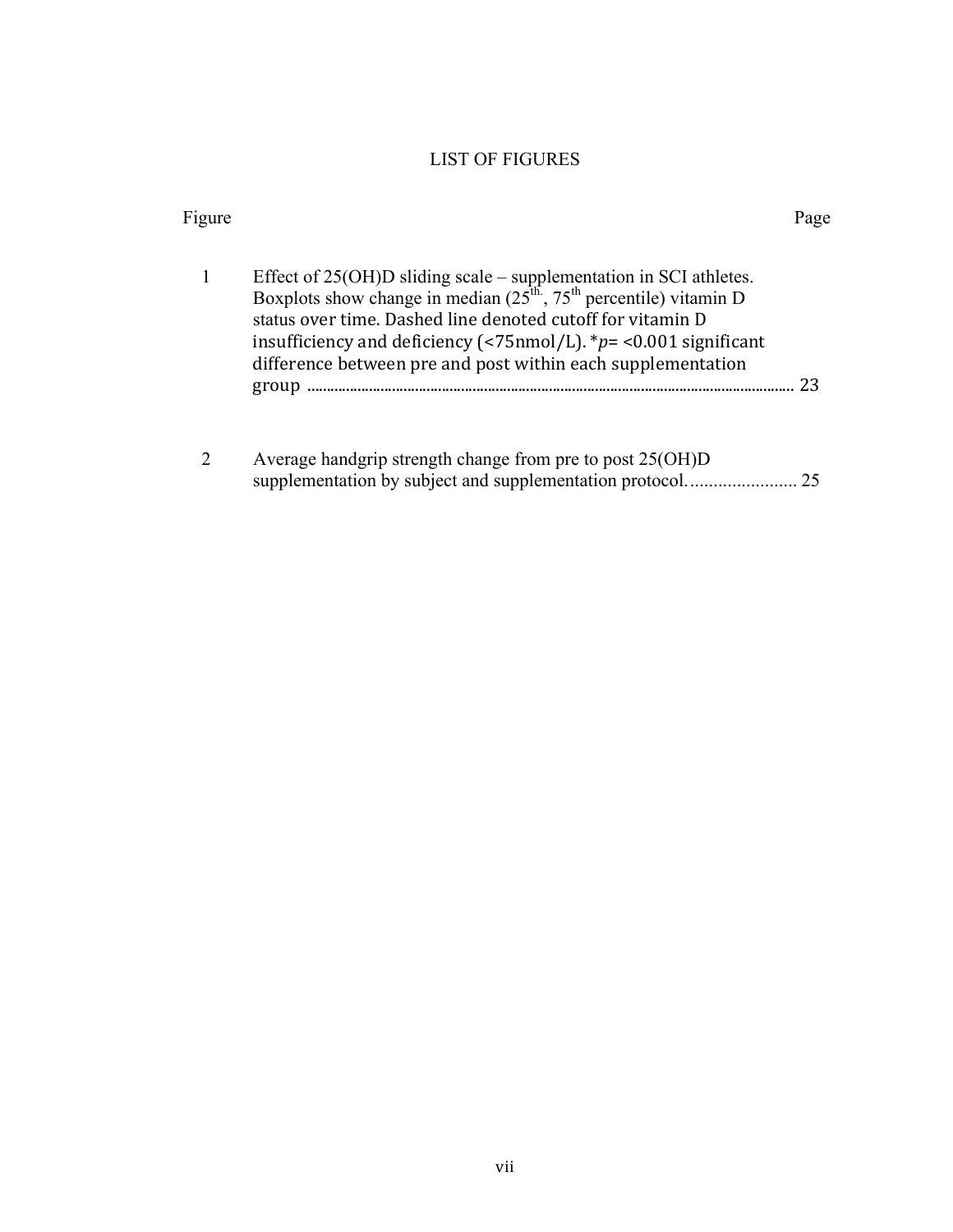# LIST OF FIGURES

| Figure | | Page |
|---|---|---|
| 1 | Effect of 25(OH)D sliding scale – supplementation in SCI athletes. Boxplots show change in median ($25^{th.}$, $75^{th}$ percentile) vitamin D status over time. Dashed line denoted cutoff for vitamin D insufficiency and deficiency (<75nmol/L). *$p$= <0.001 significant difference between pre and post within each supplementation group | 23 |
| 2 | Average handgrip strength change from pre to post 25(OH)D supplementation by subject and supplementation protocol. | 25 |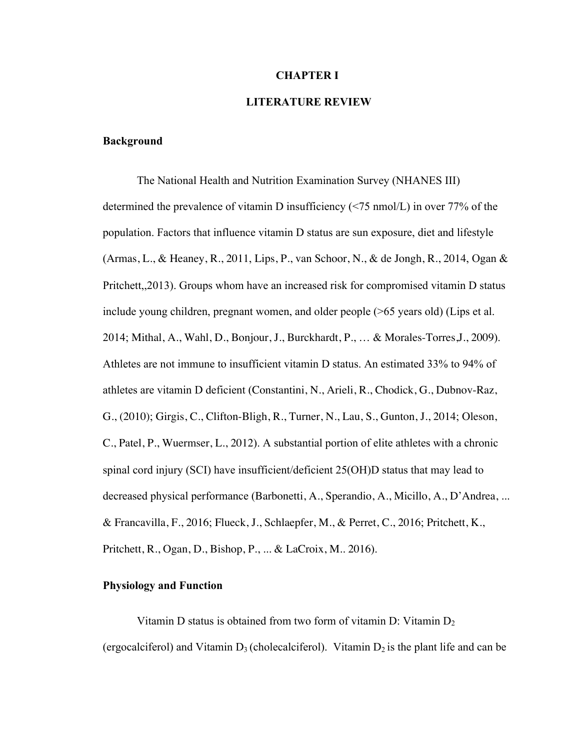# CHAPTER I

# LITERATURE REVIEW

## Background

The National Health and Nutrition Examination Survey (NHANES III) determined the prevalence of vitamin D insufficiency (<75 nmol/L) in over 77% of the population. Factors that influence vitamin D status are sun exposure, diet and lifestyle (Armas, L., & Heaney, R., 2011, Lips, P., van Schoor, N., & de Jongh, R., 2014, Ogan & Pritchett,,2013). Groups whom have an increased risk for compromised vitamin D status include young children, pregnant women, and older people (>65 years old) (Lips et al. 2014; Mithal, A., Wahl, D., Bonjour, J., Burckhardt, P., … & Morales-Torres,J., 2009). Athletes are not immune to insufficient vitamin D status. An estimated 33% to 94% of athletes are vitamin D deficient (Constantini, N., Arieli, R., Chodick, G., Dubnov-Raz, G., (2010); Girgis, C., Clifton-Bligh, R., Turner, N., Lau, S., Gunton, J., 2014; Oleson, C., Patel, P., Wuermser, L., 2012). A substantial portion of elite athletes with a chronic spinal cord injury (SCI) have insufficient/deficient 25(OH)D status that may lead to decreased physical performance (Barbonetti, A., Sperandio, A., Micillo, A., D'Andrea, ... & Francavilla, F., 2016; Flueck, J., Schlaepfer, M., & Perret, C., 2016; Pritchett, K., Pritchett, R., Ogan, D., Bishop, P., ... & LaCroix, M.. 2016).

## Physiology and Function

Vitamin D status is obtained from two form of vitamin D: Vitamin $D_2$ (ergocalciferol) and Vitamin $D_3$ (cholecalciferol). Vitamin $D_2$ is the plant life and can be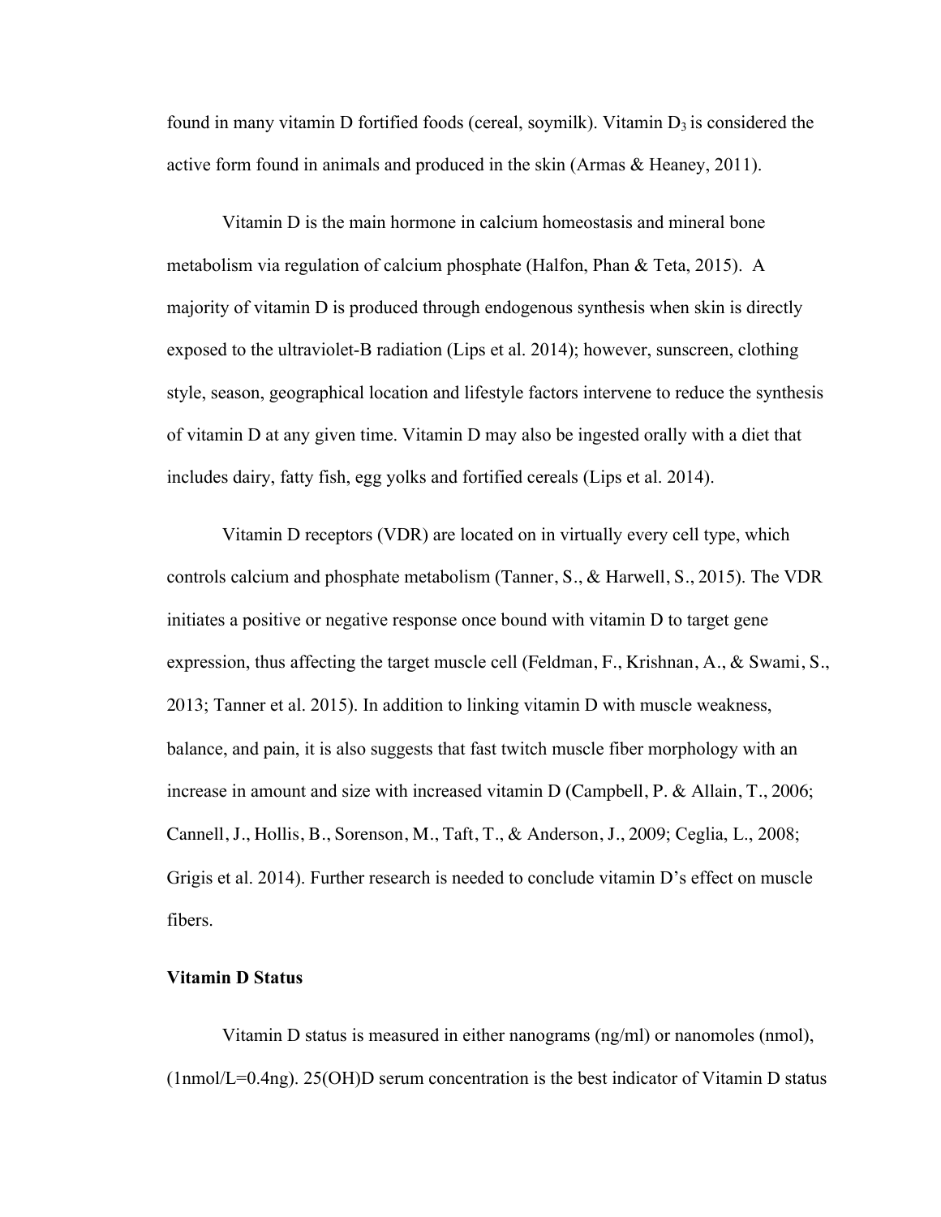found in many vitamin D fortified foods (cereal, soymilk). Vitamin $D_3$ is considered the active form found in animals and produced in the skin (Armas & Heaney, 2011).

Vitamin D is the main hormone in calcium homeostasis and mineral bone metabolism via regulation of calcium phosphate (Halfon, Phan & Teta, 2015). A majority of vitamin D is produced through endogenous synthesis when skin is directly exposed to the ultraviolet-B radiation (Lips et al. 2014); however, sunscreen, clothing style, season, geographical location and lifestyle factors intervene to reduce the synthesis of vitamin D at any given time. Vitamin D may also be ingested orally with a diet that includes dairy, fatty fish, egg yolks and fortified cereals (Lips et al. 2014).

Vitamin D receptors (VDR) are located on in virtually every cell type, which controls calcium and phosphate metabolism (Tanner, S., & Harwell, S., 2015). The VDR initiates a positive or negative response once bound with vitamin D to target gene expression, thus affecting the target muscle cell (Feldman, F., Krishnan, A., & Swami, S., 2013; Tanner et al. 2015). In addition to linking vitamin D with muscle weakness, balance, and pain, it is also suggests that fast twitch muscle fiber morphology with an increase in amount and size with increased vitamin D (Campbell, P. & Allain, T., 2006; Cannell, J., Hollis, B., Sorenson, M., Taft, T., & Anderson, J., 2009; Ceglia, L., 2008; Grigis et al. 2014). Further research is needed to conclude vitamin D's effect on muscle fibers.

**Vitamin D Status**

Vitamin D status is measured in either nanograms (ng/ml) or nanomoles (nmol), (1nmol/L=0.4ng). 25(OH)D serum concentration is the best indicator of Vitamin D status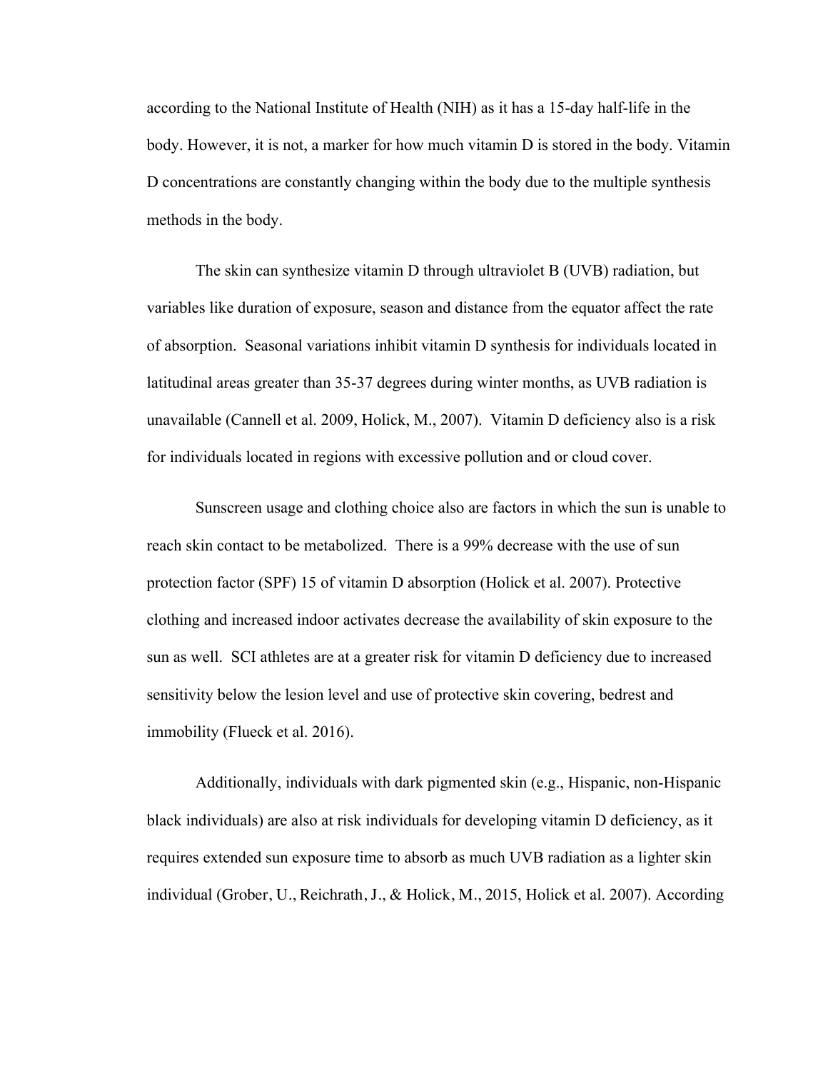according to the National Institute of Health (NIH) as it has a 15-day half-life in the body. However, it is not, a marker for how much vitamin D is stored in the body. Vitamin D concentrations are constantly changing within the body due to the multiple synthesis methods in the body.

The skin can synthesize vitamin D through ultraviolet B (UVB) radiation, but variables like duration of exposure, season and distance from the equator affect the rate of absorption. Seasonal variations inhibit vitamin D synthesis for individuals located in latitudinal areas greater than 35-37 degrees during winter months, as UVB radiation is unavailable (Cannell et al. 2009, Holick, M., 2007). Vitamin D deficiency also is a risk for individuals located in regions with excessive pollution and or cloud cover.

Sunscreen usage and clothing choice also are factors in which the sun is unable to reach skin contact to be metabolized. There is a 99% decrease with the use of sun protection factor (SPF) 15 of vitamin D absorption (Holick et al. 2007). Protective clothing and increased indoor activates decrease the availability of skin exposure to the sun as well. SCI athletes are at a greater risk for vitamin D deficiency due to increased sensitivity below the lesion level and use of protective skin covering, bedrest and immobility (Flueck et al. 2016).

Additionally, individuals with dark pigmented skin (e.g., Hispanic, non-Hispanic black individuals) are also at risk individuals for developing vitamin D deficiency, as it requires extended sun exposure time to absorb as much UVB radiation as a lighter skin individual (Grober, U., Reichrath, J., & Holick, M., 2015, Holick et al. 2007). According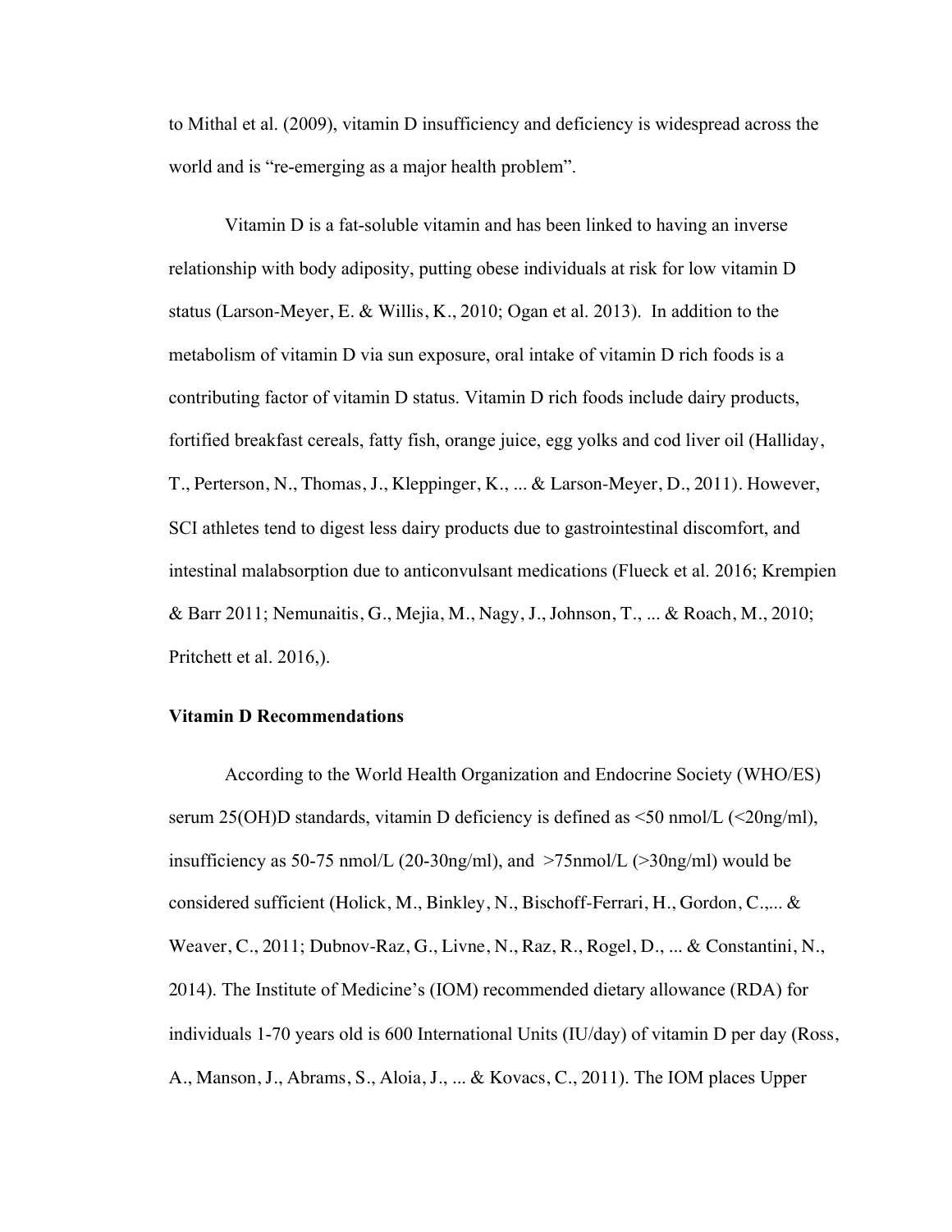to Mithal et al. (2009), vitamin D insufficiency and deficiency is widespread across the world and is "re-emerging as a major health problem".

Vitamin D is a fat-soluble vitamin and has been linked to having an inverse relationship with body adiposity, putting obese individuals at risk for low vitamin D status (Larson-Meyer, E. & Willis, K., 2010; Ogan et al. 2013). In addition to the metabolism of vitamin D via sun exposure, oral intake of vitamin D rich foods is a contributing factor of vitamin D status. Vitamin D rich foods include dairy products, fortified breakfast cereals, fatty fish, orange juice, egg yolks and cod liver oil (Halliday, T., Perterson, N., Thomas, J., Kleppinger, K., ... & Larson-Meyer, D., 2011). However, SCI athletes tend to digest less dairy products due to gastrointestinal discomfort, and intestinal malabsorption due to anticonvulsant medications (Flueck et al. 2016; Krempien & Barr 2011; Nemunaitis, G., Mejia, M., Nagy, J., Johnson, T., ... & Roach, M., 2010; Pritchett et al. 2016,).

**Vitamin D Recommendations**

According to the World Health Organization and Endocrine Society (WHO/ES) serum 25(OH)D standards, vitamin D deficiency is defined as <50 nmol/L (<20ng/ml), insufficiency as 50-75 nmol/L (20-30ng/ml), and >75nmol/L (>30ng/ml) would be considered sufficient (Holick, M., Binkley, N., Bischoff-Ferrari, H., Gordon, C.,... & Weaver, C., 2011; Dubnov-Raz, G., Livne, N., Raz, R., Rogel, D., ... & Constantini, N., 2014). The Institute of Medicine's (IOM) recommended dietary allowance (RDA) for individuals 1-70 years old is 600 International Units (IU/day) of vitamin D per day (Ross, A., Manson, J., Abrams, S., Aloia, J., ... & Kovacs, C., 2011). The IOM places Upper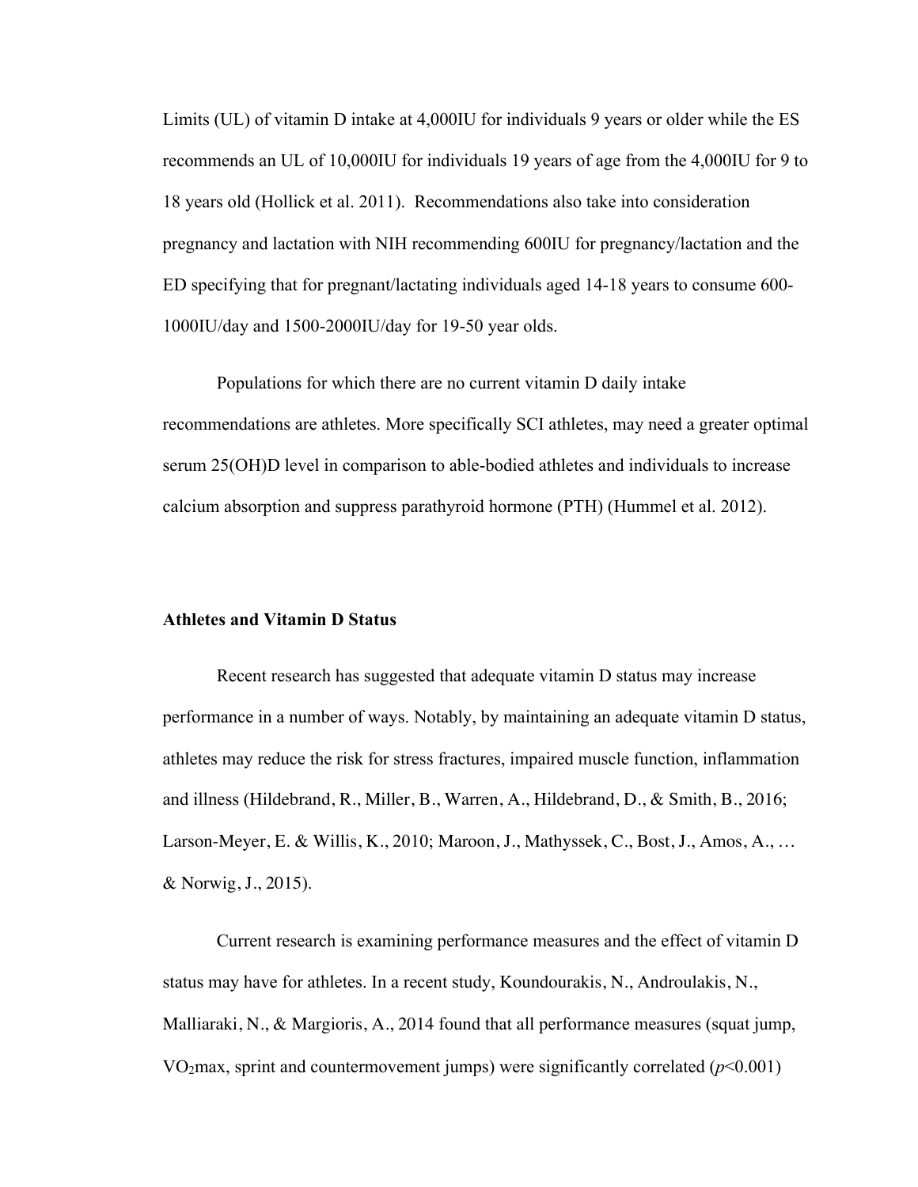Limits (UL) of vitamin D intake at 4,000IU for individuals 9 years or older while the ES recommends an UL of 10,000IU for individuals 19 years of age from the 4,000IU for 9 to 18 years old (Hollick et al. 2011). Recommendations also take into consideration pregnancy and lactation with NIH recommending 600IU for pregnancy/lactation and the ED specifying that for pregnant/lactating individuals aged 14-18 years to consume 600-1000IU/day and 1500-2000IU/day for 19-50 year olds.

Populations for which there are no current vitamin D daily intake recommendations are athletes. More specifically SCI athletes, may need a greater optimal serum 25(OH)D level in comparison to able-bodied athletes and individuals to increase calcium absorption and suppress parathyroid hormone (PTH) (Hummel et al. 2012).

**Athletes and Vitamin D Status**

Recent research has suggested that adequate vitamin D status may increase performance in a number of ways. Notably, by maintaining an adequate vitamin D status, athletes may reduce the risk for stress fractures, impaired muscle function, inflammation and illness (Hildebrand, R., Miller, B., Warren, A., Hildebrand, D., & Smith, B., 2016; Larson-Meyer, E. & Willis, K., 2010; Maroon, J., Mathyssek, C., Bost, J., Amos, A., … & Norwig, J., 2015).

Current research is examining performance measures and the effect of vitamin D status may have for athletes. In a recent study, Koundourakis, N., Androulakis, N., Malliaraki, N., & Margioris, A., 2014 found that all performance measures (squat jump, $VO_2$max, sprint and countermovement jumps) were significantly correlated ($p$<0.001)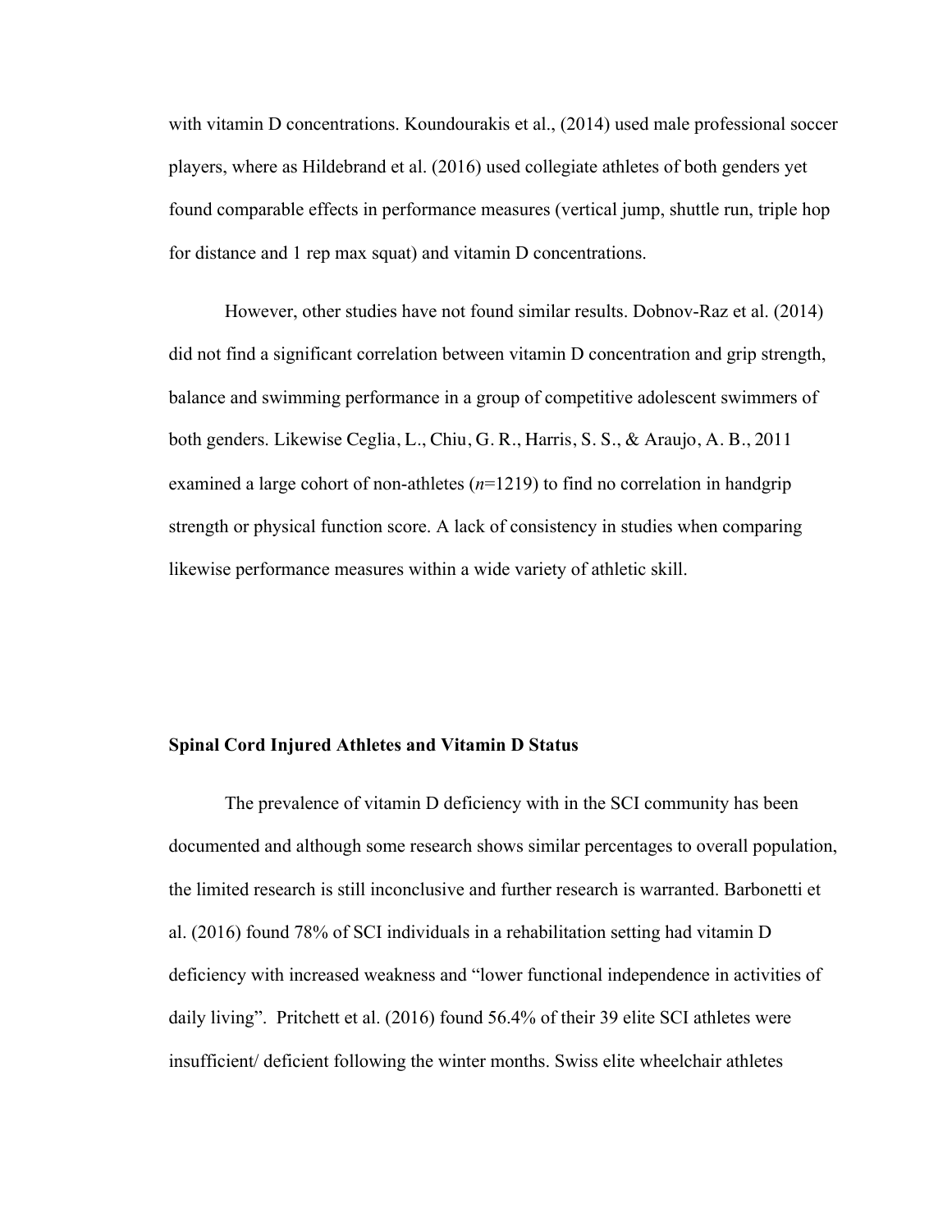with vitamin D concentrations. Koundourakis et al., (2014) used male professional soccer players, where as Hildebrand et al. (2016) used collegiate athletes of both genders yet found comparable effects in performance measures (vertical jump, shuttle run, triple hop for distance and 1 rep max squat) and vitamin D concentrations.

However, other studies have not found similar results. Dobnov-Raz et al. (2014) did not find a significant correlation between vitamin D concentration and grip strength, balance and swimming performance in a group of competitive adolescent swimmers of both genders. Likewise Ceglia, L., Chiu, G. R., Harris, S. S., & Araujo, A. B., 2011 examined a large cohort of non-athletes (*n*=1219) to find no correlation in handgrip strength or physical function score. A lack of consistency in studies when comparing likewise performance measures within a wide variety of athletic skill.

**Spinal Cord Injured Athletes and Vitamin D Status**

The prevalence of vitamin D deficiency with in the SCI community has been documented and although some research shows similar percentages to overall population, the limited research is still inconclusive and further research is warranted. Barbonetti et al. (2016) found 78% of SCI individuals in a rehabilitation setting had vitamin D deficiency with increased weakness and "lower functional independence in activities of daily living". Pritchett et al. (2016) found 56.4% of their 39 elite SCI athletes were insufficient/ deficient following the winter months. Swiss elite wheelchair athletes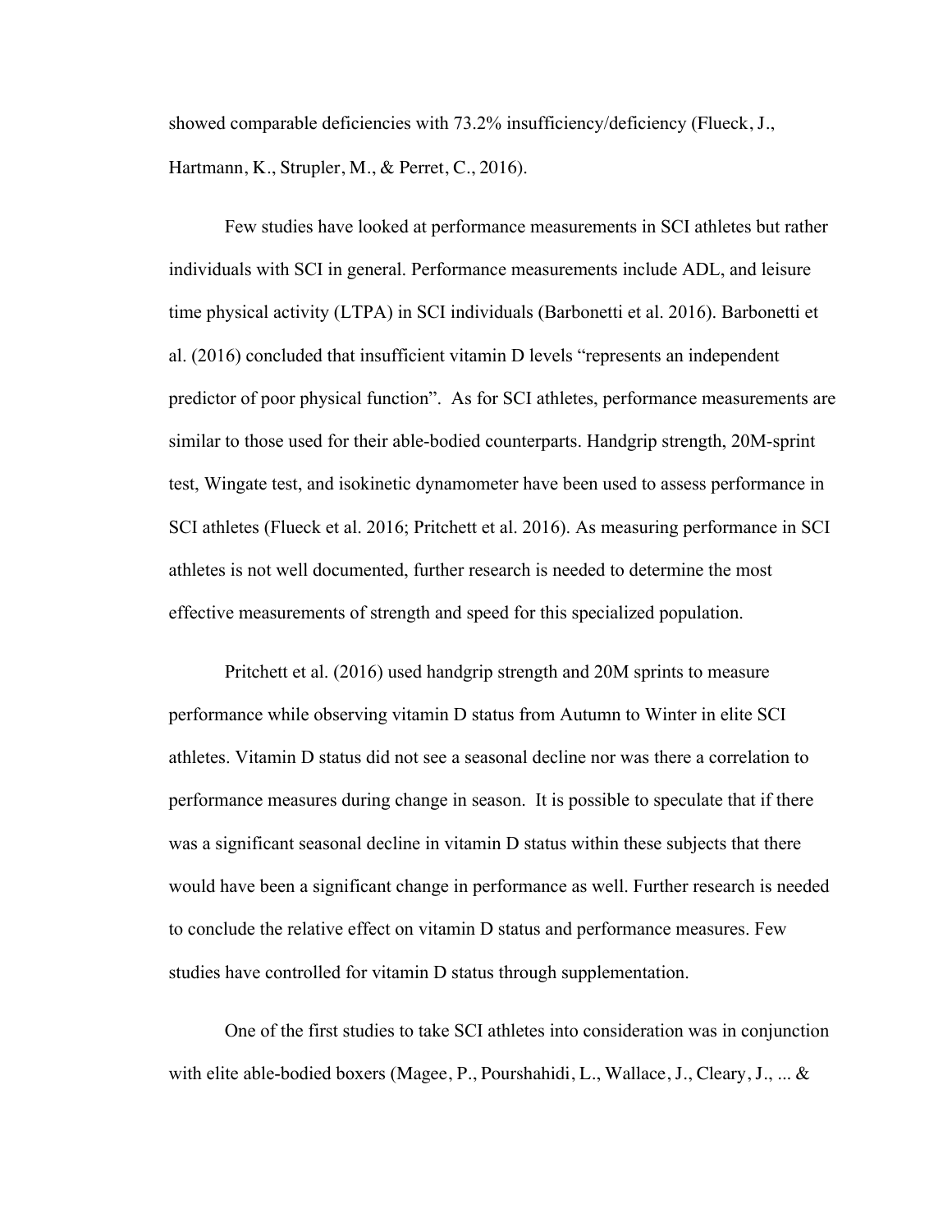showed comparable deficiencies with 73.2% insufficiency/deficiency (Flueck, J., Hartmann, K., Strupler, M., & Perret, C., 2016).

Few studies have looked at performance measurements in SCI athletes but rather individuals with SCI in general. Performance measurements include ADL, and leisure time physical activity (LTPA) in SCI individuals (Barbonetti et al. 2016). Barbonetti et al. (2016) concluded that insufficient vitamin D levels "represents an independent predictor of poor physical function". As for SCI athletes, performance measurements are similar to those used for their able-bodied counterparts. Handgrip strength, 20M-sprint test, Wingate test, and isokinetic dynamometer have been used to assess performance in SCI athletes (Flueck et al. 2016; Pritchett et al. 2016). As measuring performance in SCI athletes is not well documented, further research is needed to determine the most effective measurements of strength and speed for this specialized population.

Pritchett et al. (2016) used handgrip strength and 20M sprints to measure performance while observing vitamin D status from Autumn to Winter in elite SCI athletes. Vitamin D status did not see a seasonal decline nor was there a correlation to performance measures during change in season. It is possible to speculate that if there was a significant seasonal decline in vitamin D status within these subjects that there would have been a significant change in performance as well. Further research is needed to conclude the relative effect on vitamin D status and performance measures. Few studies have controlled for vitamin D status through supplementation.

One of the first studies to take SCI athletes into consideration was in conjunction with elite able-bodied boxers (Magee, P., Pourshahidi, L., Wallace, J., Cleary, J., ... &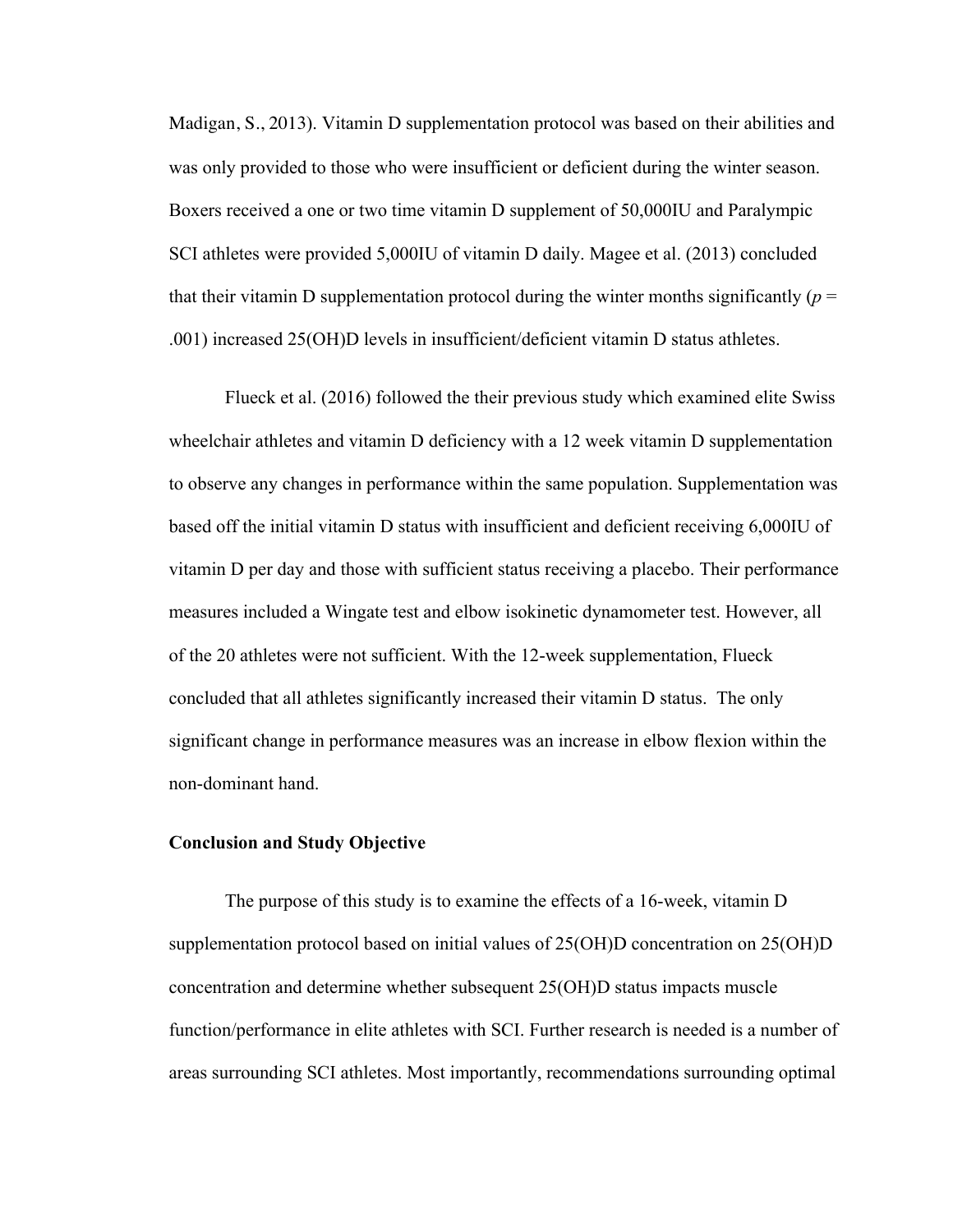Madigan, S., 2013). Vitamin D supplementation protocol was based on their abilities and was only provided to those who were insufficient or deficient during the winter season. Boxers received a one or two time vitamin D supplement of 50,000IU and Paralympic SCI athletes were provided 5,000IU of vitamin D daily. Magee et al. (2013) concluded that their vitamin D supplementation protocol during the winter months significantly ($p$ = .001) increased 25(OH)D levels in insufficient/deficient vitamin D status athletes.

Flueck et al. (2016) followed the their previous study which examined elite Swiss wheelchair athletes and vitamin D deficiency with a 12 week vitamin D supplementation to observe any changes in performance within the same population. Supplementation was based off the initial vitamin D status with insufficient and deficient receiving 6,000IU of vitamin D per day and those with sufficient status receiving a placebo. Their performance measures included a Wingate test and elbow isokinetic dynamometer test. However, all of the 20 athletes were not sufficient. With the 12-week supplementation, Flueck concluded that all athletes significantly increased their vitamin D status. The only significant change in performance measures was an increase in elbow flexion within the non-dominant hand.

**Conclusion and Study Objective**

The purpose of this study is to examine the effects of a 16-week, vitamin D supplementation protocol based on initial values of 25(OH)D concentration on 25(OH)D concentration and determine whether subsequent 25(OH)D status impacts muscle function/performance in elite athletes with SCI. Further research is needed is a number of areas surrounding SCI athletes. Most importantly, recommendations surrounding optimal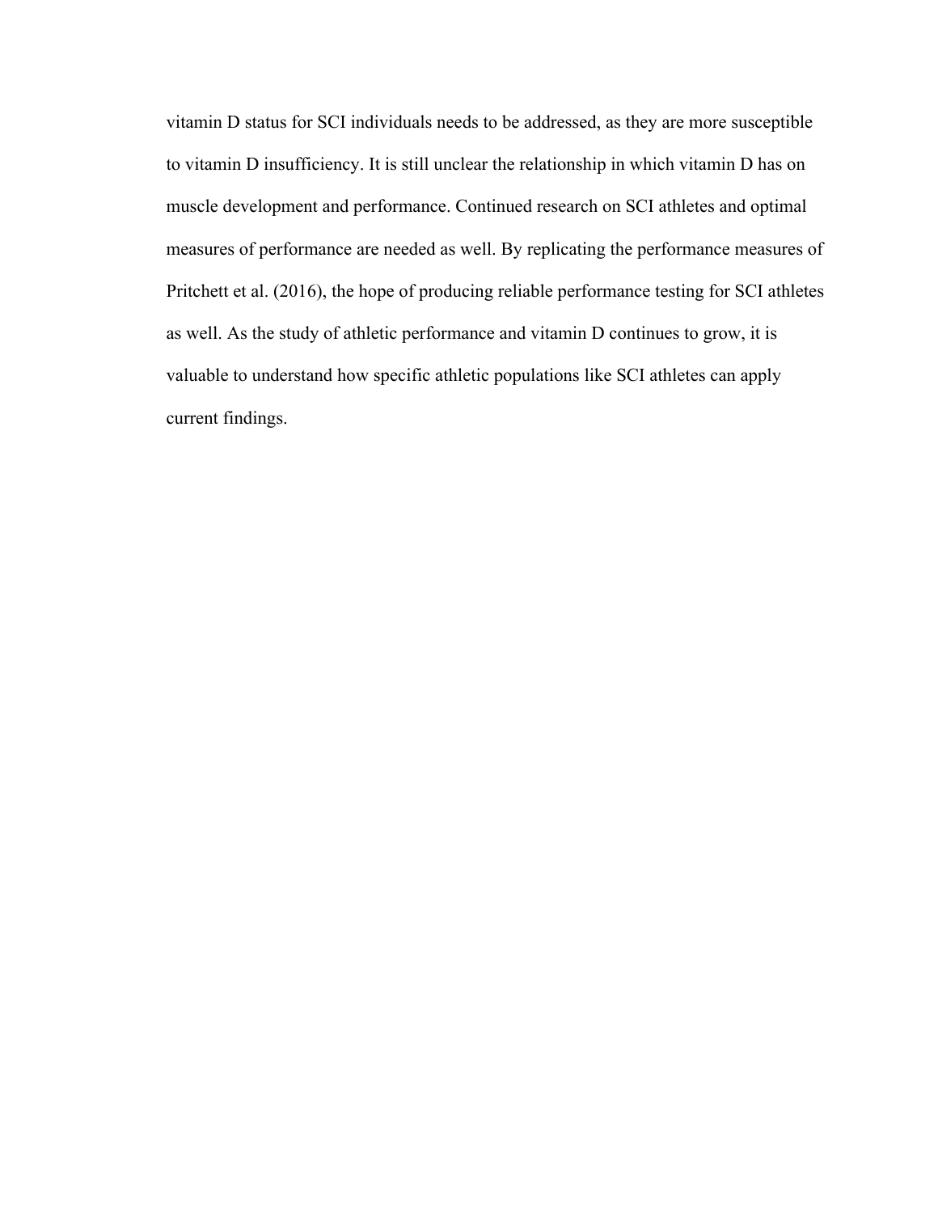vitamin D status for SCI individuals needs to be addressed, as they are more susceptible to vitamin D insufficiency. It is still unclear the relationship in which vitamin D has on muscle development and performance. Continued research on SCI athletes and optimal measures of performance are needed as well. By replicating the performance measures of Pritchett et al. (2016), the hope of producing reliable performance testing for SCI athletes as well. As the study of athletic performance and vitamin D continues to grow, it is valuable to understand how specific athletic populations like SCI athletes can apply current findings.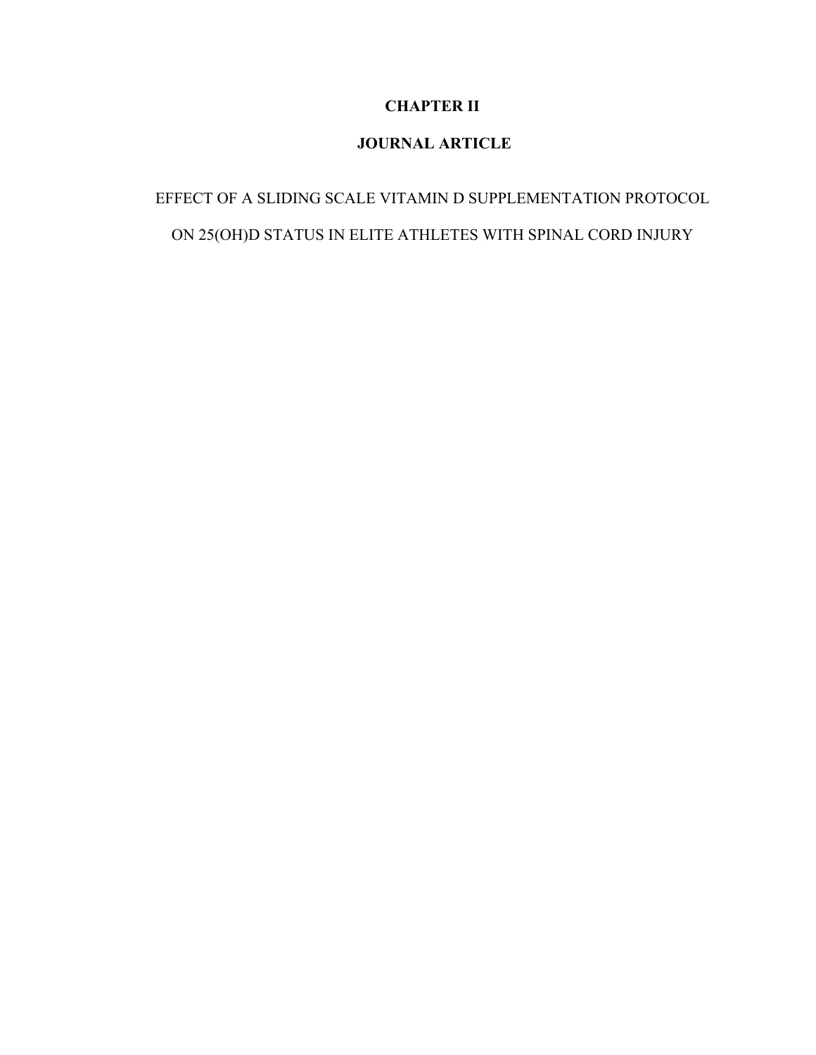# CHAPTER II

# JOURNAL ARTICLE

EFFECT OF A SLIDING SCALE VITAMIN D SUPPLEMENTATION PROTOCOL ON 25(OH)D STATUS IN ELITE ATHLETES WITH SPINAL CORD INJURY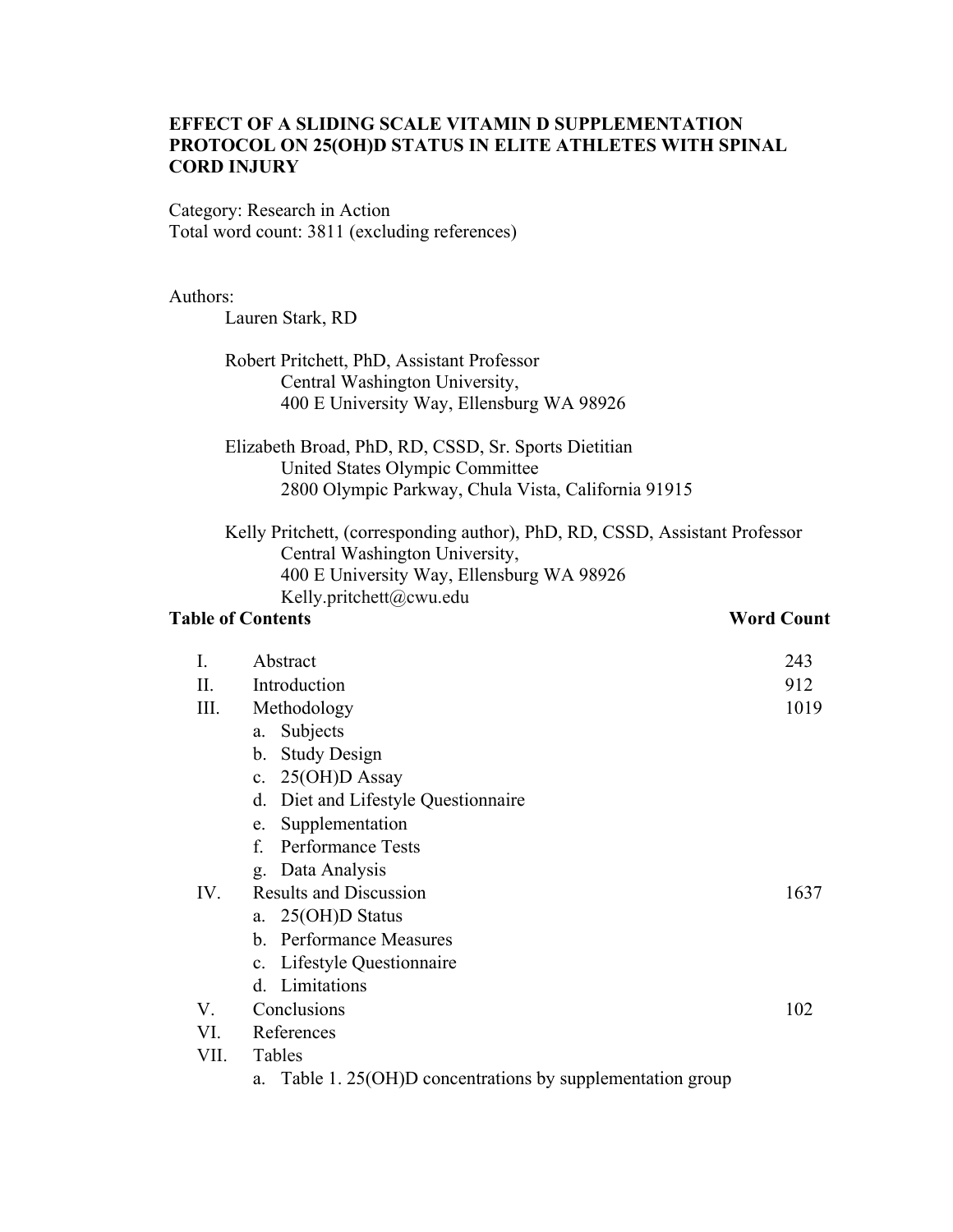**EFFECT OF A SLIDING SCALE VITAMIN D SUPPLEMENTATION PROTOCOL ON 25(OH)D STATUS IN ELITE ATHLETES WITH SPINAL CORD INJURY**

Category: Research in Action
Total word count: 3811 (excluding references)

Authors:

Lauren Stark, RD

Robert Pritchett, PhD, Assistant Professor
Central Washington University,
400 E University Way, Ellensburg WA 98926

Elizabeth Broad, PhD, RD, CSSD, Sr. Sports Dietitian
United States Olympic Committee
2800 Olympic Parkway, Chula Vista, California 91915

Kelly Pritchett, (corresponding author), PhD, RD, CSSD, Assistant Professor
Central Washington University,
400 E University Way, Ellensburg WA 98926
Kelly.pritchett@cwu.edu

**Table of Contents** **Word Count**

| | | Word Count |
|---|---|---|
| I. | Abstract | 243 |
| II. | Introduction | 912 |
| III. | Methodology | 1019 |
| | a. Subjects | |
| | b. Study Design | |
| | c. 25(OH)D Assay | |
| | d. Diet and Lifestyle Questionnaire | |
| | e. Supplementation | |
| | f. Performance Tests | |
| | g. Data Analysis | |
| IV. | Results and Discussion | 1637 |
| | a. 25(OH)D Status | |
| | b. Performance Measures | |
| | c. Lifestyle Questionnaire | |
| | d. Limitations | |
| V. | Conclusions | 102 |
| VI. | References | |
| VII. | Tables | |
| | a. Table 1. 25(OH)D concentrations by supplementation group | |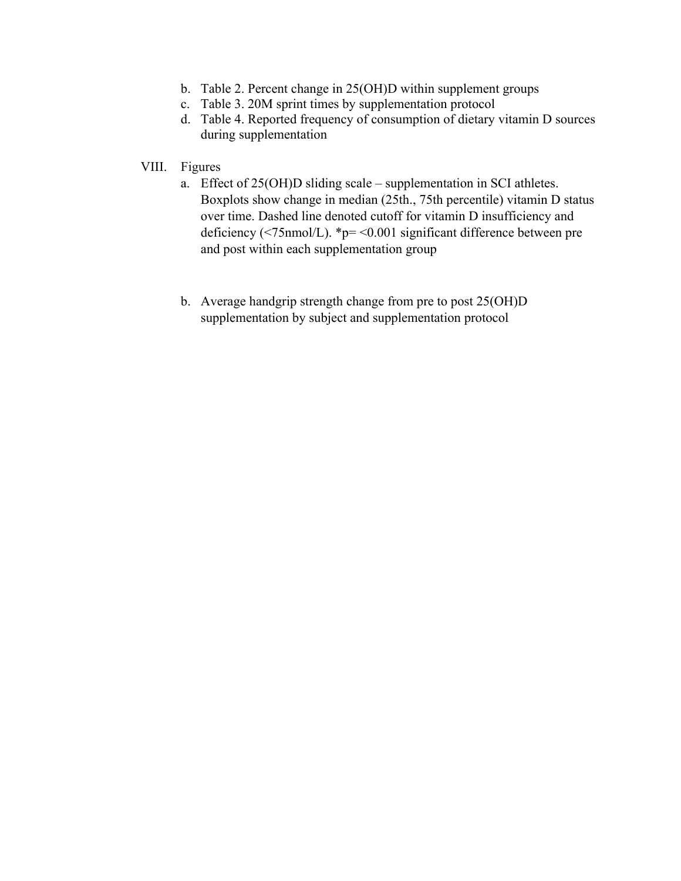b. Table 2. Percent change in 25(OH)D within supplement groups
c. Table 3. 20M sprint times by supplementation protocol
d. Table 4. Reported frequency of consumption of dietary vitamin D sources during supplementation

VIII. Figures

a. Effect of 25(OH)D sliding scale – supplementation in SCI athletes. Boxplots show change in median (25th., 75th percentile) vitamin D status over time. Dashed line denoted cutoff for vitamin D insufficiency and deficiency (<75nmol/L). *p= <0.001 significant difference between pre and post within each supplementation group

b. Average handgrip strength change from pre to post 25(OH)D supplementation by subject and supplementation protocol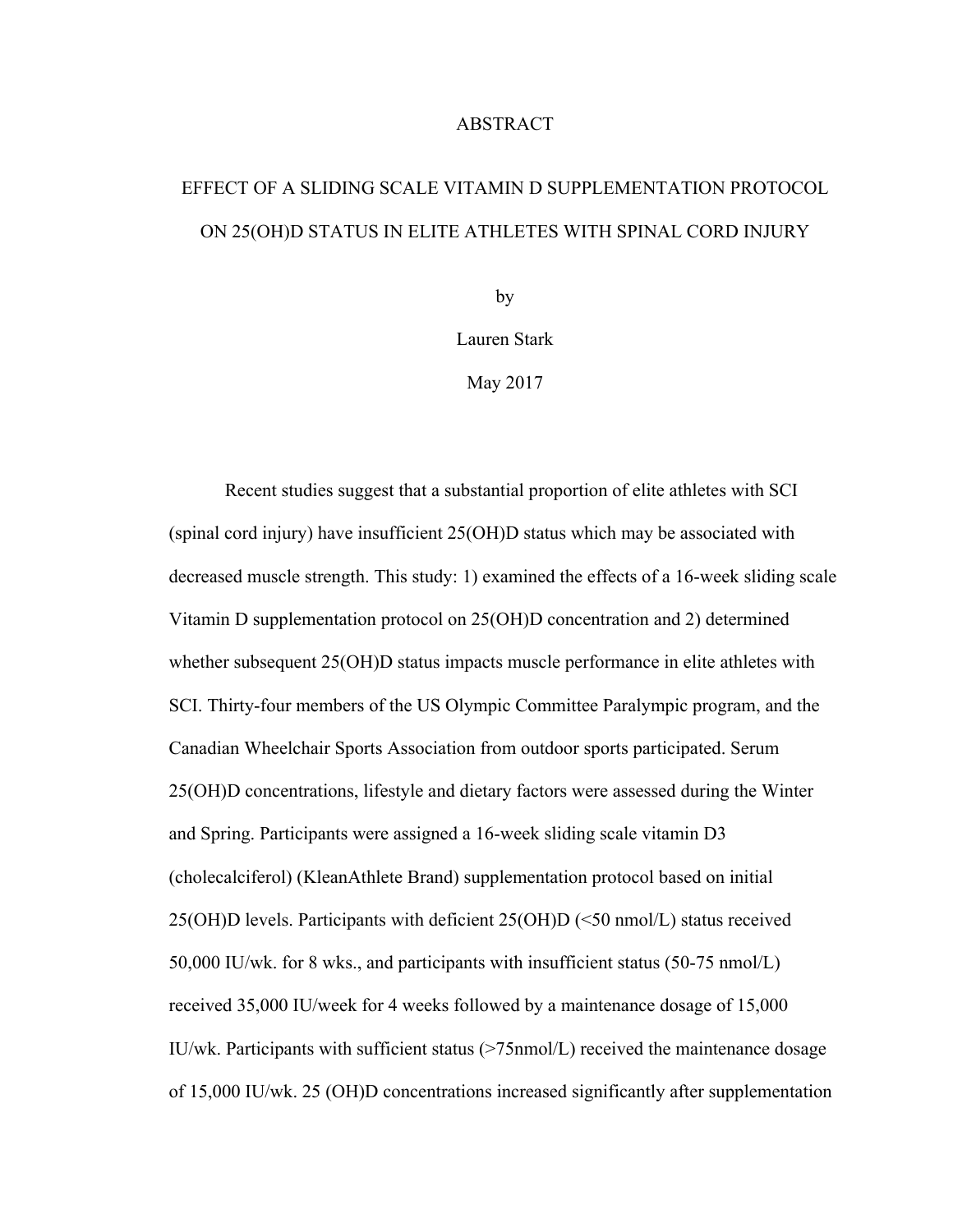# ABSTRACT

## EFFECT OF A SLIDING SCALE VITAMIN D SUPPLEMENTATION PROTOCOL ON 25(OH)D STATUS IN ELITE ATHLETES WITH SPINAL CORD INJURY

by

Lauren Stark

May 2017

Recent studies suggest that a substantial proportion of elite athletes with SCI (spinal cord injury) have insufficient 25(OH)D status which may be associated with decreased muscle strength. This study: 1) examined the effects of a 16-week sliding scale Vitamin D supplementation protocol on 25(OH)D concentration and 2) determined whether subsequent 25(OH)D status impacts muscle performance in elite athletes with SCI. Thirty-four members of the US Olympic Committee Paralympic program, and the Canadian Wheelchair Sports Association from outdoor sports participated. Serum 25(OH)D concentrations, lifestyle and dietary factors were assessed during the Winter and Spring. Participants were assigned a 16-week sliding scale vitamin D3 (cholecalciferol) (KleanAthlete Brand) supplementation protocol based on initial 25(OH)D levels. Participants with deficient 25(OH)D (<50 nmol/L) status received 50,000 IU/wk. for 8 wks., and participants with insufficient status (50-75 nmol/L) received 35,000 IU/week for 4 weeks followed by a maintenance dosage of 15,000 IU/wk. Participants with sufficient status (>75nmol/L) received the maintenance dosage of 15,000 IU/wk. 25 (OH)D concentrations increased significantly after supplementation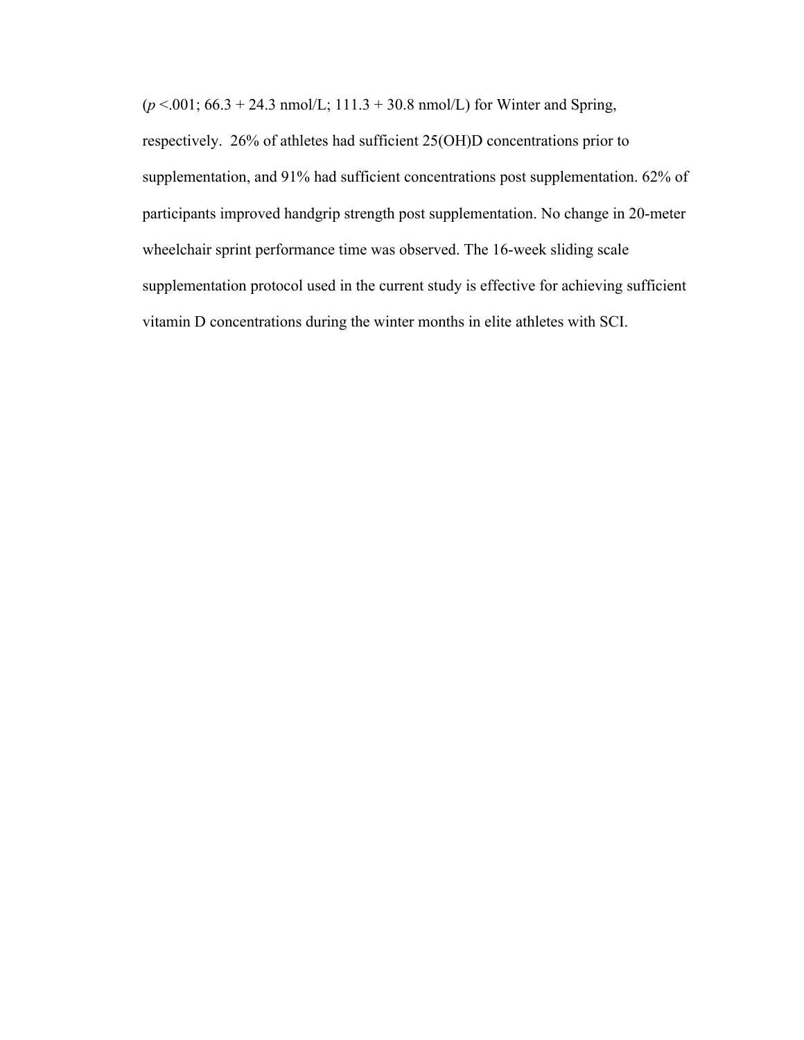($p$ <.001; 66.3 + 24.3 nmol/L; 111.3 + 30.8 nmol/L) for Winter and Spring, respectively. 26% of athletes had sufficient 25(OH)D concentrations prior to supplementation, and 91% had sufficient concentrations post supplementation. 62% of participants improved handgrip strength post supplementation. No change in 20-meter wheelchair sprint performance time was observed. The 16-week sliding scale supplementation protocol used in the current study is effective for achieving sufficient vitamin D concentrations during the winter months in elite athletes with SCI.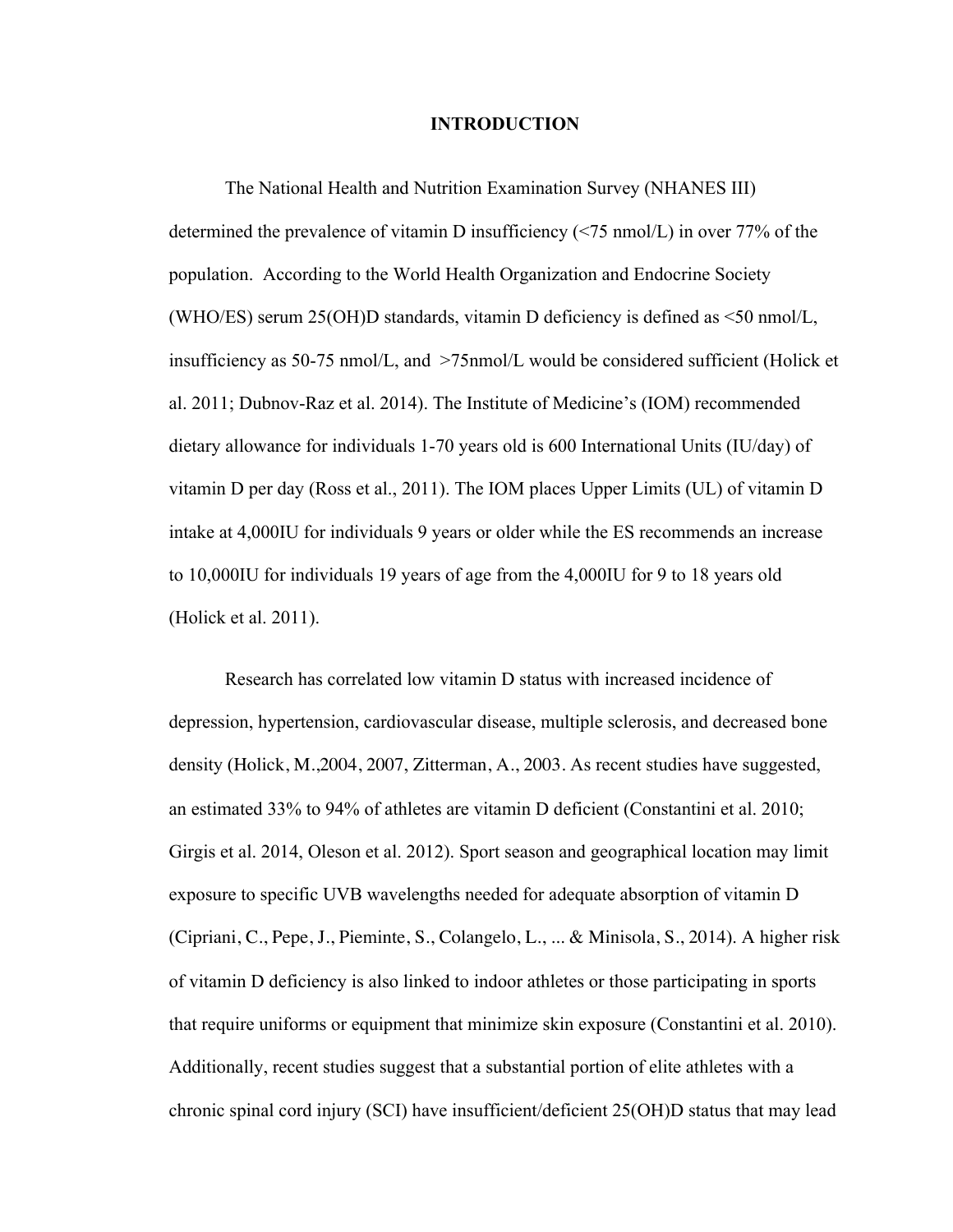# INTRODUCTION

The National Health and Nutrition Examination Survey (NHANES III) determined the prevalence of vitamin D insufficiency (<75 nmol/L) in over 77% of the population. According to the World Health Organization and Endocrine Society (WHO/ES) serum 25(OH)D standards, vitamin D deficiency is defined as <50 nmol/L, insufficiency as 50-75 nmol/L, and >75nmol/L would be considered sufficient (Holick et al. 2011; Dubnov-Raz et al. 2014). The Institute of Medicine's (IOM) recommended dietary allowance for individuals 1-70 years old is 600 International Units (IU/day) of vitamin D per day (Ross et al., 2011). The IOM places Upper Limits (UL) of vitamin D intake at 4,000IU for individuals 9 years or older while the ES recommends an increase to 10,000IU for individuals 19 years of age from the 4,000IU for 9 to 18 years old (Holick et al. 2011).

Research has correlated low vitamin D status with increased incidence of depression, hypertension, cardiovascular disease, multiple sclerosis, and decreased bone density (Holick, M.,2004, 2007, Zitterman, A., 2003. As recent studies have suggested, an estimated 33% to 94% of athletes are vitamin D deficient (Constantini et al. 2010; Girgis et al. 2014, Oleson et al. 2012). Sport season and geographical location may limit exposure to specific UVB wavelengths needed for adequate absorption of vitamin D (Cipriani, C., Pepe, J., Pieminte, S., Colangelo, L., ... & Minisola, S., 2014). A higher risk of vitamin D deficiency is also linked to indoor athletes or those participating in sports that require uniforms or equipment that minimize skin exposure (Constantini et al. 2010). Additionally, recent studies suggest that a substantial portion of elite athletes with a chronic spinal cord injury (SCI) have insufficient/deficient 25(OH)D status that may lead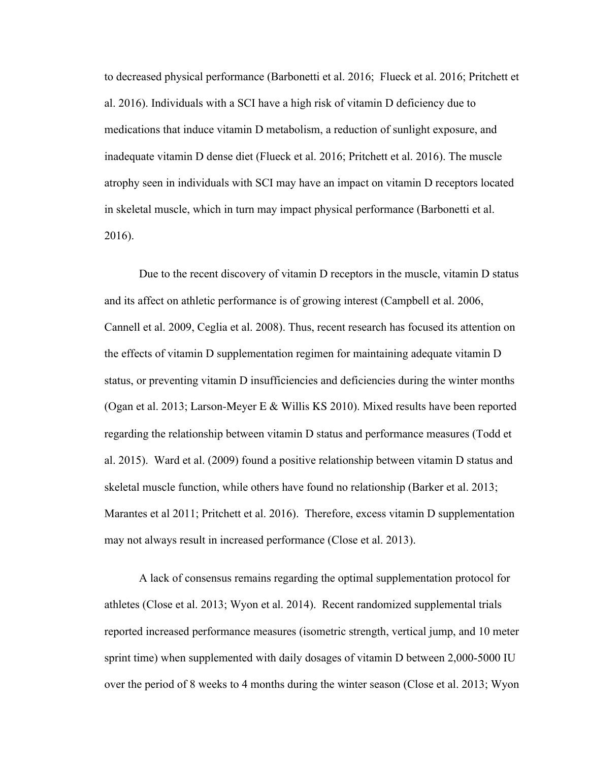to decreased physical performance (Barbonetti et al. 2016;  Flueck et al. 2016; Pritchett et al. 2016). Individuals with a SCI have a high risk of vitamin D deficiency due to medications that induce vitamin D metabolism, a reduction of sunlight exposure, and inadequate vitamin D dense diet (Flueck et al. 2016; Pritchett et al. 2016). The muscle atrophy seen in individuals with SCI may have an impact on vitamin D receptors located in skeletal muscle, which in turn may impact physical performance (Barbonetti et al. 2016).

Due to the recent discovery of vitamin D receptors in the muscle, vitamin D status and its affect on athletic performance is of growing interest (Campbell et al. 2006, Cannell et al. 2009, Ceglia et al. 2008). Thus, recent research has focused its attention on the effects of vitamin D supplementation regimen for maintaining adequate vitamin D status, or preventing vitamin D insufficiencies and deficiencies during the winter months (Ogan et al. 2013; Larson-Meyer E & Willis KS 2010). Mixed results have been reported regarding the relationship between vitamin D status and performance measures (Todd et al. 2015).  Ward et al. (2009) found a positive relationship between vitamin D status and skeletal muscle function, while others have found no relationship (Barker et al. 2013; Marantes et al 2011; Pritchett et al. 2016).  Therefore, excess vitamin D supplementation may not always result in increased performance (Close et al. 2013).

A lack of consensus remains regarding the optimal supplementation protocol for athletes (Close et al. 2013; Wyon et al. 2014).  Recent randomized supplemental trials reported increased performance measures (isometric strength, vertical jump, and 10 meter sprint time) when supplemented with daily dosages of vitamin D between 2,000-5000 IU over the period of 8 weeks to 4 months during the winter season (Close et al. 2013; Wyon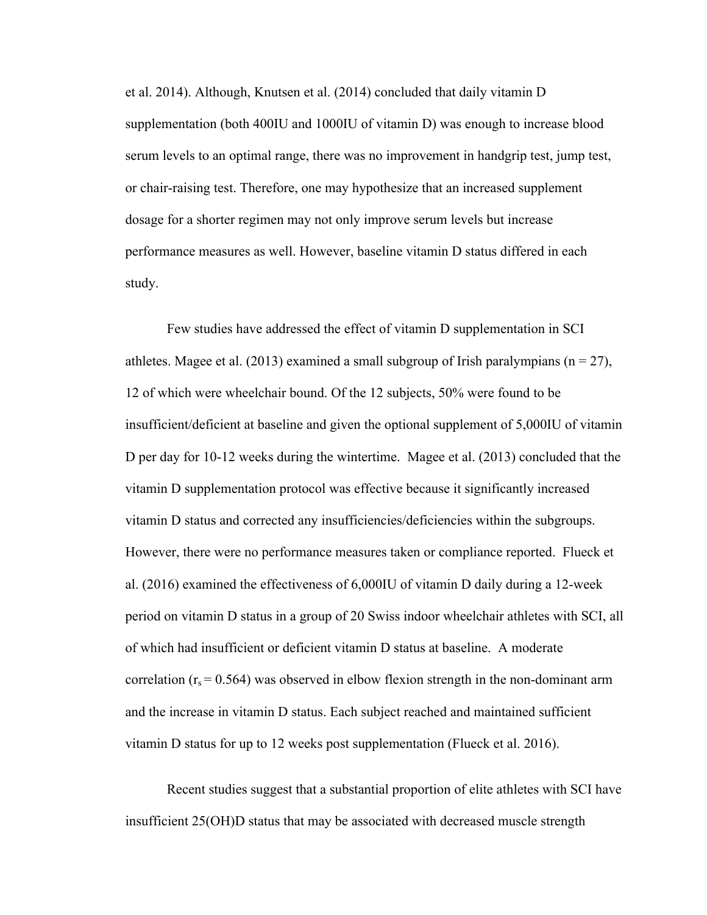et al. 2014). Although, Knutsen et al. (2014) concluded that daily vitamin D supplementation (both 400IU and 1000IU of vitamin D) was enough to increase blood serum levels to an optimal range, there was no improvement in handgrip test, jump test, or chair-raising test. Therefore, one may hypothesize that an increased supplement dosage for a shorter regimen may not only improve serum levels but increase performance measures as well. However, baseline vitamin D status differed in each study.

Few studies have addressed the effect of vitamin D supplementation in SCI athletes. Magee et al. (2013) examined a small subgroup of Irish paralympians ($n = 27$), 12 of which were wheelchair bound. Of the 12 subjects, 50% were found to be insufficient/deficient at baseline and given the optional supplement of 5,000IU of vitamin D per day for 10-12 weeks during the wintertime. Magee et al. (2013) concluded that the vitamin D supplementation protocol was effective because it significantly increased vitamin D status and corrected any insufficiencies/deficiencies within the subgroups. However, there were no performance measures taken or compliance reported. Flueck et al. (2016) examined the effectiveness of 6,000IU of vitamin D daily during a 12-week period on vitamin D status in a group of 20 Swiss indoor wheelchair athletes with SCI, all of which had insufficient or deficient vitamin D status at baseline. A moderate correlation ($r_s = 0.564$) was observed in elbow flexion strength in the non-dominant arm and the increase in vitamin D status. Each subject reached and maintained sufficient vitamin D status for up to 12 weeks post supplementation (Flueck et al. 2016).

Recent studies suggest that a substantial proportion of elite athletes with SCI have insufficient 25(OH)D status that may be associated with decreased muscle strength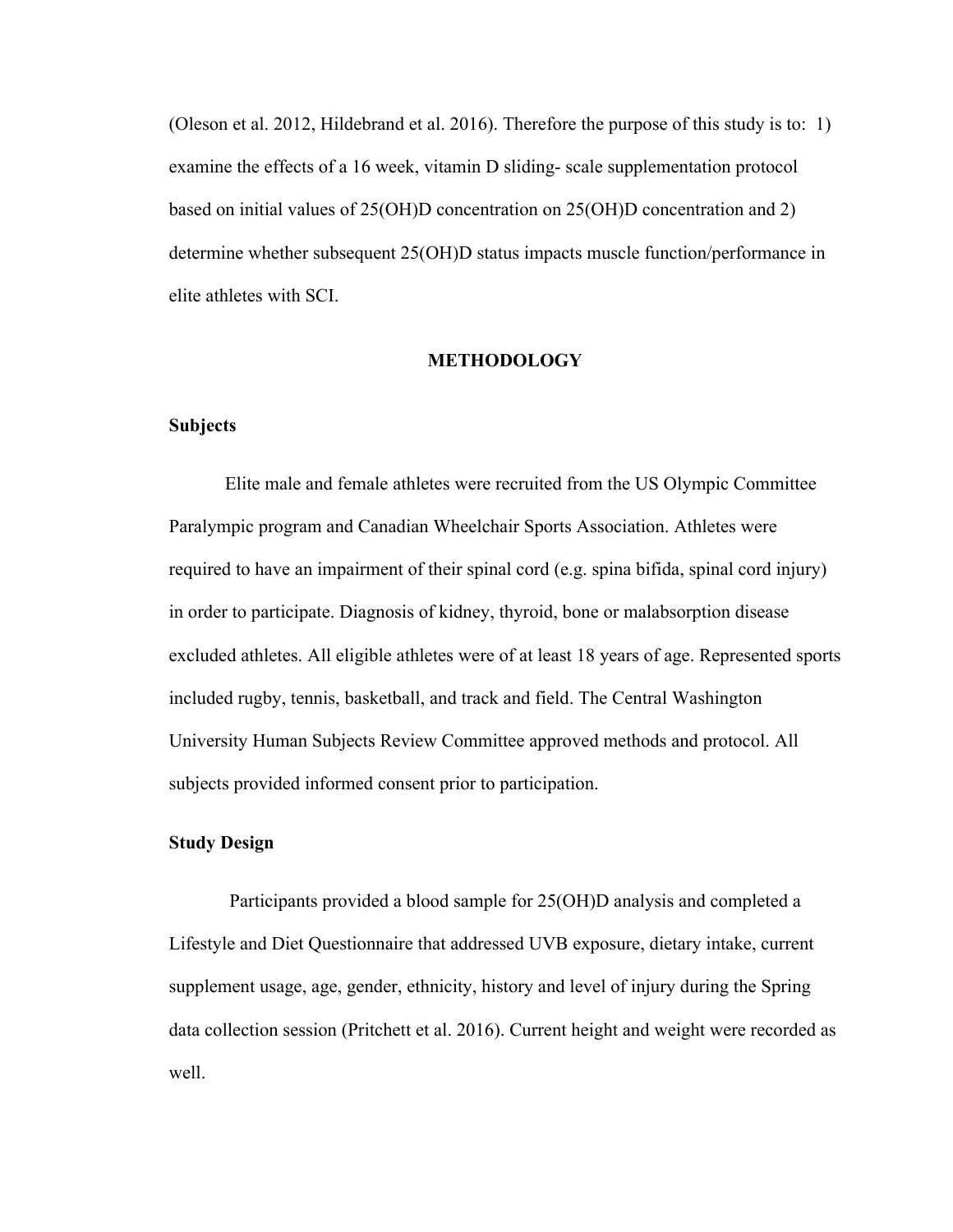(Oleson et al. 2012, Hildebrand et al. 2016). Therefore the purpose of this study is to: 1) examine the effects of a 16 week, vitamin D sliding- scale supplementation protocol based on initial values of 25(OH)D concentration on 25(OH)D concentration and 2) determine whether subsequent 25(OH)D status impacts muscle function/performance in elite athletes with SCI.

## METHODOLOGY

### Subjects

Elite male and female athletes were recruited from the US Olympic Committee Paralympic program and Canadian Wheelchair Sports Association. Athletes were required to have an impairment of their spinal cord (e.g. spina bifida, spinal cord injury) in order to participate. Diagnosis of kidney, thyroid, bone or malabsorption disease excluded athletes. All eligible athletes were of at least 18 years of age. Represented sports included rugby, tennis, basketball, and track and field. The Central Washington University Human Subjects Review Committee approved methods and protocol. All subjects provided informed consent prior to participation.

### Study Design

Participants provided a blood sample for 25(OH)D analysis and completed a Lifestyle and Diet Questionnaire that addressed UVB exposure, dietary intake, current supplement usage, age, gender, ethnicity, history and level of injury during the Spring data collection session (Pritchett et al. 2016). Current height and weight were recorded as well.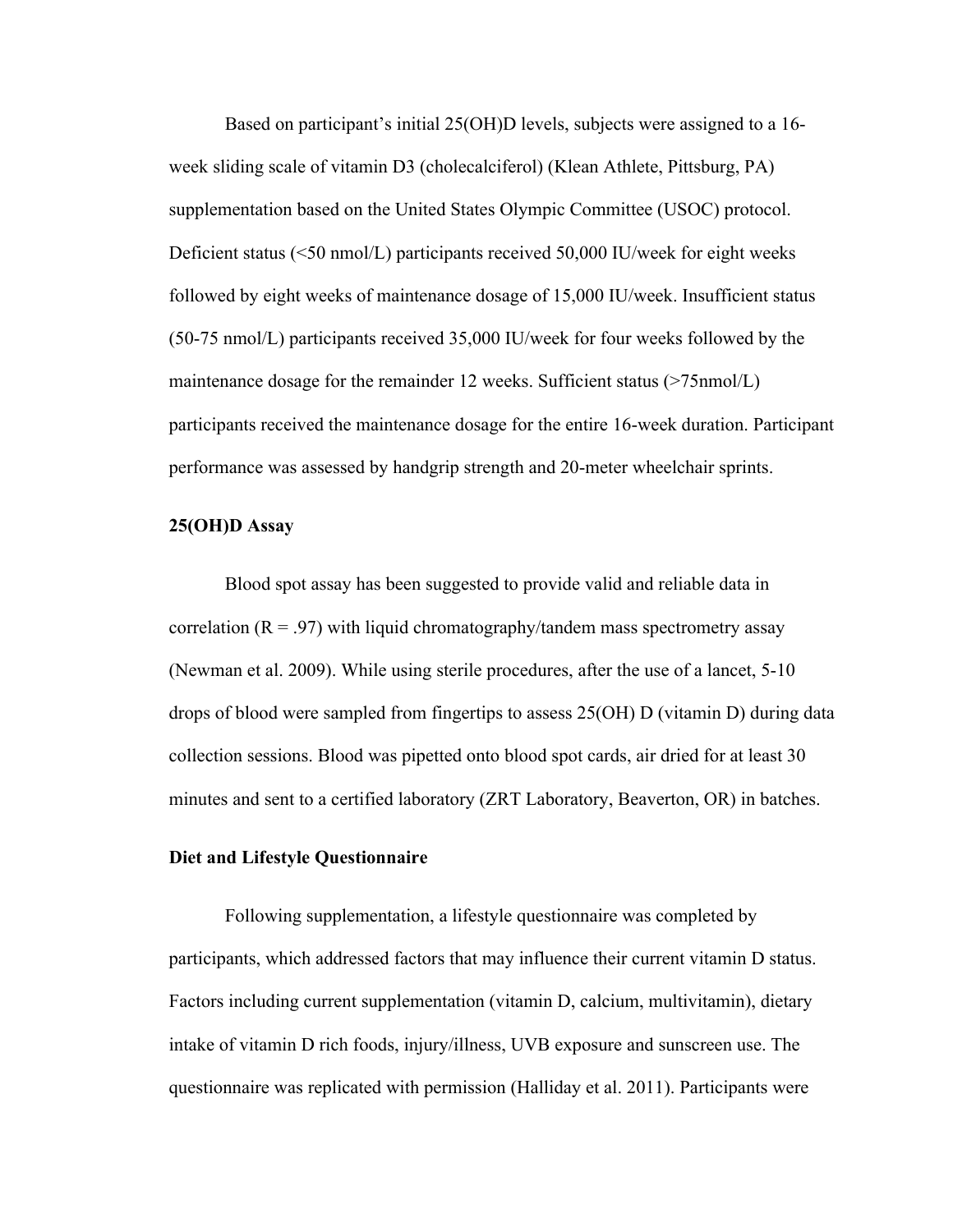Based on participant's initial 25(OH)D levels, subjects were assigned to a 16-week sliding scale of vitamin D3 (cholecalciferol) (Klean Athlete, Pittsburg, PA) supplementation based on the United States Olympic Committee (USOC) protocol. Deficient status (<50 nmol/L) participants received 50,000 IU/week for eight weeks followed by eight weeks of maintenance dosage of 15,000 IU/week. Insufficient status (50-75 nmol/L) participants received 35,000 IU/week for four weeks followed by the maintenance dosage for the remainder 12 weeks. Sufficient status (>75nmol/L) participants received the maintenance dosage for the entire 16-week duration. Participant performance was assessed by handgrip strength and 20-meter wheelchair sprints.

**25(OH)D Assay**

Blood spot assay has been suggested to provide valid and reliable data in correlation ($R = .97$) with liquid chromatography/tandem mass spectrometry assay (Newman et al. 2009). While using sterile procedures, after the use of a lancet, 5-10 drops of blood were sampled from fingertips to assess 25(OH) D (vitamin D) during data collection sessions. Blood was pipetted onto blood spot cards, air dried for at least 30 minutes and sent to a certified laboratory (ZRT Laboratory, Beaverton, OR) in batches.

**Diet and Lifestyle Questionnaire**

Following supplementation, a lifestyle questionnaire was completed by participants, which addressed factors that may influence their current vitamin D status. Factors including current supplementation (vitamin D, calcium, multivitamin), dietary intake of vitamin D rich foods, injury/illness, UVB exposure and sunscreen use. The questionnaire was replicated with permission (Halliday et al. 2011). Participants were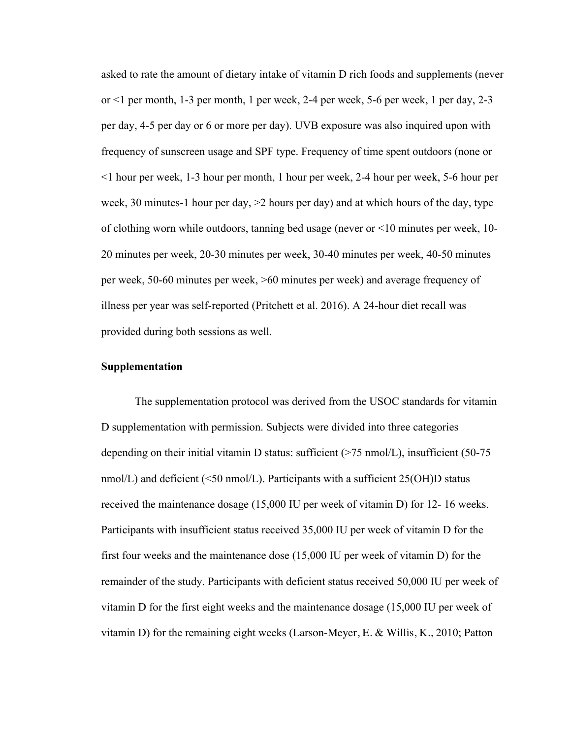asked to rate the amount of dietary intake of vitamin D rich foods and supplements (never or <1 per month, 1-3 per month, 1 per week, 2-4 per week, 5-6 per week, 1 per day, 2-3 per day, 4-5 per day or 6 or more per day). UVB exposure was also inquired upon with frequency of sunscreen usage and SPF type. Frequency of time spent outdoors (none or <1 hour per week, 1-3 hour per month, 1 hour per week, 2-4 hour per week, 5-6 hour per week, 30 minutes-1 hour per day, >2 hours per day) and at which hours of the day, type of clothing worn while outdoors, tanning bed usage (never or <10 minutes per week, 10-20 minutes per week, 20-30 minutes per week, 30-40 minutes per week, 40-50 minutes per week, 50-60 minutes per week, >60 minutes per week) and average frequency of illness per year was self-reported (Pritchett et al. 2016). A 24-hour diet recall was provided during both sessions as well.

**Supplementation**

The supplementation protocol was derived from the USOC standards for vitamin D supplementation with permission. Subjects were divided into three categories depending on their initial vitamin D status: sufficient (>75 nmol/L), insufficient (50-75 nmol/L) and deficient (<50 nmol/L). Participants with a sufficient 25(OH)D status received the maintenance dosage (15,000 IU per week of vitamin D) for 12- 16 weeks. Participants with insufficient status received 35,000 IU per week of vitamin D for the first four weeks and the maintenance dose (15,000 IU per week of vitamin D) for the remainder of the study. Participants with deficient status received 50,000 IU per week of vitamin D for the first eight weeks and the maintenance dosage (15,000 IU per week of vitamin D) for the remaining eight weeks (Larson-Meyer, E. & Willis, K., 2010; Patton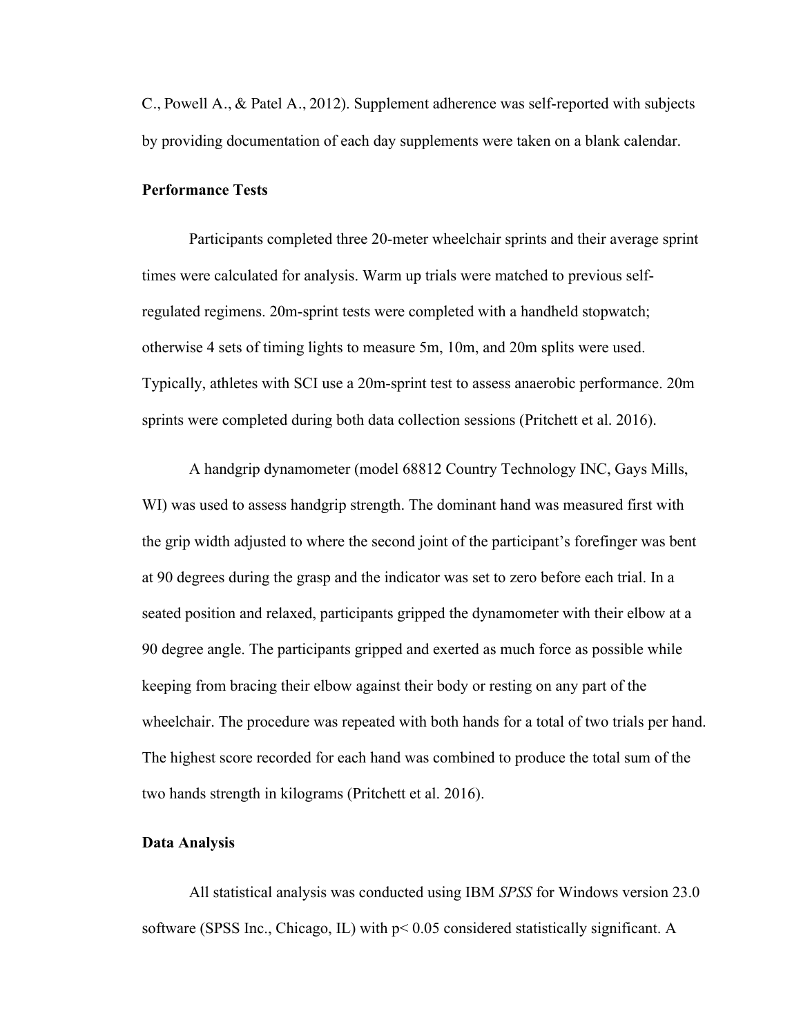C., Powell A., & Patel A., 2012). Supplement adherence was self-reported with subjects by providing documentation of each day supplements were taken on a blank calendar.

**Performance Tests**

Participants completed three 20-meter wheelchair sprints and their average sprint times were calculated for analysis. Warm up trials were matched to previous self-regulated regimens. 20m-sprint tests were completed with a handheld stopwatch; otherwise 4 sets of timing lights to measure 5m, 10m, and 20m splits were used. Typically, athletes with SCI use a 20m-sprint test to assess anaerobic performance. 20m sprints were completed during both data collection sessions (Pritchett et al. 2016).

A handgrip dynamometer (model 68812 Country Technology INC, Gays Mills, WI) was used to assess handgrip strength. The dominant hand was measured first with the grip width adjusted to where the second joint of the participant's forefinger was bent at 90 degrees during the grasp and the indicator was set to zero before each trial. In a seated position and relaxed, participants gripped the dynamometer with their elbow at a 90 degree angle. The participants gripped and exerted as much force as possible while keeping from bracing their elbow against their body or resting on any part of the wheelchair. The procedure was repeated with both hands for a total of two trials per hand. The highest score recorded for each hand was combined to produce the total sum of the two hands strength in kilograms (Pritchett et al. 2016).

**Data Analysis**

All statistical analysis was conducted using IBM *SPSS* for Windows version 23.0 software (SPSS Inc., Chicago, IL) with $p < 0.05$ considered statistically significant. A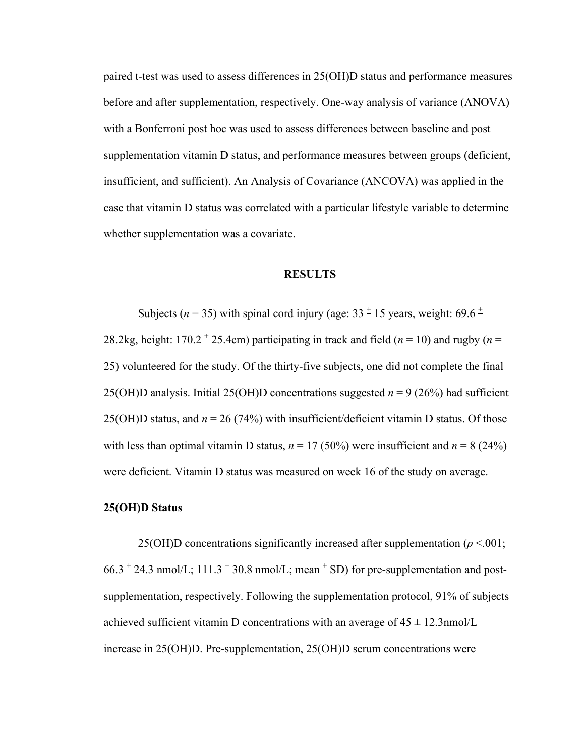paired t-test was used to assess differences in 25(OH)D status and performance measures before and after supplementation, respectively. One-way analysis of variance (ANOVA) with a Bonferroni post hoc was used to assess differences between baseline and post supplementation vitamin D status, and performance measures between groups (deficient, insufficient, and sufficient). An Analysis of Covariance (ANCOVA) was applied in the case that vitamin D status was correlated with a particular lifestyle variable to determine whether supplementation was a covariate.

## RESULTS

Subjects (*n* = 35) with spinal cord injury (age: 33 ± 15 years, weight: 69.6 ± 28.2kg, height: 170.2 ± 25.4cm) participating in track and field (*n* = 10) and rugby (*n* = 25) volunteered for the study. Of the thirty-five subjects, one did not complete the final 25(OH)D analysis. Initial 25(OH)D concentrations suggested *n* = 9 (26%) had sufficient 25(OH)D status, and *n* = 26 (74%) with insufficient/deficient vitamin D status. Of those with less than optimal vitamin D status, *n* = 17 (50%) were insufficient and *n* = 8 (24%) were deficient. Vitamin D status was measured on week 16 of the study on average.

### 25(OH)D Status

25(OH)D concentrations significantly increased after supplementation ($p < .001$; 66.3 ± 24.3 nmol/L; 111.3 ± 30.8 nmol/L; mean ± SD) for pre-supplementation and post-supplementation, respectively. Following the supplementation protocol, 91% of subjects achieved sufficient vitamin D concentrations with an average of 45 ± 12.3nmol/L increase in 25(OH)D. Pre-supplementation, 25(OH)D serum concentrations were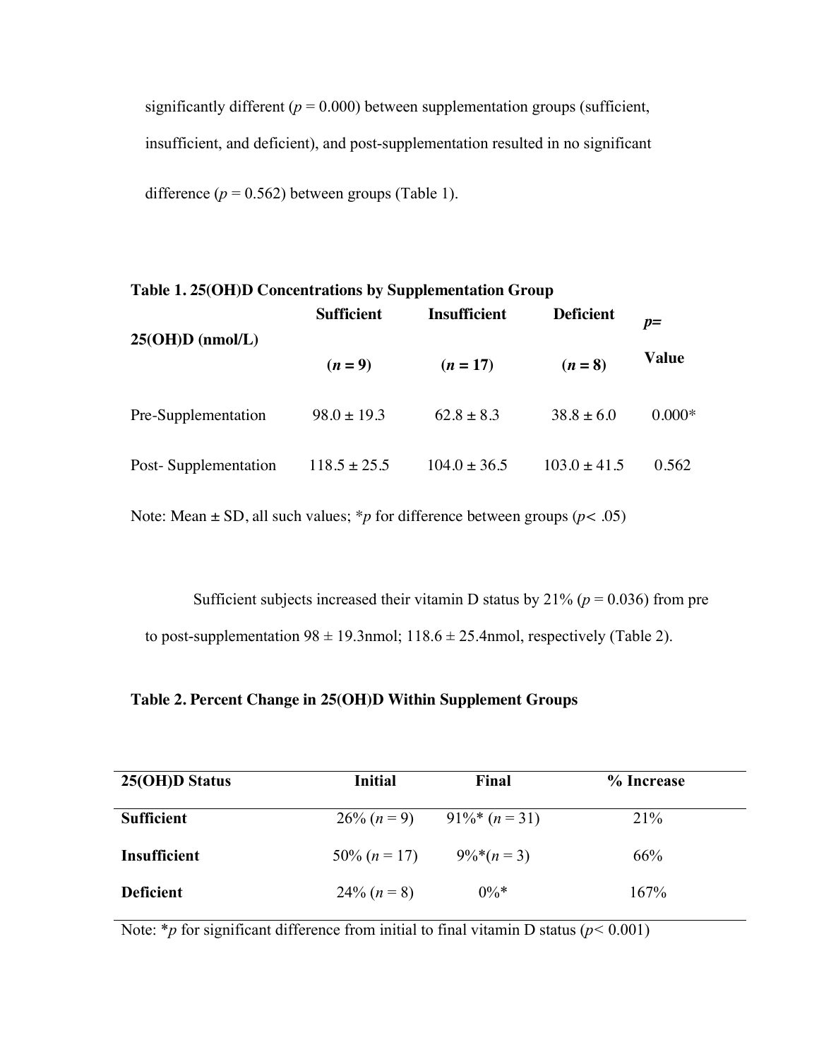significantly different ($p = 0.000$) between supplementation groups (sufficient, insufficient, and deficient), and post-supplementation resulted in no significant difference ($p = 0.562$) between groups (Table 1).

**Table 1. 25(OH)D Concentrations by Supplementation Group**

| **25(OH)D (nmol/L)** | **Sufficient** (***n* = 9**) | **Insufficient** (***n* = 17**) | **Deficient** (***n* = 8**) | ***p*= Value** |
|---|---|---|---|---|
| Pre-Supplementation | 98.0 ± 19.3 | 62.8 ± 8.3 | 38.8 ± 6.0 | 0.000* |
| Post- Supplementation | 118.5 ± 25.5 | 104.0 ± 36.5 | 103.0 ± 41.5 | 0.562 |

Note: Mean ± SD, all such values; *$p$ for difference between groups ($p < .05$)

Sufficient subjects increased their vitamin D status by 21% ($p = 0.036$) from pre to post-supplementation 98 ± 19.3nmol; 118.6 ± 25.4nmol, respectively (Table 2).

**Table 2. Percent Change in 25(OH)D Within Supplement Groups**

| **25(OH)D Status** | **Initial** | **Final** | **% Increase** |
|---|---|---|---|
| **Sufficient** | 26% (*n* = 9) | 91%* (*n* = 31) | 21% |
| **Insufficient** | 50% (*n* = 17) | 9%*(*n* = 3) | 66% |
| **Deficient** | 24% (*n* = 8) | 0%* | 167% |

Note: *$p$ for significant difference from initial to final vitamin D status ($p < 0.001$)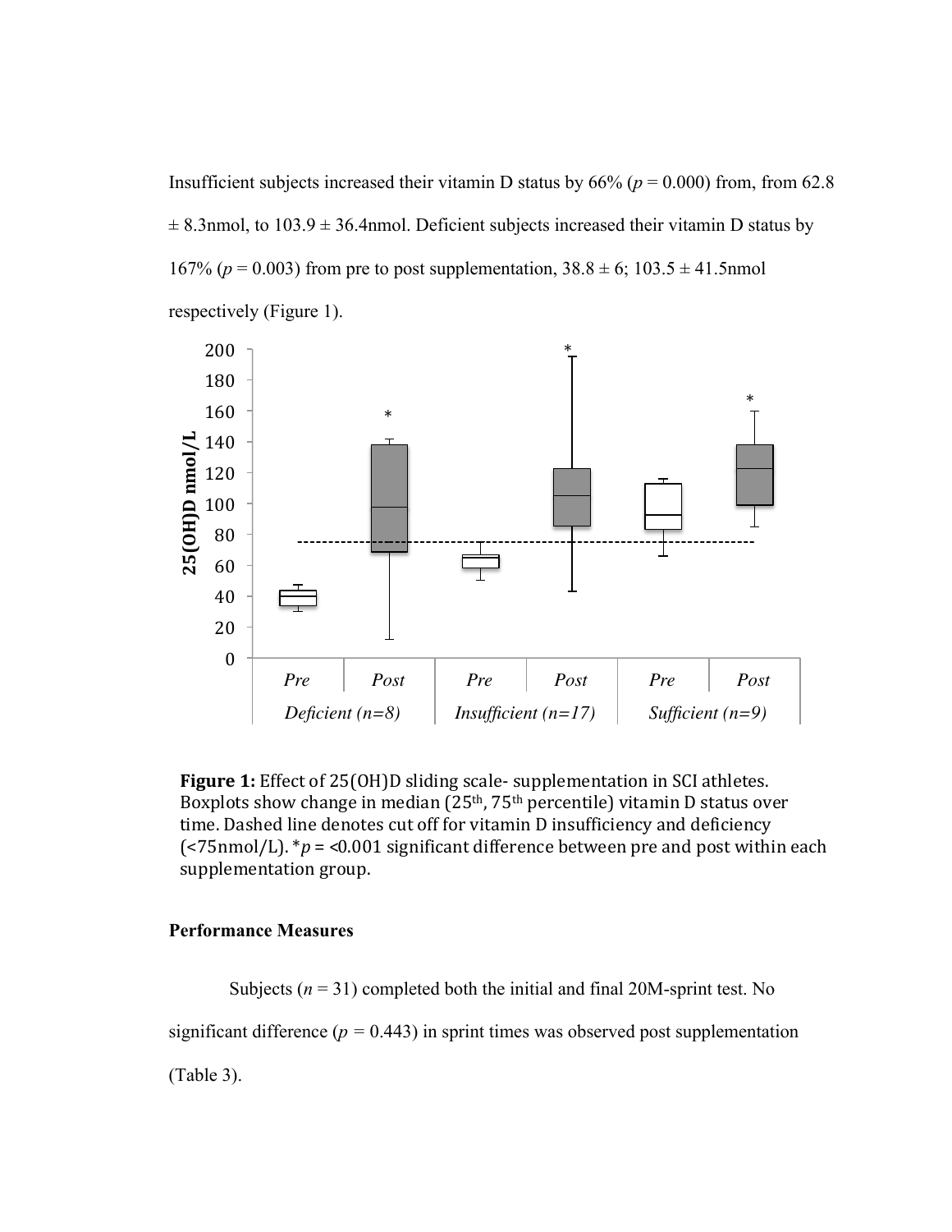Insufficient subjects increased their vitamin D status by 66% ($p$ = 0.000) from, from 62.8 ± 8.3nmol, to 103.9 ± 36.4nmol. Deficient subjects increased their vitamin D status by 167% ($p$ = 0.003) from pre to post supplementation, 38.8 ± 6; 103.5 ± 41.5nmol respectively (Figure 1).

**Figure 1:** Effect of 25(OH)D sliding scale- supplementation in SCI athletes. Boxplots show change in median (25th, 75th percentile) vitamin D status over time. Dashed line denotes cut off for vitamin D insufficiency and deficiency (<75nmol/L). *$p$ = <0.001 significant difference between pre and post within each supplementation group.

### Performance Measures

Subjects ($n$ = 31) completed both the initial and final 20M-sprint test. No significant difference ($p$ = 0.443) in sprint times was observed post supplementation (Table 3).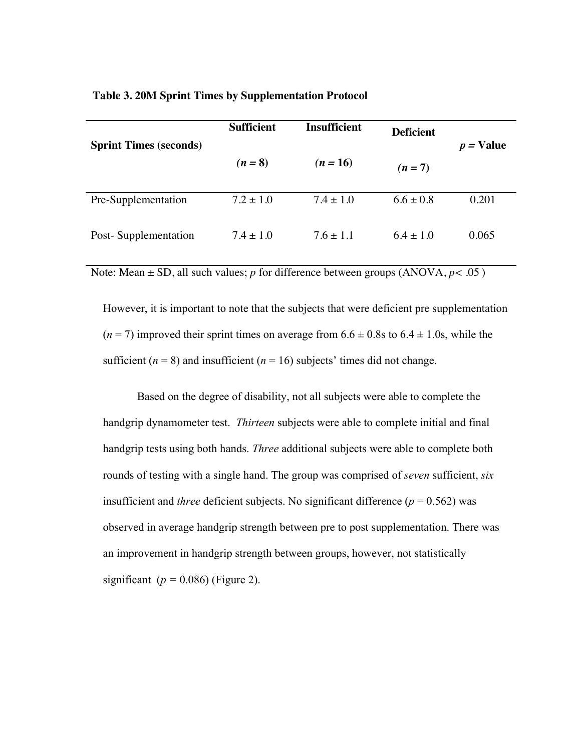**Table 3. 20M Sprint Times by Supplementation Protocol**

| Sprint Times (seconds) | Sufficient ($n = 8$) | Insufficient ($n = 16$) | Deficient ($n = 7$) | $p$ = Value |
|---|---|---|---|---|
| Pre-Supplementation | 7.2 ± 1.0 | 7.4 ± 1.0 | 6.6 ± 0.8 | 0.201 |
| Post- Supplementation | 7.4 ± 1.0 | 7.6 ± 1.1 | 6.4 ± 1.0 | 0.065 |

Note: Mean ± SD, all such values; $p$ for difference between groups (ANOVA, $p < .05$)

However, it is important to note that the subjects that were deficient pre supplementation ($n = 7$) improved their sprint times on average from 6.6 ± 0.8s to 6.4 ± 1.0s, while the sufficient ($n = 8$) and insufficient ($n = 16$) subjects' times did not change.

Based on the degree of disability, not all subjects were able to complete the handgrip dynamometer test. *Thirteen* subjects were able to complete initial and final handgrip tests using both hands. *Three* additional subjects were able to complete both rounds of testing with a single hand. The group was comprised of *seven* sufficient, *six* insufficient and *three* deficient subjects. No significant difference ($p = 0.562$) was observed in average handgrip strength between pre to post supplementation. There was an improvement in handgrip strength between groups, however, not statistically significant ($p = 0.086$) (Figure 2).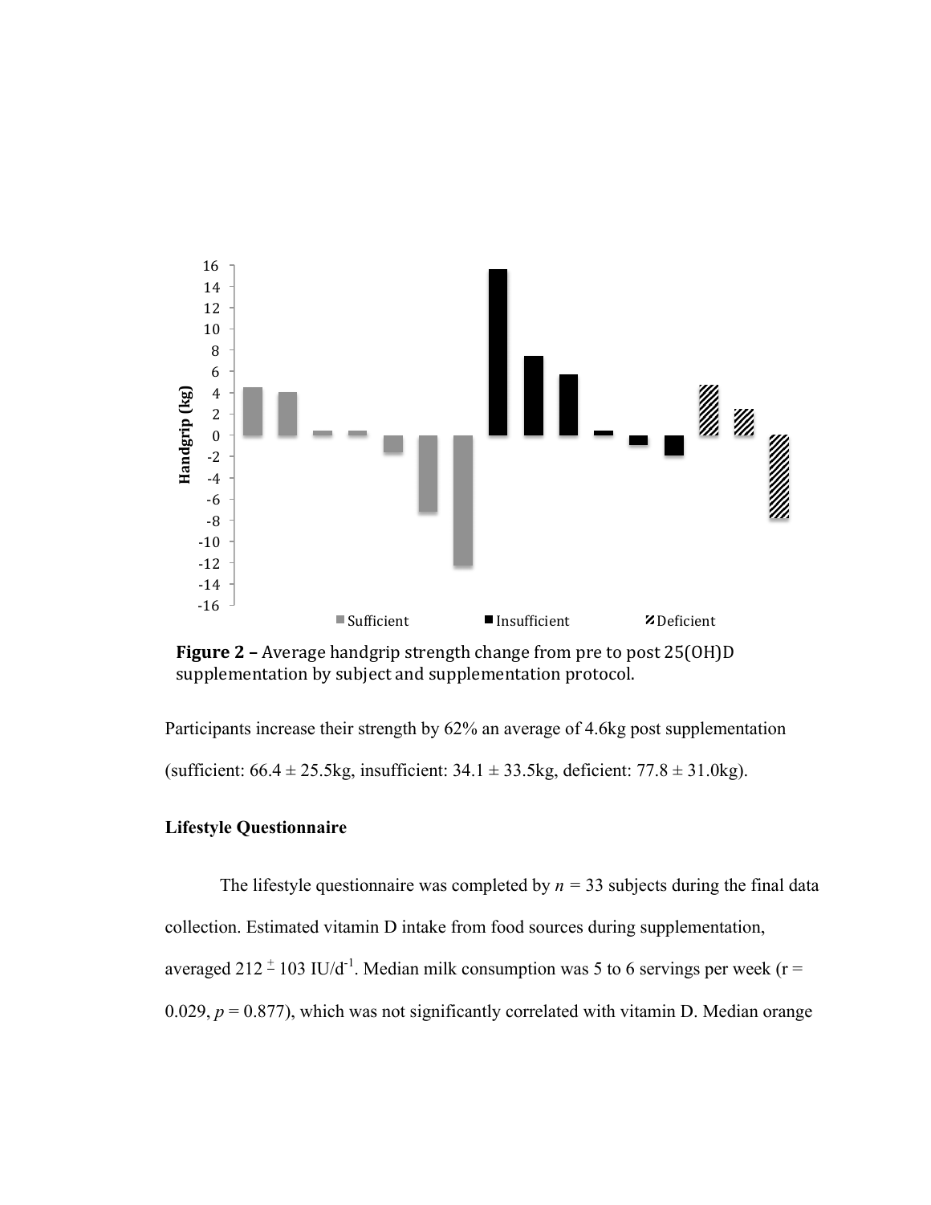**Figure 2 –** Average handgrip strength change from pre to post 25(OH)D supplementation by subject and supplementation protocol.

Participants increase their strength by 62% an average of 4.6kg post supplementation (sufficient: 66.4 ± 25.5kg, insufficient: 34.1 ± 33.5kg, deficient: 77.8 ± 31.0kg).

**Lifestyle Questionnaire**

The lifestyle questionnaire was completed by $n$ = 33 subjects during the final data collection. Estimated vitamin D intake from food sources during supplementation, averaged 212 ± 103 IU/d$^{-1}$. Median milk consumption was 5 to 6 servings per week ($r$ = 0.029, $p$ = 0.877), which was not significantly correlated with vitamin D. Median orange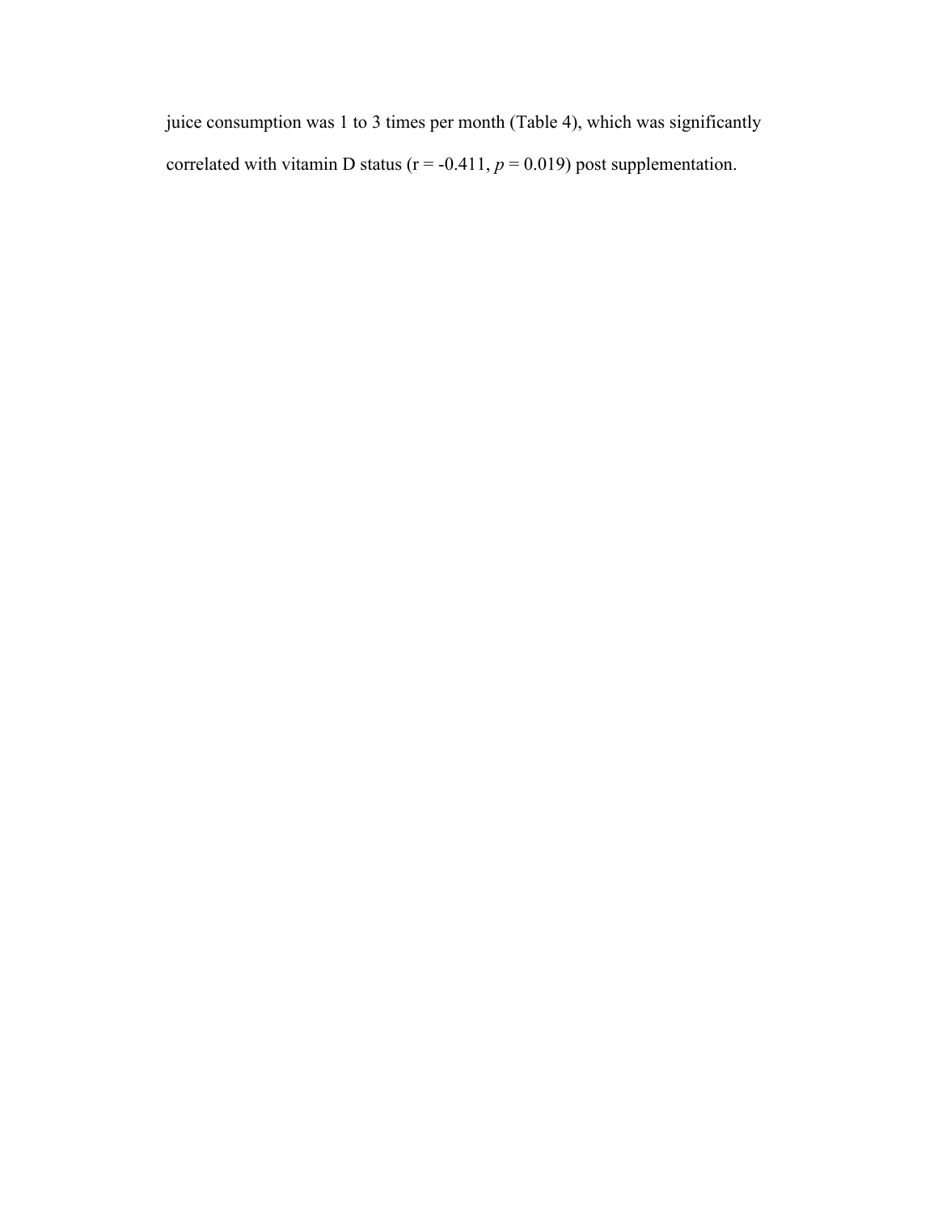juice consumption was 1 to 3 times per month (Table 4), which was significantly correlated with vitamin D status ($r = -0.411$, $p = 0.019$) post supplementation.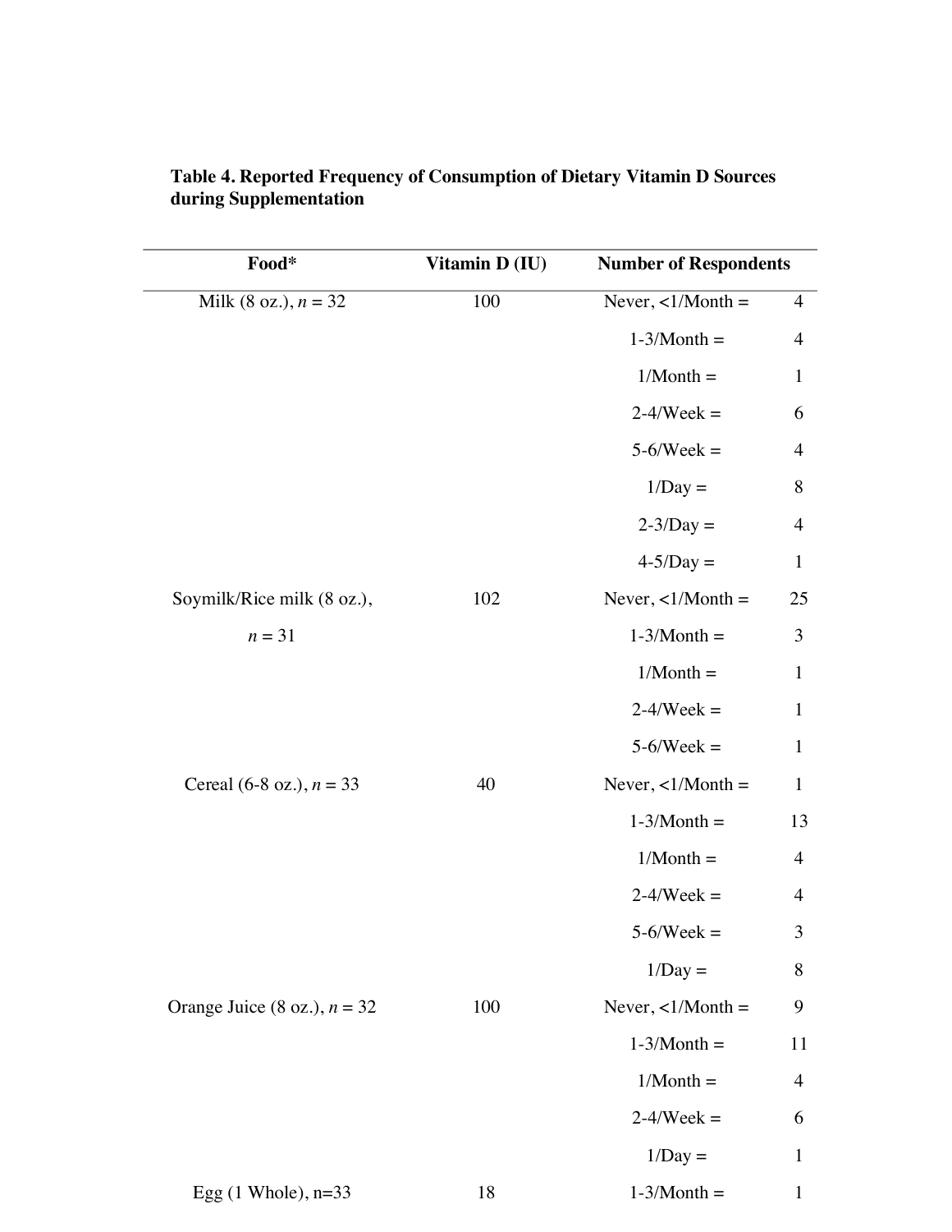**Table 4. Reported Frequency of Consumption of Dietary Vitamin D Sources during Supplementation**

| Food* | Vitamin D (IU) | Number of Respondents | |
|---|---|---|---|
| Milk (8 oz.), *n* = 32 | 100 | Never, <1/Month = | 4 |
| | | 1-3/Month = | 4 |
| | | 1/Month = | 1 |
| | | 2-4/Week = | 6 |
| | | 5-6/Week = | 4 |
| | | 1/Day = | 8 |
| | | 2-3/Day = | 4 |
| | | 4-5/Day = | 1 |
| Soymilk/Rice milk (8 oz.), *n* = 31 | 102 | Never, <1/Month = | 25 |
| | | 1-3/Month = | 3 |
| | | 1/Month = | 1 |
| | | 2-4/Week = | 1 |
| | | 5-6/Week = | 1 |
| Cereal (6-8 oz.), *n* = 33 | 40 | Never, <1/Month = | 1 |
| | | 1-3/Month = | 13 |
| | | 1/Month = | 4 |
| | | 2-4/Week = | 4 |
| | | 5-6/Week = | 3 |
| | | 1/Day = | 8 |
| Orange Juice (8 oz.), *n* = 32 | 100 | Never, <1/Month = | 9 |
| | | 1-3/Month = | 11 |
| | | 1/Month = | 4 |
| | | 2-4/Week = | 6 |
| | | 1/Day = | 1 |
| Egg (1 Whole), n=33 | 18 | 1-3/Month = | 1 |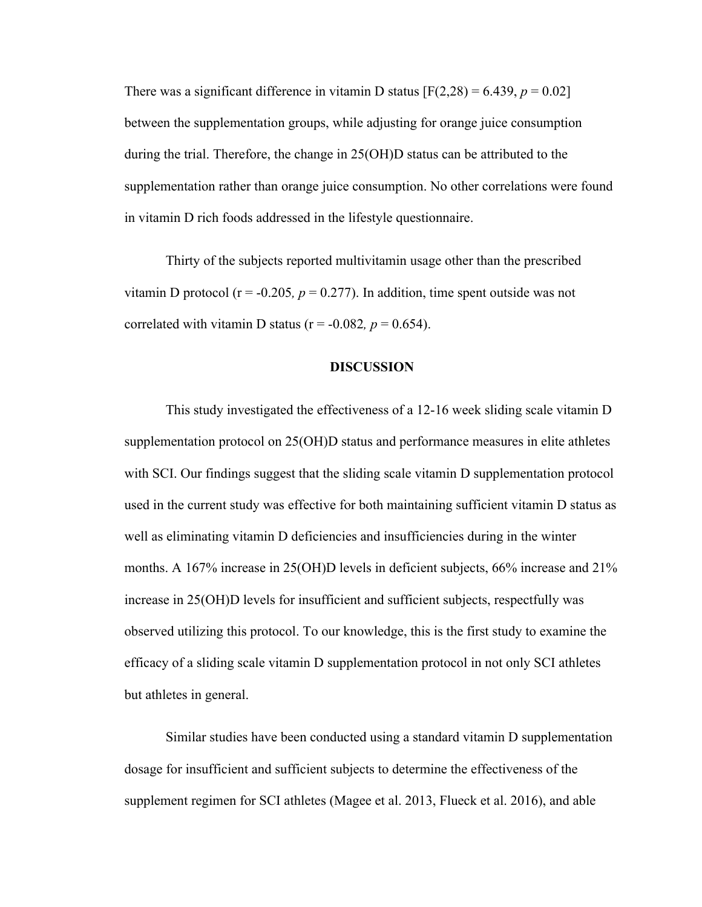There was a significant difference in vitamin D status [$F(2,28) = 6.439$, $p = 0.02$] between the supplementation groups, while adjusting for orange juice consumption during the trial. Therefore, the change in 25(OH)D status can be attributed to the supplementation rather than orange juice consumption. No other correlations were found in vitamin D rich foods addressed in the lifestyle questionnaire.

Thirty of the subjects reported multivitamin usage other than the prescribed vitamin D protocol ($r = -0.205$, $p = 0.277$). In addition, time spent outside was not correlated with vitamin D status ($r = -0.082$, $p = 0.654$).

## DISCUSSION

This study investigated the effectiveness of a 12-16 week sliding scale vitamin D supplementation protocol on 25(OH)D status and performance measures in elite athletes with SCI. Our findings suggest that the sliding scale vitamin D supplementation protocol used in the current study was effective for both maintaining sufficient vitamin D status as well as eliminating vitamin D deficiencies and insufficiencies during in the winter months. A 167% increase in 25(OH)D levels in deficient subjects, 66% increase and 21% increase in 25(OH)D levels for insufficient and sufficient subjects, respectfully was observed utilizing this protocol. To our knowledge, this is the first study to examine the efficacy of a sliding scale vitamin D supplementation protocol in not only SCI athletes but athletes in general.

Similar studies have been conducted using a standard vitamin D supplementation dosage for insufficient and sufficient subjects to determine the effectiveness of the supplement regimen for SCI athletes (Magee et al. 2013, Flueck et al. 2016), and able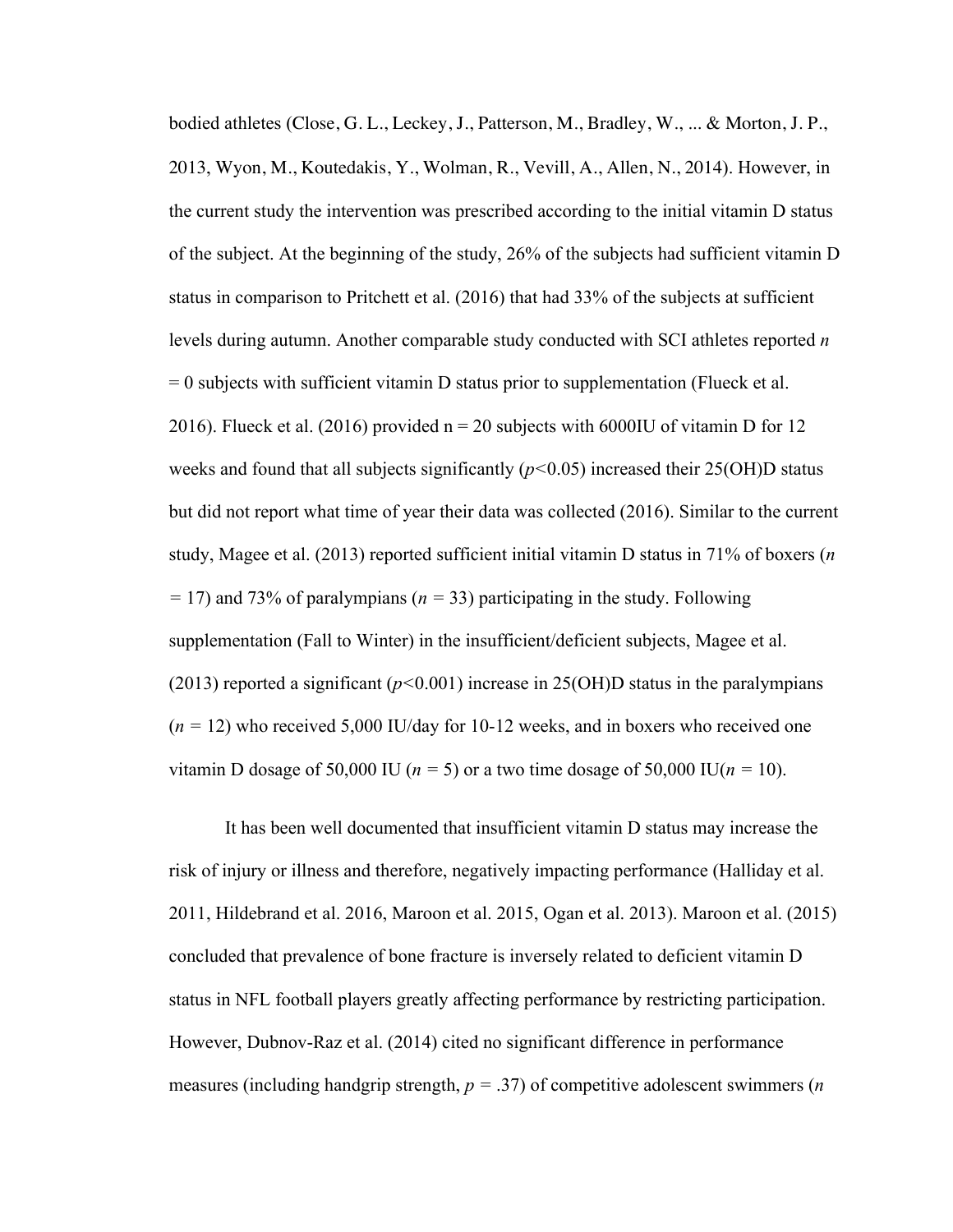bodied athletes (Close, G. L., Leckey, J., Patterson, M., Bradley, W., ... & Morton, J. P., 2013, Wyon, M., Koutedakis, Y., Wolman, R., Vevill, A., Allen, N., 2014). However, in the current study the intervention was prescribed according to the initial vitamin D status of the subject. At the beginning of the study, 26% of the subjects had sufficient vitamin D status in comparison to Pritchett et al. (2016) that had 33% of the subjects at sufficient levels during autumn. Another comparable study conducted with SCI athletes reported $n = 0$ subjects with sufficient vitamin D status prior to supplementation (Flueck et al. 2016). Flueck et al. (2016) provided n = 20 subjects with 6000IU of vitamin D for 12 weeks and found that all subjects significantly ($p<0.05$) increased their 25(OH)D status but did not report what time of year their data was collected (2016). Similar to the current study, Magee et al. (2013) reported sufficient initial vitamin D status in 71% of boxers ($n = 17$) and 73% of paralympians ($n = 33$) participating in the study. Following supplementation (Fall to Winter) in the insufficient/deficient subjects, Magee et al. (2013) reported a significant ($p<0.001$) increase in 25(OH)D status in the paralympians ($n = 12$) who received 5,000 IU/day for 10-12 weeks, and in boxers who received one vitamin D dosage of 50,000 IU ($n = 5$) or a two time dosage of 50,000 IU($n = 10$).

It has been well documented that insufficient vitamin D status may increase the risk of injury or illness and therefore, negatively impacting performance (Halliday et al. 2011, Hildebrand et al. 2016, Maroon et al. 2015, Ogan et al. 2013). Maroon et al. (2015) concluded that prevalence of bone fracture is inversely related to deficient vitamin D status in NFL football players greatly affecting performance by restricting participation. However, Dubnov-Raz et al. (2014) cited no significant difference in performance measures (including handgrip strength, $p = .37$) of competitive adolescent swimmers ($n$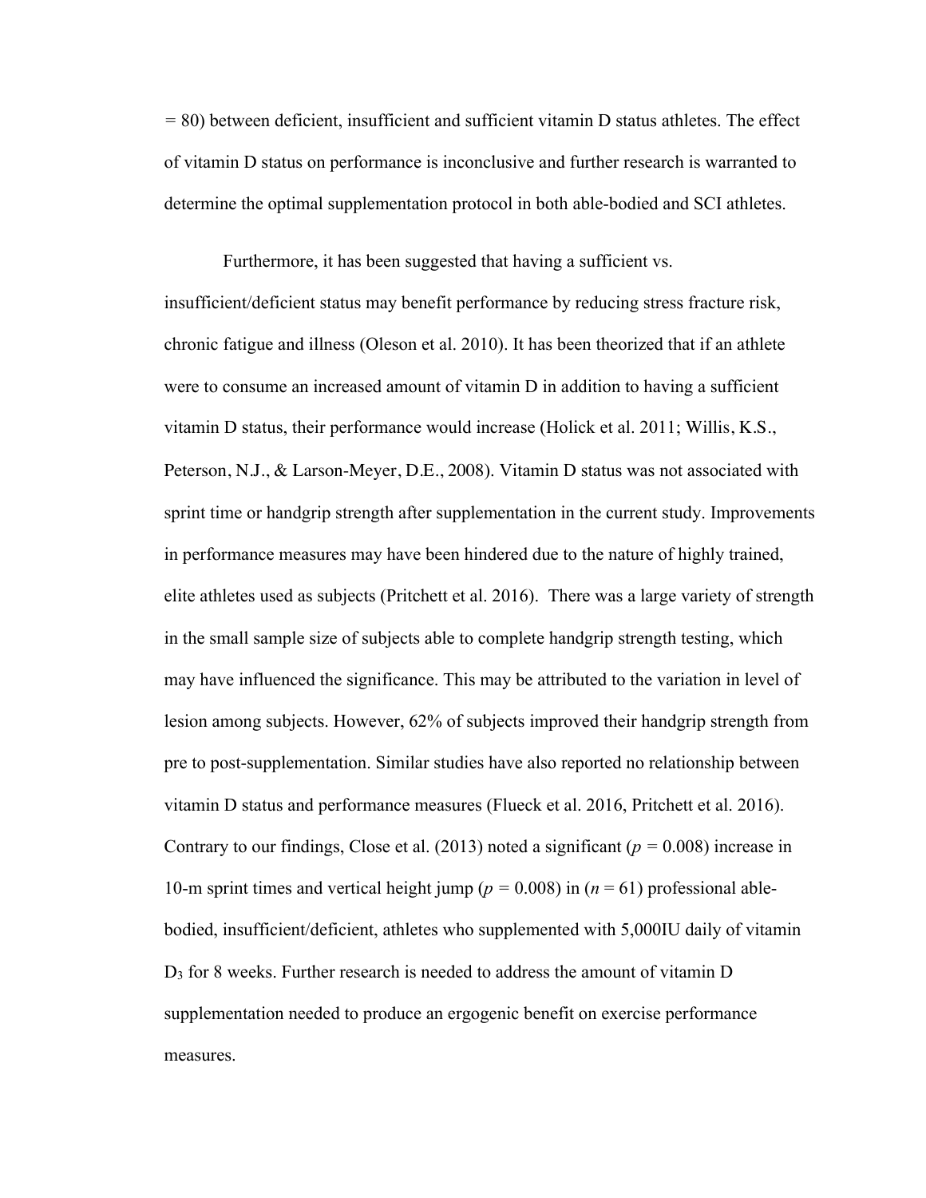= 80) between deficient, insufficient and sufficient vitamin D status athletes. The effect of vitamin D status on performance is inconclusive and further research is warranted to determine the optimal supplementation protocol in both able-bodied and SCI athletes.

Furthermore, it has been suggested that having a sufficient vs. insufficient/deficient status may benefit performance by reducing stress fracture risk, chronic fatigue and illness (Oleson et al. 2010). It has been theorized that if an athlete were to consume an increased amount of vitamin D in addition to having a sufficient vitamin D status, their performance would increase (Holick et al. 2011; Willis, K.S., Peterson, N.J., & Larson-Meyer, D.E., 2008). Vitamin D status was not associated with sprint time or handgrip strength after supplementation in the current study. Improvements in performance measures may have been hindered due to the nature of highly trained, elite athletes used as subjects (Pritchett et al. 2016). There was a large variety of strength in the small sample size of subjects able to complete handgrip strength testing, which may have influenced the significance. This may be attributed to the variation in level of lesion among subjects. However, 62% of subjects improved their handgrip strength from pre to post-supplementation. Similar studies have also reported no relationship between vitamin D status and performance measures (Flueck et al. 2016, Pritchett et al. 2016). Contrary to our findings, Close et al. (2013) noted a significant ($p = 0.008$) increase in 10-m sprint times and vertical height jump ($p = 0.008$) in ($n = 61$) professional able-bodied, insufficient/deficient, athletes who supplemented with 5,000IU daily of vitamin $D_3$ for 8 weeks. Further research is needed to address the amount of vitamin D supplementation needed to produce an ergogenic benefit on exercise performance measures.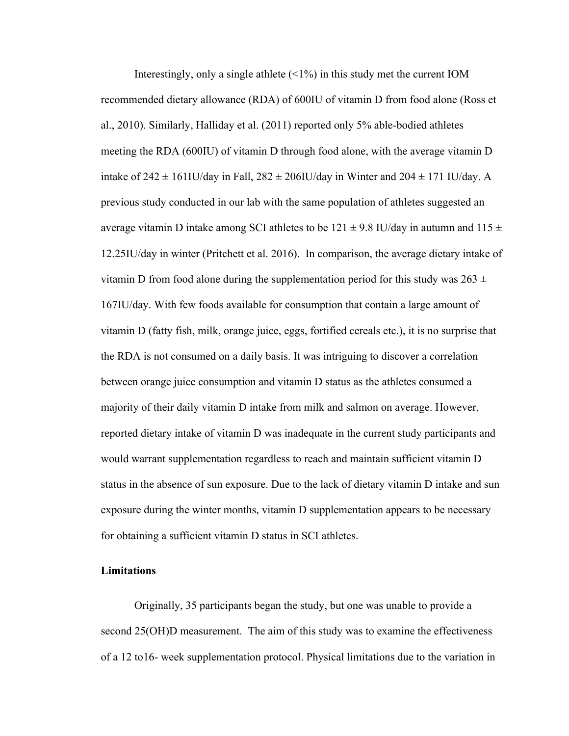Interestingly, only a single athlete (<1%) in this study met the current IOM recommended dietary allowance (RDA) of 600IU of vitamin D from food alone (Ross et al., 2010). Similarly, Halliday et al. (2011) reported only 5% able-bodied athletes meeting the RDA (600IU) of vitamin D through food alone, with the average vitamin D intake of 242 ± 161IU/day in Fall, 282 ± 206IU/day in Winter and 204 ± 171 IU/day. A previous study conducted in our lab with the same population of athletes suggested an average vitamin D intake among SCI athletes to be 121 ± 9.8 IU/day in autumn and 115 ± 12.25IU/day in winter (Pritchett et al. 2016). In comparison, the average dietary intake of vitamin D from food alone during the supplementation period for this study was 263 ± 167IU/day. With few foods available for consumption that contain a large amount of vitamin D (fatty fish, milk, orange juice, eggs, fortified cereals etc.), it is no surprise that the RDA is not consumed on a daily basis. It was intriguing to discover a correlation between orange juice consumption and vitamin D status as the athletes consumed a majority of their daily vitamin D intake from milk and salmon on average. However, reported dietary intake of vitamin D was inadequate in the current study participants and would warrant supplementation regardless to reach and maintain sufficient vitamin D status in the absence of sun exposure. Due to the lack of dietary vitamin D intake and sun exposure during the winter months, vitamin D supplementation appears to be necessary for obtaining a sufficient vitamin D status in SCI athletes.

**Limitations**

Originally, 35 participants began the study, but one was unable to provide a second 25(OH)D measurement. The aim of this study was to examine the effectiveness of a 12 to16- week supplementation protocol. Physical limitations due to the variation in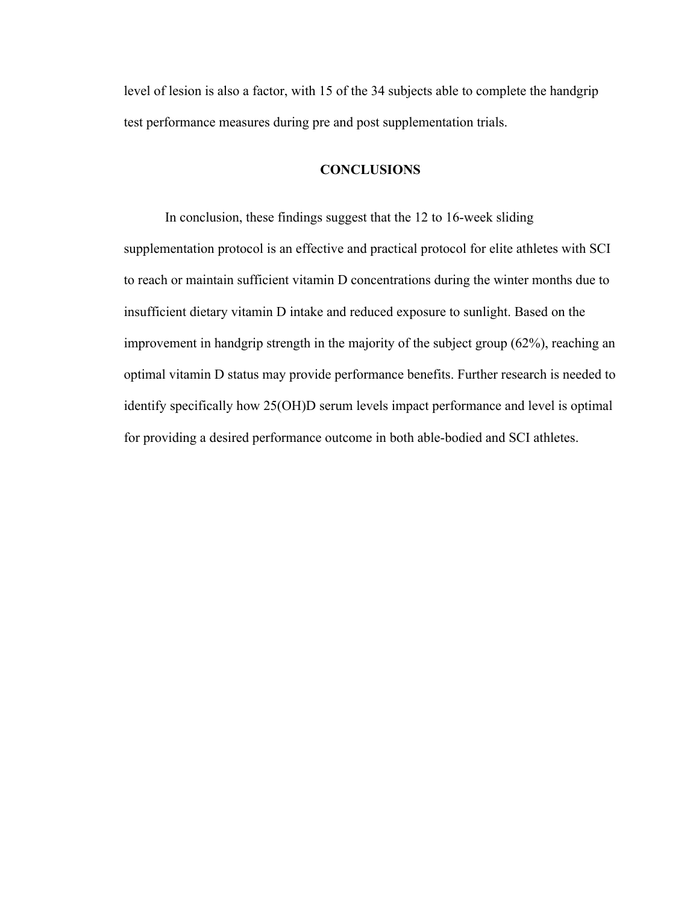level of lesion is also a factor, with 15 of the 34 subjects able to complete the handgrip test performance measures during pre and post supplementation trials.

## CONCLUSIONS

In conclusion, these findings suggest that the 12 to 16-week sliding supplementation protocol is an effective and practical protocol for elite athletes with SCI to reach or maintain sufficient vitamin D concentrations during the winter months due to insufficient dietary vitamin D intake and reduced exposure to sunlight. Based on the improvement in handgrip strength in the majority of the subject group (62%), reaching an optimal vitamin D status may provide performance benefits. Further research is needed to identify specifically how 25(OH)D serum levels impact performance and level is optimal for providing a desired performance outcome in both able-bodied and SCI athletes.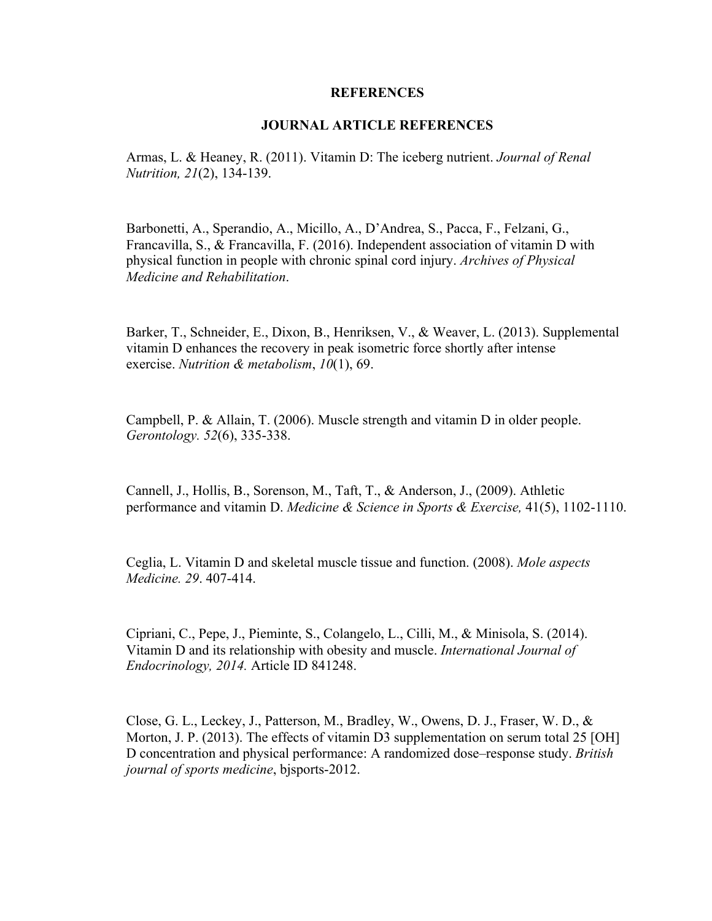# REFERENCES

## JOURNAL ARTICLE REFERENCES

Armas, L. & Heaney, R. (2011). Vitamin D: The iceberg nutrient. *Journal of Renal Nutrition, 21*(2), 134-139.

Barbonetti, A., Sperandio, A., Micillo, A., D'Andrea, S., Pacca, F., Felzani, G., Francavilla, S., & Francavilla, F. (2016). Independent association of vitamin D with physical function in people with chronic spinal cord injury. *Archives of Physical Medicine and Rehabilitation*.

Barker, T., Schneider, E., Dixon, B., Henriksen, V., & Weaver, L. (2013). Supplemental vitamin D enhances the recovery in peak isometric force shortly after intense exercise. *Nutrition & metabolism*, *10*(1), 69.

Campbell, P. & Allain, T. (2006). Muscle strength and vitamin D in older people. *Gerontology. 52*(6), 335-338.

Cannell, J., Hollis, B., Sorenson, M., Taft, T., & Anderson, J., (2009). Athletic performance and vitamin D. *Medicine & Science in Sports & Exercise,* 41(5), 1102-1110.

Ceglia, L. Vitamin D and skeletal muscle tissue and function. (2008). *Mole aspects Medicine. 29*. 407-414.

Cipriani, C., Pepe, J., Pieminte, S., Colangelo, L., Cilli, M., & Minisola, S. (2014). Vitamin D and its relationship with obesity and muscle. *International Journal of Endocrinology, 2014.* Article ID 841248.

Close, G. L., Leckey, J., Patterson, M., Bradley, W., Owens, D. J., Fraser, W. D., & Morton, J. P. (2013). The effects of vitamin D3 supplementation on serum total 25 [OH] D concentration and physical performance: A randomized dose–response study. *British journal of sports medicine*, bjsports-2012.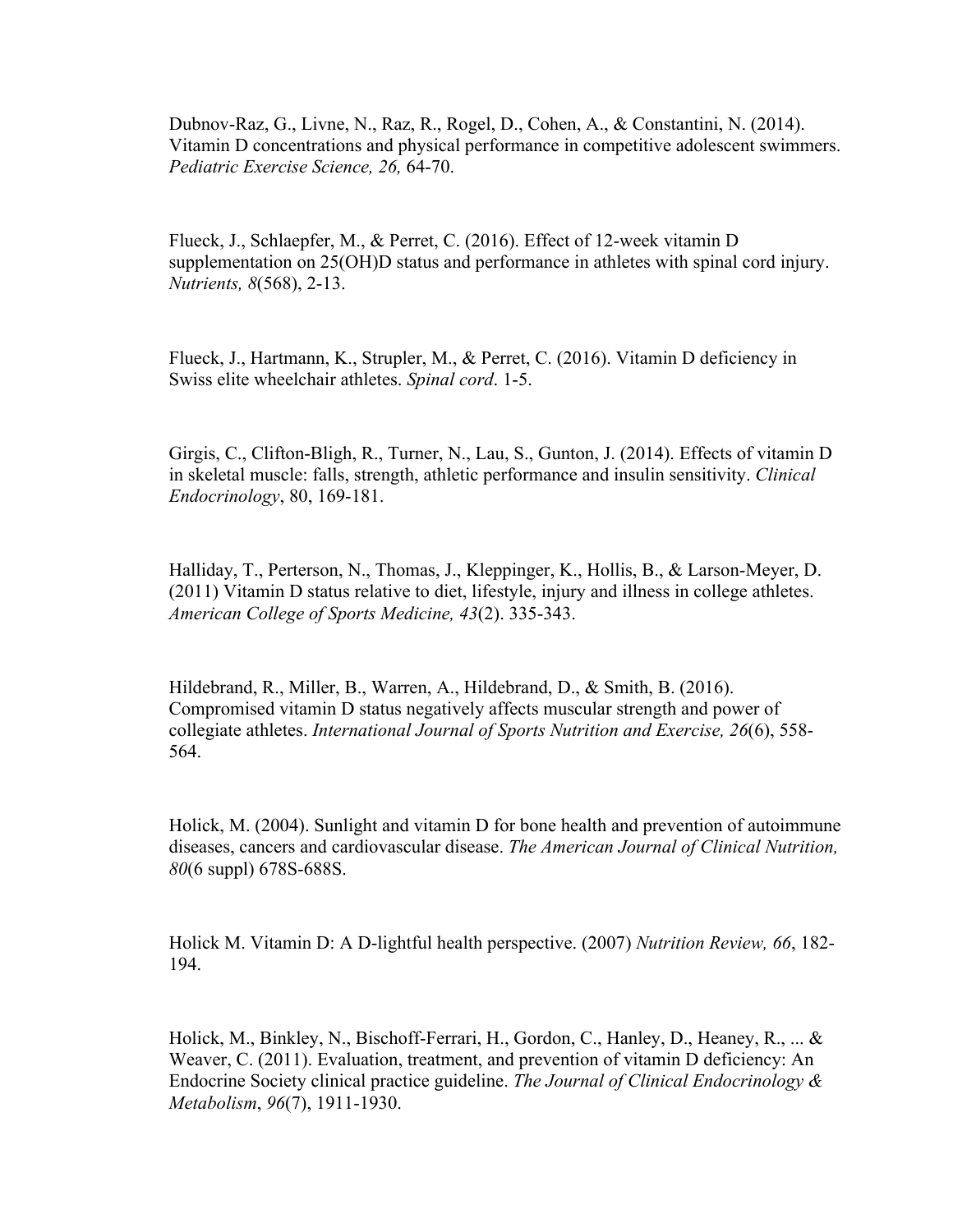Dubnov-Raz, G., Livne, N., Raz, R., Rogel, D., Cohen, A., & Constantini, N. (2014). Vitamin D concentrations and physical performance in competitive adolescent swimmers. *Pediatric Exercise Science, 26,* 64-70.

Flueck, J., Schlaepfer, M., & Perret, C. (2016). Effect of 12-week vitamin D supplementation on 25(OH)D status and performance in athletes with spinal cord injury. *Nutrients, 8*(568), 2-13.

Flueck, J., Hartmann, K., Strupler, M., & Perret, C. (2016). Vitamin D deficiency in Swiss elite wheelchair athletes. *Spinal cord*. 1-5.

Girgis, C., Clifton-Bligh, R., Turner, N., Lau, S., Gunton, J. (2014). Effects of vitamin D in skeletal muscle: falls, strength, athletic performance and insulin sensitivity. *Clinical Endocrinology*, 80, 169-181.

Halliday, T., Perterson, N., Thomas, J., Kleppinger, K., Hollis, B., & Larson-Meyer, D. (2011) Vitamin D status relative to diet, lifestyle, injury and illness in college athletes. *American College of Sports Medicine, 43*(2). 335-343.

Hildebrand, R., Miller, B., Warren, A., Hildebrand, D., & Smith, B. (2016). Compromised vitamin D status negatively affects muscular strength and power of collegiate athletes. *International Journal of Sports Nutrition and Exercise, 26*(6), 558-564.

Holick, M. (2004). Sunlight and vitamin D for bone health and prevention of autoimmune diseases, cancers and cardiovascular disease. *The American Journal of Clinical Nutrition, 80*(6 suppl) 678S-688S.

Holick M. Vitamin D: A D-lightful health perspective. (2007) *Nutrition Review, 66*, 182-194.

Holick, M., Binkley, N., Bischoff-Ferrari, H., Gordon, C., Hanley, D., Heaney, R., ... & Weaver, C. (2011). Evaluation, treatment, and prevention of vitamin D deficiency: An Endocrine Society clinical practice guideline. *The Journal of Clinical Endocrinology & Metabolism*, *96*(7), 1911-1930.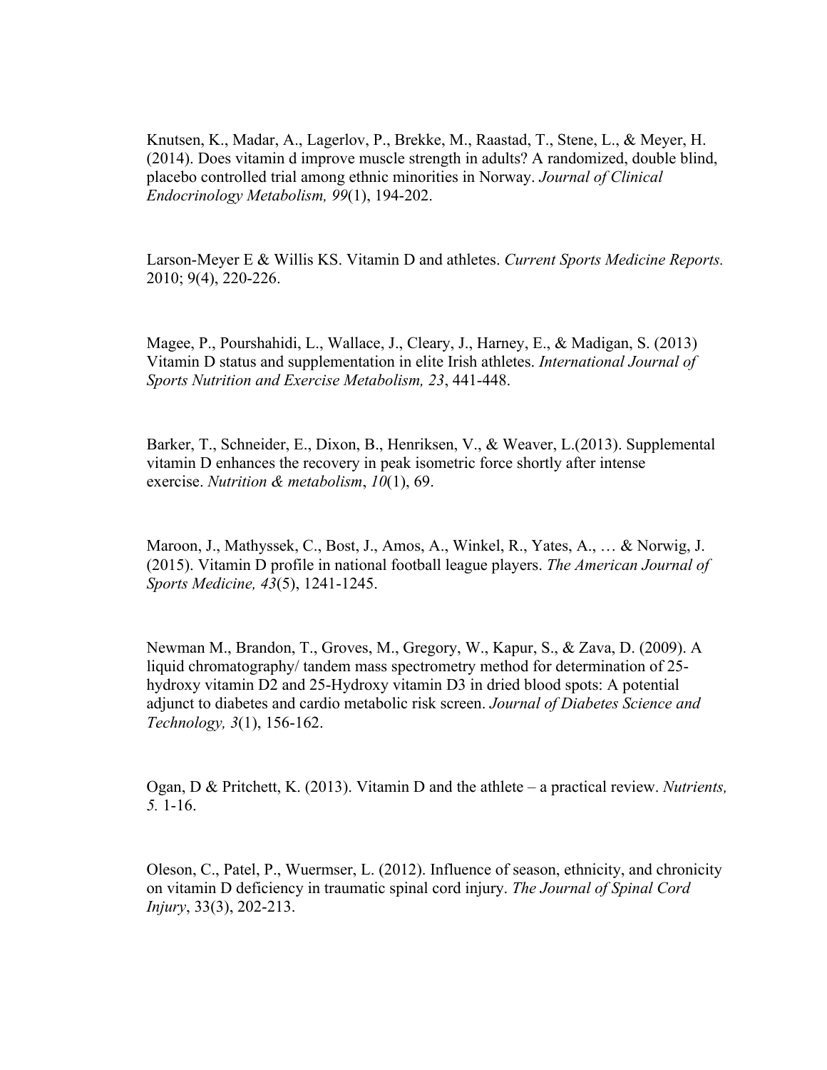Knutsen, K., Madar, A., Lagerlov, P., Brekke, M., Raastad, T., Stene, L., & Meyer, H. (2014). Does vitamin d improve muscle strength in adults? A randomized, double blind, placebo controlled trial among ethnic minorities in Norway. *Journal of Clinical Endocrinology Metabolism, 99*(1), 194-202.

Larson-Meyer E & Willis KS. Vitamin D and athletes. *Current Sports Medicine Reports.* 2010; 9(4), 220-226.

Magee, P., Pourshahidi, L., Wallace, J., Cleary, J., Harney, E., & Madigan, S. (2013) Vitamin D status and supplementation in elite Irish athletes. *International Journal of Sports Nutrition and Exercise Metabolism, 23*, 441-448.

Barker, T., Schneider, E., Dixon, B., Henriksen, V., & Weaver, L.(2013). Supplemental vitamin D enhances the recovery in peak isometric force shortly after intense exercise. *Nutrition & metabolism*, *10*(1), 69.

Maroon, J., Mathyssek, C., Bost, J., Amos, A., Winkel, R., Yates, A., … & Norwig, J. (2015). Vitamin D profile in national football league players. *The American Journal of Sports Medicine, 43*(5), 1241-1245.

Newman M., Brandon, T., Groves, M., Gregory, W., Kapur, S., & Zava, D. (2009). A liquid chromatography/ tandem mass spectrometry method for determination of 25-hydroxy vitamin D2 and 25-Hydroxy vitamin D3 in dried blood spots: A potential adjunct to diabetes and cardio metabolic risk screen. *Journal of Diabetes Science and Technology, 3*(1), 156-162.

Ogan, D & Pritchett, K. (2013). Vitamin D and the athlete – a practical review. *Nutrients, 5.* 1-16.

Oleson, C., Patel, P., Wuermser, L. (2012). Influence of season, ethnicity, and chronicity on vitamin D deficiency in traumatic spinal cord injury. *The Journal of Spinal Cord Injury*, 33(3), 202-213.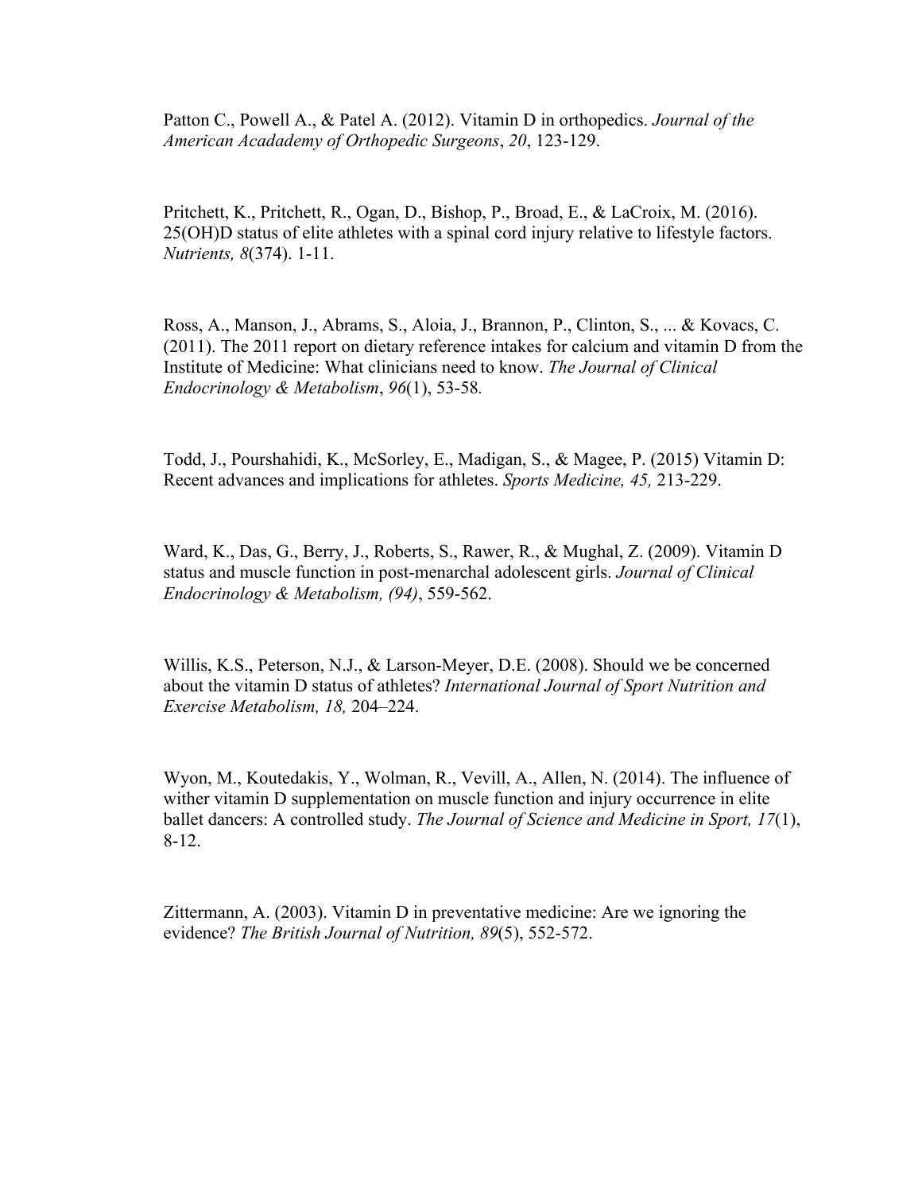Patton C., Powell A., & Patel A. (2012). Vitamin D in orthopedics. *Journal of the American Acadademy of Orthopedic Surgeons*, *20*, 123-129.

Pritchett, K., Pritchett, R., Ogan, D., Bishop, P., Broad, E., & LaCroix, M. (2016). 25(OH)D status of elite athletes with a spinal cord injury relative to lifestyle factors. *Nutrients, 8*(374). 1-11.

Ross, A., Manson, J., Abrams, S., Aloia, J., Brannon, P., Clinton, S., ... & Kovacs, C. (2011). The 2011 report on dietary reference intakes for calcium and vitamin D from the Institute of Medicine: What clinicians need to know. *The Journal of Clinical Endocrinology & Metabolism*, *96*(1), 53-58.

Todd, J., Pourshahidi, K., McSorley, E., Madigan, S., & Magee, P. (2015) Vitamin D: Recent advances and implications for athletes. *Sports Medicine, 45,* 213-229.

Ward, K., Das, G., Berry, J., Roberts, S., Rawer, R., & Mughal, Z. (2009). Vitamin D status and muscle function in post-menarchal adolescent girls. *Journal of Clinical Endocrinology & Metabolism, (94)*, 559-562.

Willis, K.S., Peterson, N.J., & Larson-Meyer, D.E. (2008). Should we be concerned about the vitamin D status of athletes? *International Journal of Sport Nutrition and Exercise Metabolism, 18,* 204–224.

Wyon, M., Koutedakis, Y., Wolman, R., Vevill, A., Allen, N. (2014). The influence of wither vitamin D supplementation on muscle function and injury occurrence in elite ballet dancers: A controlled study. *The Journal of Science and Medicine in Sport, 17*(1), 8-12.

Zittermann, A. (2003). Vitamin D in preventative medicine: Are we ignoring the evidence? *The British Journal of Nutrition, 89*(5), 552-572.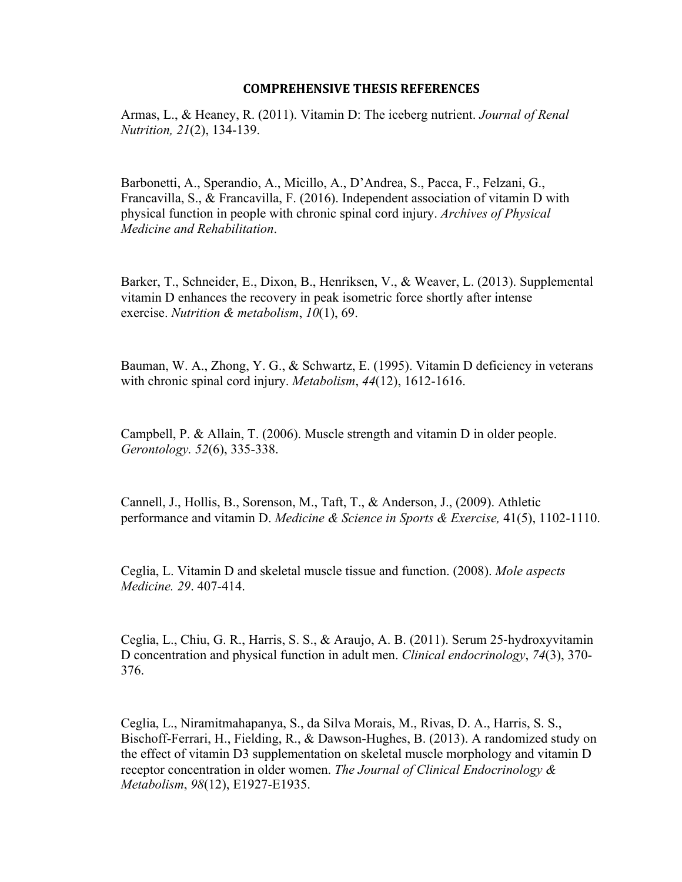**COMPREHENSIVE THESIS REFERENCES**

Armas, L., & Heaney, R. (2011). Vitamin D: The iceberg nutrient. *Journal of Renal Nutrition, 21*(2), 134-139.

Barbonetti, A., Sperandio, A., Micillo, A., D'Andrea, S., Pacca, F., Felzani, G., Francavilla, S., & Francavilla, F. (2016). Independent association of vitamin D with physical function in people with chronic spinal cord injury. *Archives of Physical Medicine and Rehabilitation*.

Barker, T., Schneider, E., Dixon, B., Henriksen, V., & Weaver, L. (2013). Supplemental vitamin D enhances the recovery in peak isometric force shortly after intense exercise. *Nutrition & metabolism*, *10*(1), 69.

Bauman, W. A., Zhong, Y. G., & Schwartz, E. (1995). Vitamin D deficiency in veterans with chronic spinal cord injury. *Metabolism*, *44*(12), 1612-1616.

Campbell, P. & Allain, T. (2006). Muscle strength and vitamin D in older people. *Gerontology. 52*(6), 335-338.

Cannell, J., Hollis, B., Sorenson, M., Taft, T., & Anderson, J., (2009). Athletic performance and vitamin D. *Medicine & Science in Sports & Exercise,* 41(5), 1102-1110.

Ceglia, L. Vitamin D and skeletal muscle tissue and function. (2008). *Mole aspects Medicine. 29*. 407-414.

Ceglia, L., Chiu, G. R., Harris, S. S., & Araujo, A. B. (2011). Serum 25-hydroxyvitamin D concentration and physical function in adult men. *Clinical endocrinology*, *74*(3), 370-376.

Ceglia, L., Niramitmahapanya, S., da Silva Morais, M., Rivas, D. A., Harris, S. S., Bischoff-Ferrari, H., Fielding, R., & Dawson-Hughes, B. (2013). A randomized study on the effect of vitamin D3 supplementation on skeletal muscle morphology and vitamin D receptor concentration in older women. *The Journal of Clinical Endocrinology & Metabolism*, *98*(12), E1927-E1935.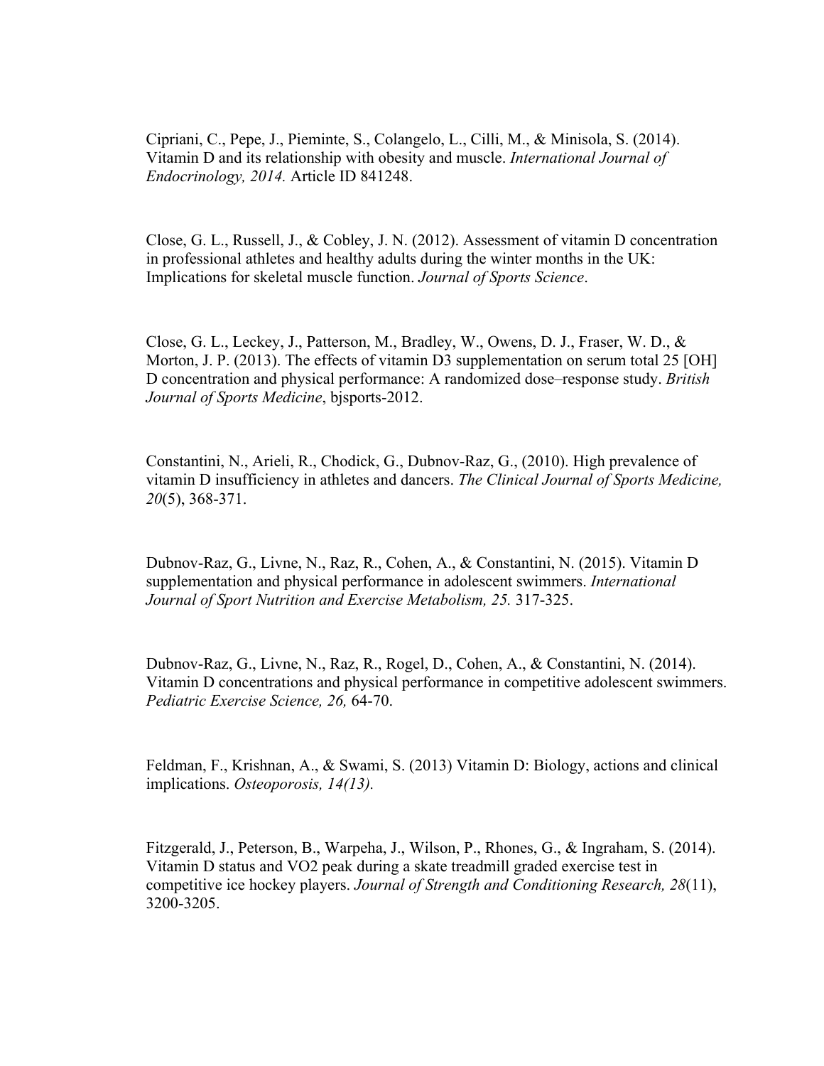Cipriani, C., Pepe, J., Pieminte, S., Colangelo, L., Cilli, M., & Minisola, S. (2014). Vitamin D and its relationship with obesity and muscle. *International Journal of Endocrinology, 2014.* Article ID 841248.

Close, G. L., Russell, J., & Cobley, J. N. (2012). Assessment of vitamin D concentration in professional athletes and healthy adults during the winter months in the UK: Implications for skeletal muscle function. *Journal of Sports Science*.

Close, G. L., Leckey, J., Patterson, M., Bradley, W., Owens, D. J., Fraser, W. D., & Morton, J. P. (2013). The effects of vitamin D3 supplementation on serum total 25 [OH] D concentration and physical performance: A randomized dose–response study. *British Journal of Sports Medicine*, bjsports-2012.

Constantini, N., Arieli, R., Chodick, G., Dubnov-Raz, G., (2010). High prevalence of vitamin D insufficiency in athletes and dancers. *The Clinical Journal of Sports Medicine, 20*(5), 368-371.

Dubnov-Raz, G., Livne, N., Raz, R., Cohen, A., & Constantini, N. (2015). Vitamin D supplementation and physical performance in adolescent swimmers. *International Journal of Sport Nutrition and Exercise Metabolism, 25.* 317-325.

Dubnov-Raz, G., Livne, N., Raz, R., Rogel, D., Cohen, A., & Constantini, N. (2014). Vitamin D concentrations and physical performance in competitive adolescent swimmers. *Pediatric Exercise Science, 26,* 64-70.

Feldman, F., Krishnan, A., & Swami, S. (2013) Vitamin D: Biology, actions and clinical implications. *Osteoporosis, 14(13).*

Fitzgerald, J., Peterson, B., Warpeha, J., Wilson, P., Rhones, G., & Ingraham, S. (2014). Vitamin D status and VO2 peak during a skate treadmill graded exercise test in competitive ice hockey players. *Journal of Strength and Conditioning Research, 28*(11), 3200-3205.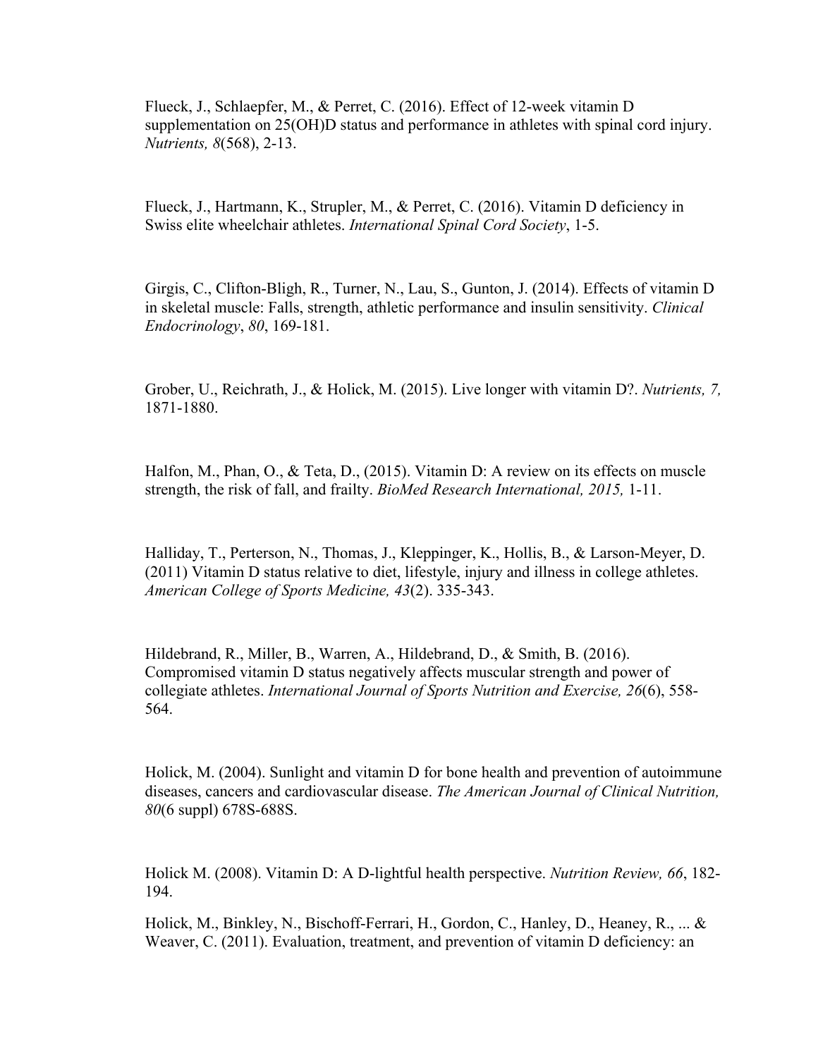Flueck, J., Schlaepfer, M., & Perret, C. (2016). Effect of 12-week vitamin D supplementation on 25(OH)D status and performance in athletes with spinal cord injury. *Nutrients, 8*(568), 2-13.

Flueck, J., Hartmann, K., Strupler, M., & Perret, C. (2016). Vitamin D deficiency in Swiss elite wheelchair athletes. *International Spinal Cord Society*, 1-5.

Girgis, C., Clifton-Bligh, R., Turner, N., Lau, S., Gunton, J. (2014). Effects of vitamin D in skeletal muscle: Falls, strength, athletic performance and insulin sensitivity. *Clinical Endocrinology*, *80*, 169-181.

Grober, U., Reichrath, J., & Holick, M. (2015). Live longer with vitamin D?. *Nutrients, 7,* 1871-1880.

Halfon, M., Phan, O., & Teta, D., (2015). Vitamin D: A review on its effects on muscle strength, the risk of fall, and frailty. *BioMed Research International, 2015,* 1-11.

Halliday, T., Perterson, N., Thomas, J., Kleppinger, K., Hollis, B., & Larson-Meyer, D. (2011) Vitamin D status relative to diet, lifestyle, injury and illness in college athletes. *American College of Sports Medicine, 43*(2). 335-343.

Hildebrand, R., Miller, B., Warren, A., Hildebrand, D., & Smith, B. (2016). Compromised vitamin D status negatively affects muscular strength and power of collegiate athletes. *International Journal of Sports Nutrition and Exercise, 26*(6), 558-564.

Holick, M. (2004). Sunlight and vitamin D for bone health and prevention of autoimmune diseases, cancers and cardiovascular disease. *The American Journal of Clinical Nutrition, 80*(6 suppl) 678S-688S.

Holick M. (2008). Vitamin D: A D-lightful health perspective. *Nutrition Review, 66*, 182-194.

Holick, M., Binkley, N., Bischoff-Ferrari, H., Gordon, C., Hanley, D., Heaney, R., ... & Weaver, C. (2011). Evaluation, treatment, and prevention of vitamin D deficiency: an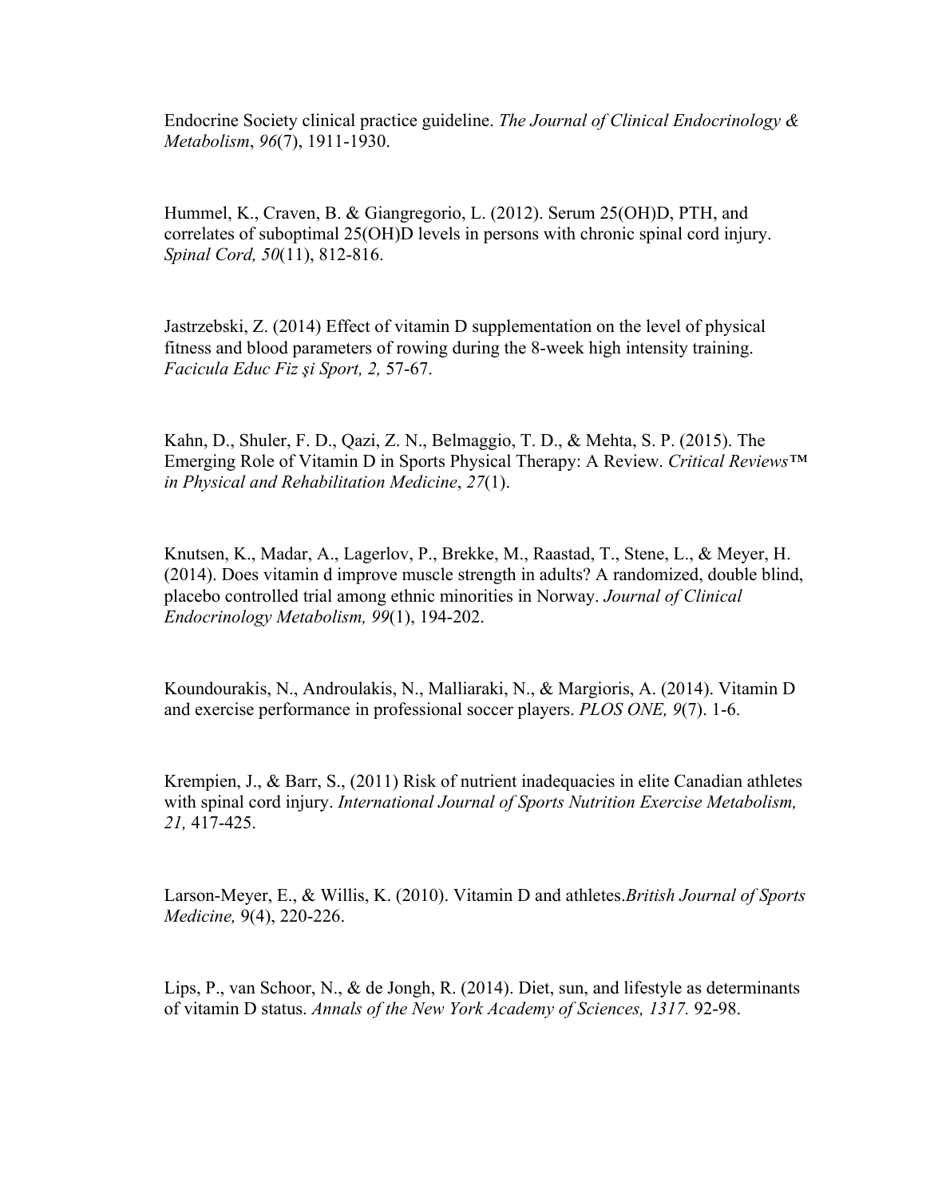Endocrine Society clinical practice guideline. *The Journal of Clinical Endocrinology & Metabolism*, *96*(7), 1911-1930.

Hummel, K., Craven, B. & Giangregorio, L. (2012). Serum 25(OH)D, PTH, and correlates of suboptimal 25(OH)D levels in persons with chronic spinal cord injury. *Spinal Cord, 50*(11), 812-816.

Jastrzebski, Z. (2014) Effect of vitamin D supplementation on the level of physical fitness and blood parameters of rowing during the 8-week high intensity training. *Facicula Educ Fiz şi Sport, 2,* 57-67.

Kahn, D., Shuler, F. D., Qazi, Z. N., Belmaggio, T. D., & Mehta, S. P. (2015). The Emerging Role of Vitamin D in Sports Physical Therapy: A Review. *Critical Reviews™ in Physical and Rehabilitation Medicine*, *27*(1).

Knutsen, K., Madar, A., Lagerlov, P., Brekke, M., Raastad, T., Stene, L., & Meyer, H. (2014). Does vitamin d improve muscle strength in adults? A randomized, double blind, placebo controlled trial among ethnic minorities in Norway. *Journal of Clinical Endocrinology Metabolism, 99*(1), 194-202.

Koundourakis, N., Androulakis, N., Malliaraki, N., & Margioris, A. (2014). Vitamin D and exercise performance in professional soccer players. *PLOS ONE, 9*(7). 1-6.

Krempien, J., & Barr, S., (2011) Risk of nutrient inadequacies in elite Canadian athletes with spinal cord injury. *International Journal of Sports Nutrition Exercise Metabolism, 21,* 417-425.

Larson-Meyer, E., & Willis, K. (2010). Vitamin D and athletes.*British Journal of Sports Medicine,* 9(4), 220-226.

Lips, P., van Schoor, N., & de Jongh, R. (2014). Diet, sun, and lifestyle as determinants of vitamin D status. *Annals of the New York Academy of Sciences, 1317.* 92-98.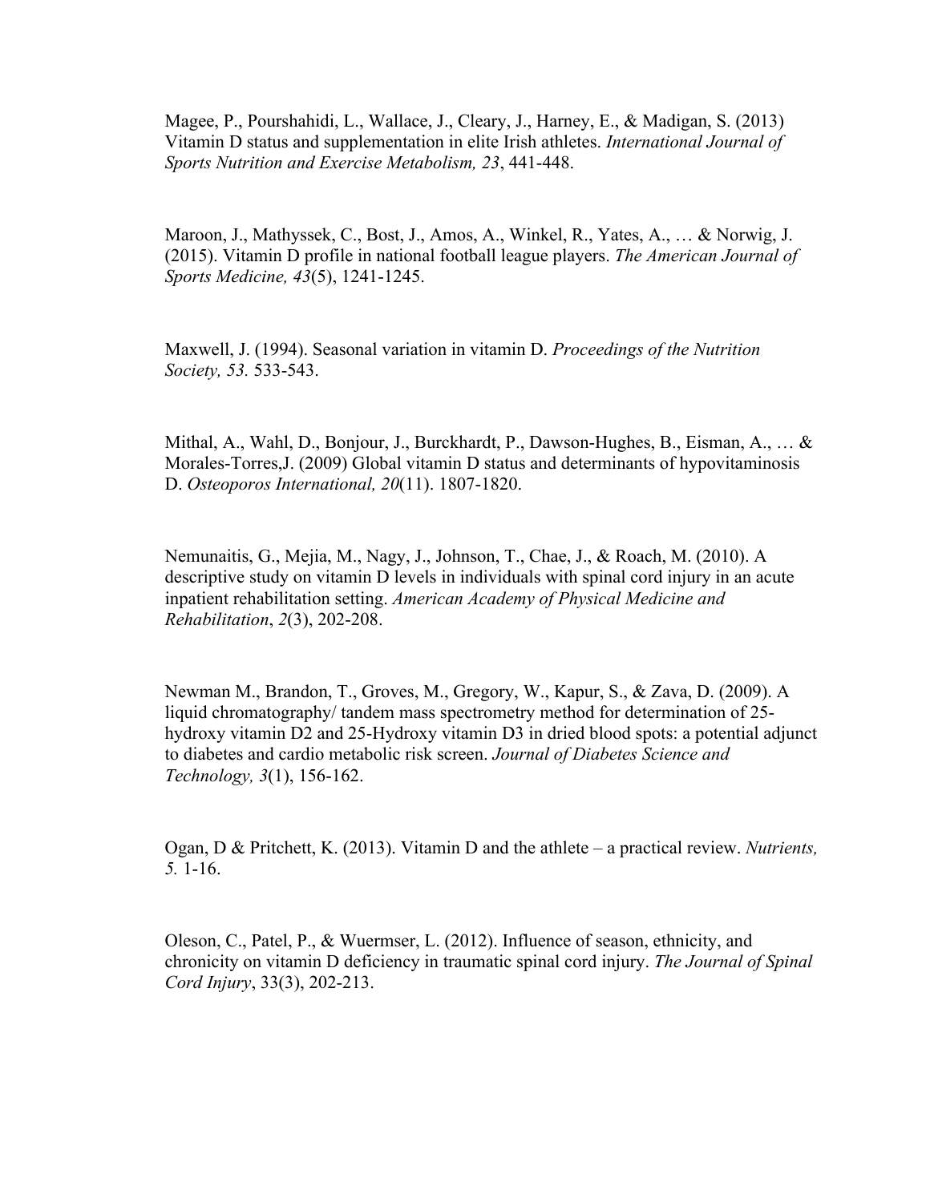Magee, P., Pourshahidi, L., Wallace, J., Cleary, J., Harney, E., & Madigan, S. (2013) Vitamin D status and supplementation in elite Irish athletes. *International Journal of Sports Nutrition and Exercise Metabolism, 23*, 441-448.

Maroon, J., Mathyssek, C., Bost, J., Amos, A., Winkel, R., Yates, A., … & Norwig, J. (2015). Vitamin D profile in national football league players. *The American Journal of Sports Medicine, 43*(5), 1241-1245.

Maxwell, J. (1994). Seasonal variation in vitamin D. *Proceedings of the Nutrition Society, 53.* 533-543.

Mithal, A., Wahl, D., Bonjour, J., Burckhardt, P., Dawson-Hughes, B., Eisman, A., … & Morales-Torres,J. (2009) Global vitamin D status and determinants of hypovitaminosis D. *Osteoporos International, 20*(11). 1807-1820.

Nemunaitis, G., Mejia, M., Nagy, J., Johnson, T., Chae, J., & Roach, M. (2010). A descriptive study on vitamin D levels in individuals with spinal cord injury in an acute inpatient rehabilitation setting. *American Academy of Physical Medicine and Rehabilitation*, *2*(3), 202-208.

Newman M., Brandon, T., Groves, M., Gregory, W., Kapur, S., & Zava, D. (2009). A liquid chromatography/ tandem mass spectrometry method for determination of 25-hydroxy vitamin D2 and 25-Hydroxy vitamin D3 in dried blood spots: a potential adjunct to diabetes and cardio metabolic risk screen. *Journal of Diabetes Science and Technology, 3*(1), 156-162.

Ogan, D & Pritchett, K. (2013). Vitamin D and the athlete – a practical review. *Nutrients, 5.* 1-16.

Oleson, C., Patel, P., & Wuermser, L. (2012). Influence of season, ethnicity, and chronicity on vitamin D deficiency in traumatic spinal cord injury. *The Journal of Spinal Cord Injury*, 33(3), 202-213.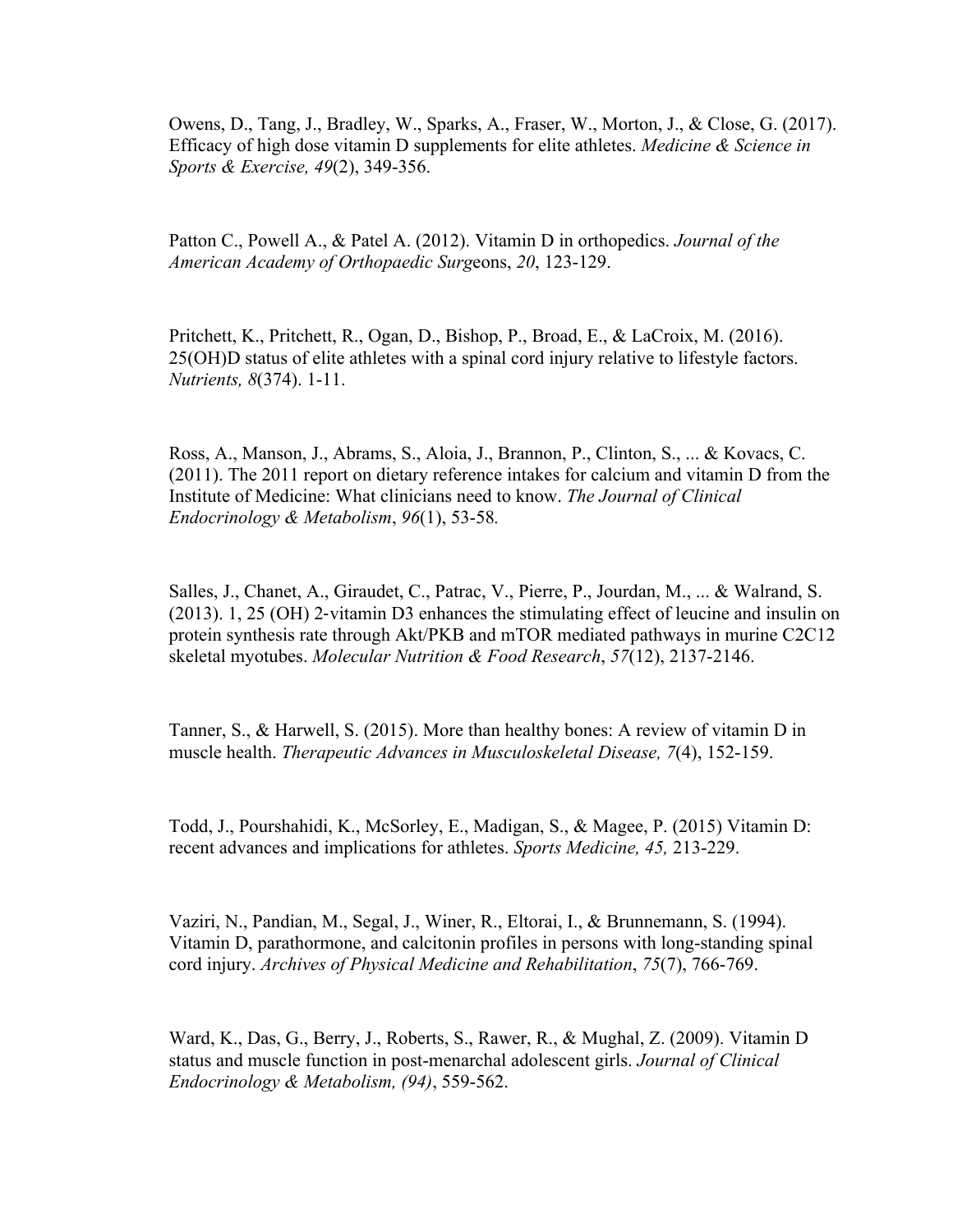Owens, D., Tang, J., Bradley, W., Sparks, A., Fraser, W., Morton, J., & Close, G. (2017). Efficacy of high dose vitamin D supplements for elite athletes. *Medicine & Science in Sports & Exercise, 49*(2), 349-356.

Patton C., Powell A., & Patel A. (2012). Vitamin D in orthopedics. *Journal of the American Academy of Orthopaedic Surg*eons, *20*, 123-129.

Pritchett, K., Pritchett, R., Ogan, D., Bishop, P., Broad, E., & LaCroix, M. (2016). 25(OH)D status of elite athletes with a spinal cord injury relative to lifestyle factors. *Nutrients, 8*(374). 1-11.

Ross, A., Manson, J., Abrams, S., Aloia, J., Brannon, P., Clinton, S., ... & Kovacs, C. (2011). The 2011 report on dietary reference intakes for calcium and vitamin D from the Institute of Medicine: What clinicians need to know. *The Journal of Clinical Endocrinology & Metabolism*, *96*(1), 53-58.

Salles, J., Chanet, A., Giraudet, C., Patrac, V., Pierre, P., Jourdan, M., ... & Walrand, S. (2013). 1, 25 (OH) 2‐vitamin D3 enhances the stimulating effect of leucine and insulin on protein synthesis rate through Akt/PKB and mTOR mediated pathways in murine C2C12 skeletal myotubes. *Molecular Nutrition & Food Research*, *57*(12), 2137-2146.

Tanner, S., & Harwell, S. (2015). More than healthy bones: A review of vitamin D in muscle health. *Therapeutic Advances in Musculoskeletal Disease, 7*(4), 152-159.

Todd, J., Pourshahidi, K., McSorley, E., Madigan, S., & Magee, P. (2015) Vitamin D: recent advances and implications for athletes. *Sports Medicine, 45,* 213-229.

Vaziri, N., Pandian, M., Segal, J., Winer, R., Eltorai, I., & Brunnemann, S. (1994). Vitamin D, parathormone, and calcitonin profiles in persons with long-standing spinal cord injury. *Archives of Physical Medicine and Rehabilitation*, *75*(7), 766-769.

Ward, K., Das, G., Berry, J., Roberts, S., Rawer, R., & Mughal, Z. (2009). Vitamin D status and muscle function in post-menarchal adolescent girls. *Journal of Clinical Endocrinology & Metabolism, (94)*, 559-562.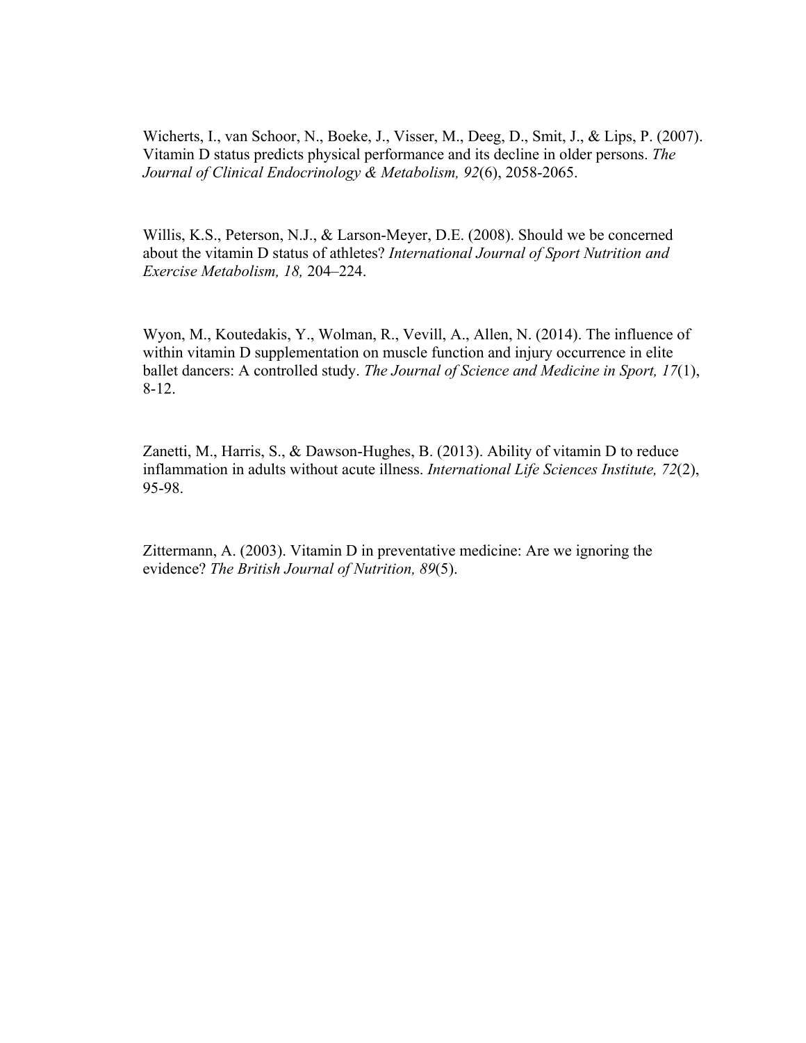Wicherts, I., van Schoor, N., Boeke, J., Visser, M., Deeg, D., Smit, J., & Lips, P. (2007). Vitamin D status predicts physical performance and its decline in older persons. *The Journal of Clinical Endocrinology & Metabolism, 92*(6), 2058-2065.

Willis, K.S., Peterson, N.J., & Larson-Meyer, D.E. (2008). Should we be concerned about the vitamin D status of athletes? *International Journal of Sport Nutrition and Exercise Metabolism, 18,* 204–224.

Wyon, M., Koutedakis, Y., Wolman, R., Vevill, A., Allen, N. (2014). The influence of within vitamin D supplementation on muscle function and injury occurrence in elite ballet dancers: A controlled study. *The Journal of Science and Medicine in Sport, 17*(1), 8-12.

Zanetti, M., Harris, S., & Dawson-Hughes, B. (2013). Ability of vitamin D to reduce inflammation in adults without acute illness. *International Life Sciences Institute, 72*(2), 95-98.

Zittermann, A. (2003). Vitamin D in preventative medicine: Are we ignoring the evidence? *The British Journal of Nutrition, 89*(5).